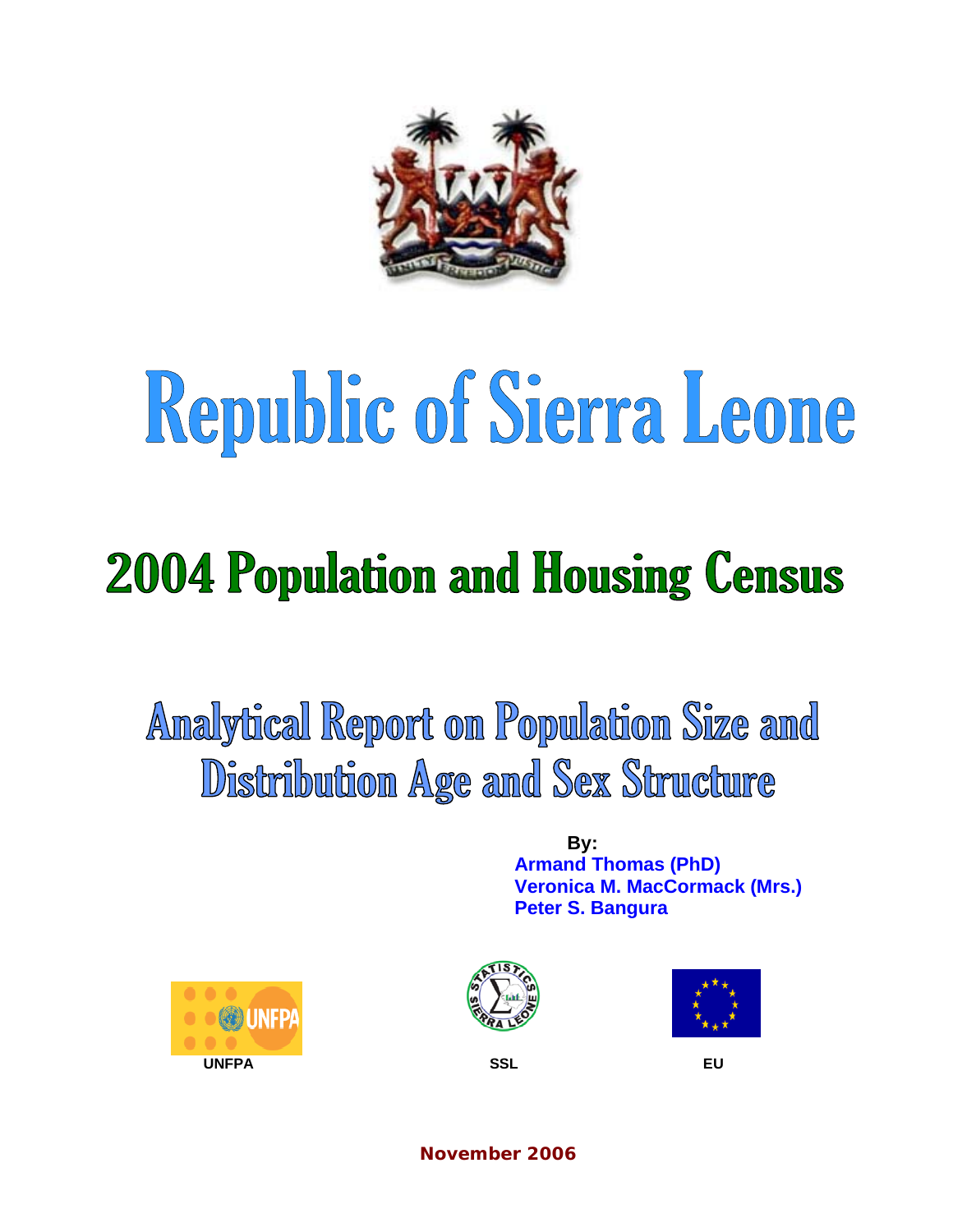# Republic of Sierra Leone

## 2004 Population and Housing Census

## Analytical Report on Population Size and Distribution Age and Sex Structure

**By:**
**Armand Thomas (PhD)**
**Veronica M. MacCormack (Mrs.)**
**Peter S. Bangura**

**UNFPA** **SSL** **EU**

**November 2006**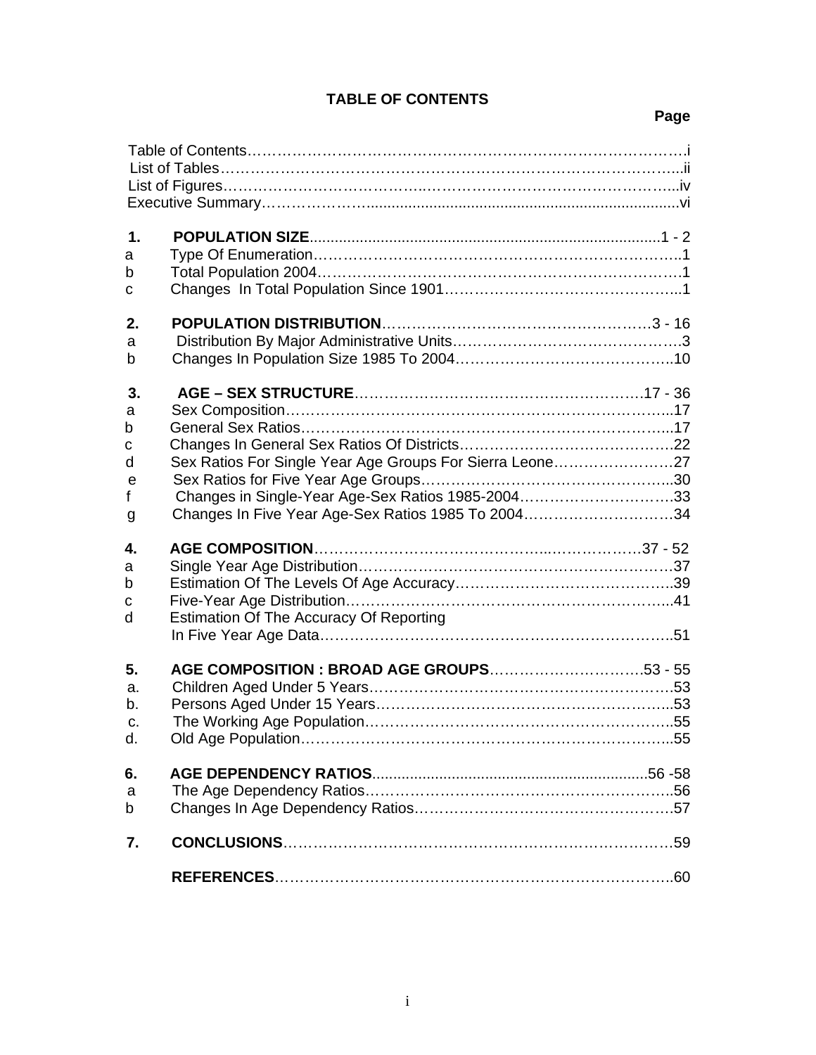# TABLE OF CONTENTS

| | | Page |
|---|---|---|
| | Table of Contents | i |
| | List of Tables | ii |
| | List of Figures | iv |
| | Executive Summary | vi |
| **1.** | **POPULATION SIZE** | 1 - 2 |
| a | Type Of Enumeration | 1 |
| b | Total Population 2004 | 1 |
| c | Changes In Total Population Since 1901 | 1 |
| **2.** | **POPULATION DISTRIBUTION** | 3 - 16 |
| a | Distribution By Major Administrative Units | 3 |
| b | Changes In Population Size 1985 To 2004 | 10 |
| **3.** | **AGE – SEX STRUCTURE** | 17 - 36 |
| a | Sex Composition | 17 |
| b | General Sex Ratios | 17 |
| c | Changes In General Sex Ratios Of Districts | 22 |
| d | Sex Ratios For Single Year Age Groups For Sierra Leone | 27 |
| e | Sex Ratios for Five Year Age Groups | 30 |
| f | Changes in Single-Year Age-Sex Ratios 1985-2004 | 33 |
| g | Changes In Five Year Age-Sex Ratios 1985 To 2004 | 34 |
| **4.** | **AGE COMPOSITION** | 37 - 52 |
| a | Single Year Age Distribution | 37 |
| b | Estimation Of The Levels Of Age Accuracy | 39 |
| c | Five-Year Age Distribution | 41 |
| d | Estimation Of The Accuracy Of Reporting In Five Year Age Data | 51 |
| **5.** | **AGE COMPOSITION : BROAD AGE GROUPS** | 53 - 55 |
| a. | Children Aged Under 5 Years | 53 |
| b. | Persons Aged Under 15 Years | 53 |
| c. | The Working Age Population | 55 |
| d. | Old Age Population | 55 |
| **6.** | **AGE DEPENDENCY RATIOS** | 56 -58 |
| a | The Age Dependency Ratios | 56 |
| b | Changes In Age Dependency Ratios | 57 |
| **7.** | **CONCLUSIONS** | 59 |
| | **REFERENCES** | 60 |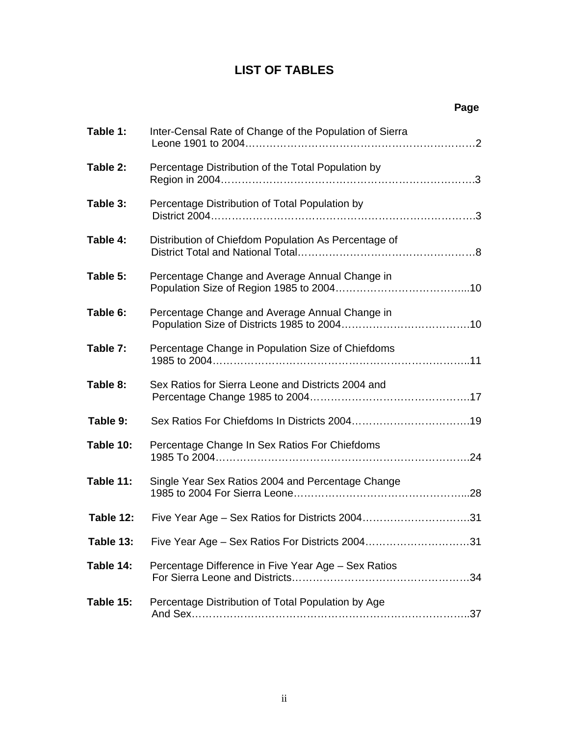# LIST OF TABLES

| | | Page |
|---|---|---|
| **Table 1:** | Inter-Censal Rate of Change of the Population of Sierra Leone 1901 to 2004 | 2 |
| **Table 2:** | Percentage Distribution of the Total Population by Region in 2004 | 3 |
| **Table 3:** | Percentage Distribution of Total Population by District 2004 | 3 |
| **Table 4:** | Distribution of Chiefdom Population As Percentage of District Total and National Total | 8 |
| **Table 5:** | Percentage Change and Average Annual Change in Population Size of Region 1985 to 2004 | 10 |
| **Table 6:** | Percentage Change and Average Annual Change in Population Size of Districts 1985 to 2004 | 10 |
| **Table 7:** | Percentage Change in Population Size of Chiefdoms 1985 to 2004 | 11 |
| **Table 8:** | Sex Ratios for Sierra Leone and Districts 2004 and Percentage Change 1985 to 2004 | 17 |
| **Table 9:** | Sex Ratios For Chiefdoms In Districts 2004 | 19 |
| **Table 10:** | Percentage Change In Sex Ratios For Chiefdoms 1985 To 2004 | 24 |
| **Table 11:** | Single Year Sex Ratios 2004 and Percentage Change 1985 to 2004 For Sierra Leone | 28 |
| **Table 12:** | Five Year Age – Sex Ratios for Districts 2004 | 31 |
| **Table 13:** | Five Year Age – Sex Ratios For Districts 2004 | 31 |
| **Table 14:** | Percentage Difference in Five Year Age – Sex Ratios For Sierra Leone and Districts | 34 |
| **Table 15:** | Percentage Distribution of Total Population by Age And Sex | 37 |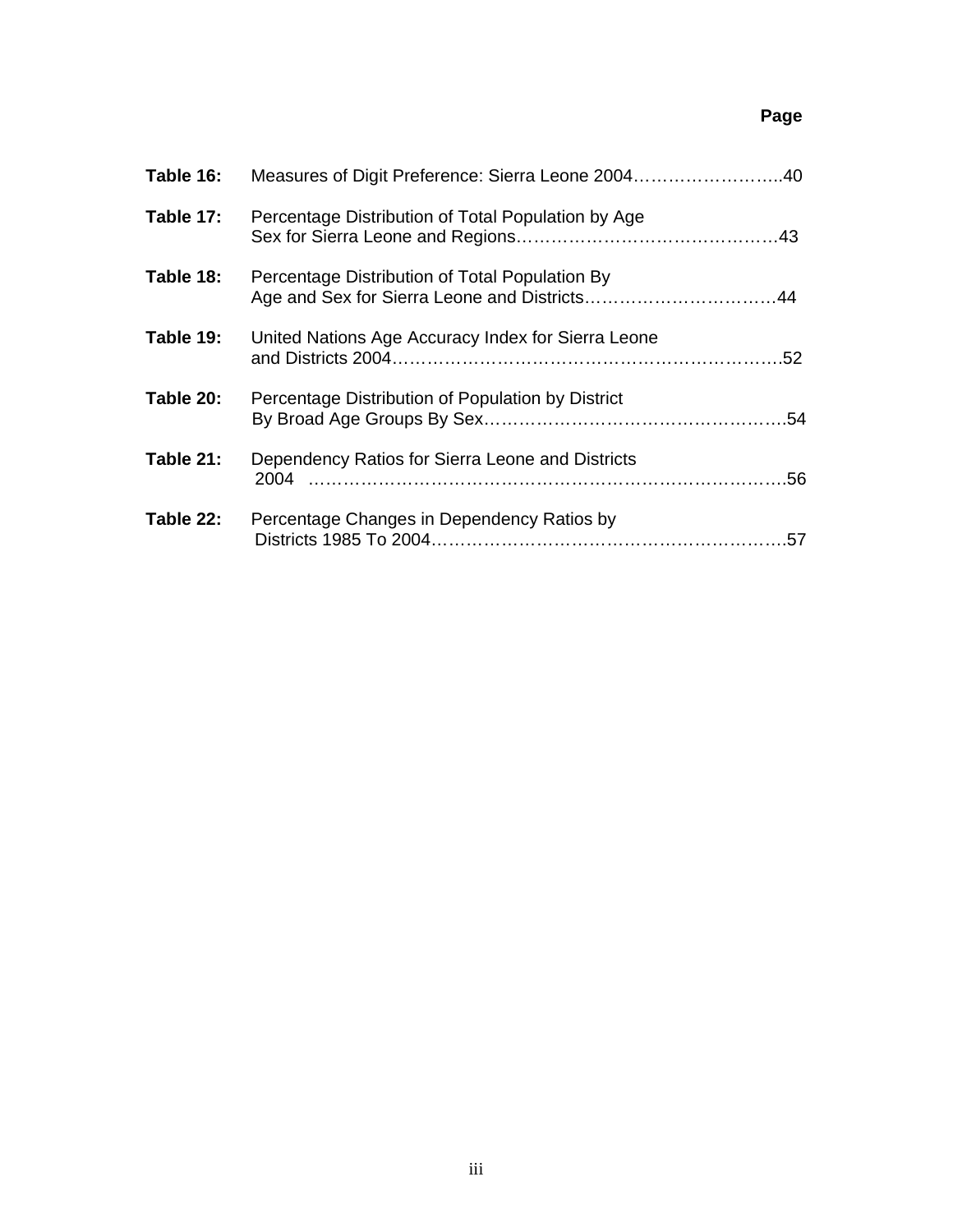| | | Page |
|---|---|---|
| **Table 16:** | Measures of Digit Preference: Sierra Leone 2004 | 40 |
| **Table 17:** | Percentage Distribution of Total Population by Age Sex for Sierra Leone and Regions | 43 |
| **Table 18:** | Percentage Distribution of Total Population By Age and Sex for Sierra Leone and Districts | 44 |
| **Table 19:** | United Nations Age Accuracy Index for Sierra Leone and Districts 2004 | 52 |
| **Table 20:** | Percentage Distribution of Population by District By Broad Age Groups By Sex | 54 |
| **Table 21:** | Dependency Ratios for Sierra Leone and Districts 2004 | 56 |
| **Table 22:** | Percentage Changes in Dependency Ratios by Districts 1985 To 2004 | 57 |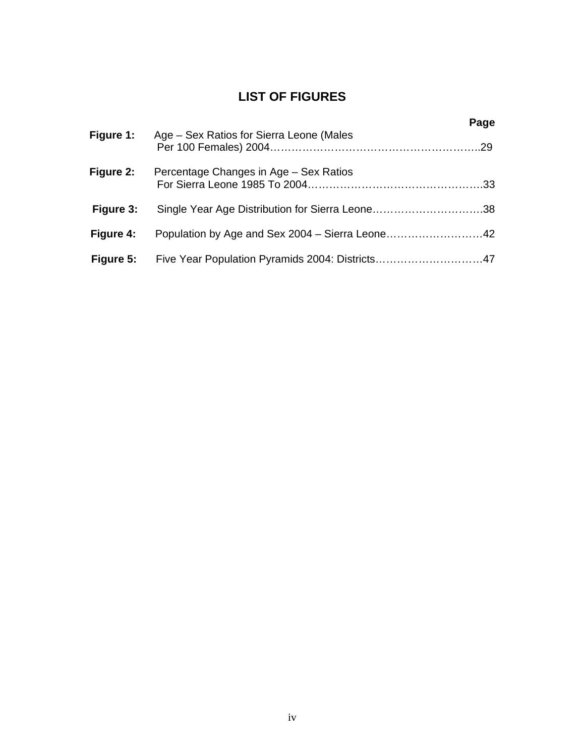# LIST OF FIGURES

| | | Page |
|---|---|---|
| **Figure 1:** | Age – Sex Ratios for Sierra Leone (Males Per 100 Females) 2004 | 29 |
| **Figure 2:** | Percentage Changes in Age – Sex Ratios For Sierra Leone 1985 To 2004 | 33 |
| **Figure 3:** | Single Year Age Distribution for Sierra Leone | 38 |
| **Figure 4:** | Population by Age and Sex 2004 – Sierra Leone | 42 |
| **Figure 5:** | Five Year Population Pyramids 2004: Districts | 47 |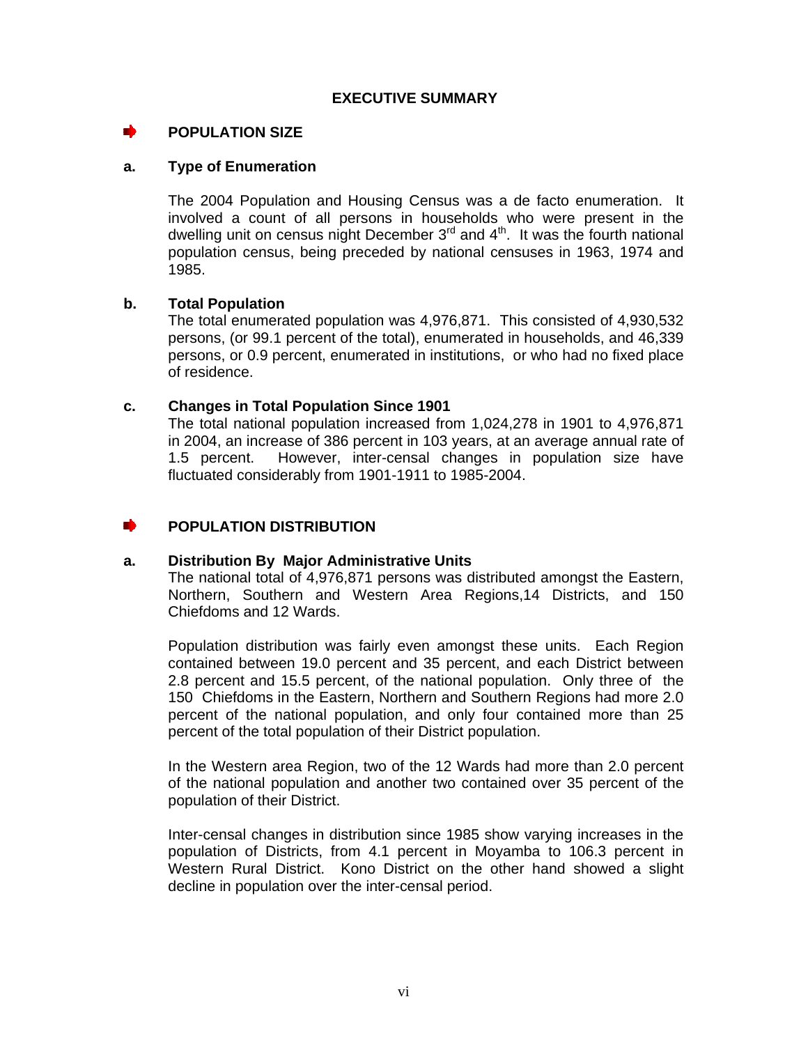# EXECUTIVE SUMMARY

## POPULATION SIZE

### a. Type of Enumeration

The 2004 Population and Housing Census was a de facto enumeration. It involved a count of all persons in households who were present in the dwelling unit on census night December 3rd and 4th. It was the fourth national population census, being preceded by national censuses in 1963, 1974 and 1985.

### b. Total Population

The total enumerated population was 4,976,871. This consisted of 4,930,532 persons, (or 99.1 percent of the total), enumerated in households, and 46,339 persons, or 0.9 percent, enumerated in institutions, or who had no fixed place of residence.

### c. Changes in Total Population Since 1901

The total national population increased from 1,024,278 in 1901 to 4,976,871 in 2004, an increase of 386 percent in 103 years, at an average annual rate of 1.5 percent. However, inter-censal changes in population size have fluctuated considerably from 1901-1911 to 1985-2004.

## POPULATION DISTRIBUTION

### a. Distribution By Major Administrative Units

The national total of 4,976,871 persons was distributed amongst the Eastern, Northern, Southern and Western Area Regions,14 Districts, and 150 Chiefdoms and 12 Wards.

Population distribution was fairly even amongst these units. Each Region contained between 19.0 percent and 35 percent, and each District between 2.8 percent and 15.5 percent, of the national population. Only three of the 150 Chiefdoms in the Eastern, Northern and Southern Regions had more 2.0 percent of the national population, and only four contained more than 25 percent of the total population of their District population.

In the Western area Region, two of the 12 Wards had more than 2.0 percent of the national population and another two contained over 35 percent of the population of their District.

Inter-censal changes in distribution since 1985 show varying increases in the population of Districts, from 4.1 percent in Moyamba to 106.3 percent in Western Rural District. Kono District on the other hand showed a slight decline in population over the inter-censal period.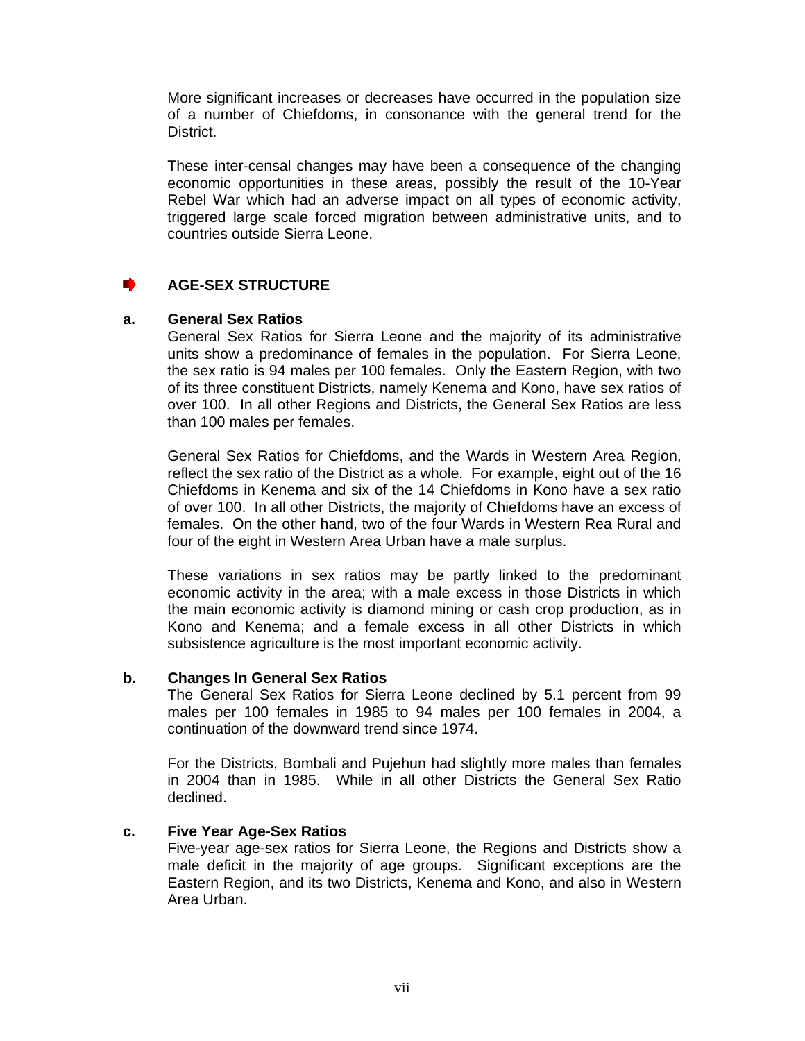More significant increases or decreases have occurred in the population size of a number of Chiefdoms, in consonance with the general trend for the District.

These inter-censal changes may have been a consequence of the changing economic opportunities in these areas, possibly the result of the 10-Year Rebel War which had an adverse impact on all types of economic activity, triggered large scale forced migration between administrative units, and to countries outside Sierra Leone.

## AGE-SEX STRUCTURE

### a. General Sex Ratios

General Sex Ratios for Sierra Leone and the majority of its administrative units show a predominance of females in the population. For Sierra Leone, the sex ratio is 94 males per 100 females. Only the Eastern Region, with two of its three constituent Districts, namely Kenema and Kono, have sex ratios of over 100. In all other Regions and Districts, the General Sex Ratios are less than 100 males per females.

General Sex Ratios for Chiefdoms, and the Wards in Western Area Region, reflect the sex ratio of the District as a whole. For example, eight out of the 16 Chiefdoms in Kenema and six of the 14 Chiefdoms in Kono have a sex ratio of over 100. In all other Districts, the majority of Chiefdoms have an excess of females. On the other hand, two of the four Wards in Western Rea Rural and four of the eight in Western Area Urban have a male surplus.

These variations in sex ratios may be partly linked to the predominant economic activity in the area; with a male excess in those Districts in which the main economic activity is diamond mining or cash crop production, as in Kono and Kenema; and a female excess in all other Districts in which subsistence agriculture is the most important economic activity.

### b. Changes In General Sex Ratios

The General Sex Ratios for Sierra Leone declined by 5.1 percent from 99 males per 100 females in 1985 to 94 males per 100 females in 2004, a continuation of the downward trend since 1974.

For the Districts, Bombali and Pujehun had slightly more males than females in 2004 than in 1985. While in all other Districts the General Sex Ratio declined.

### c. Five Year Age-Sex Ratios

Five-year age-sex ratios for Sierra Leone, the Regions and Districts show a male deficit in the majority of age groups. Significant exceptions are the Eastern Region, and its two Districts, Kenema and Kono, and also in Western Area Urban.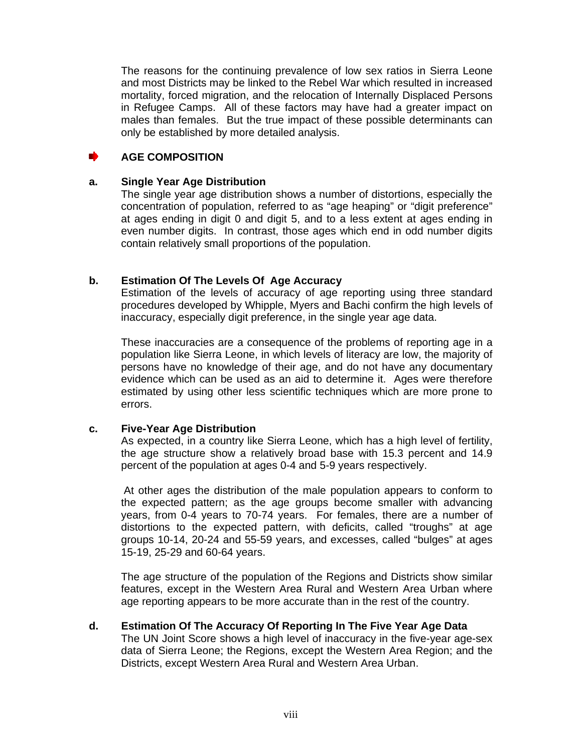The reasons for the continuing prevalence of low sex ratios in Sierra Leone and most Districts may be linked to the Rebel War which resulted in increased mortality, forced migration, and the relocation of Internally Displaced Persons in Refugee Camps. All of these factors may have had a greater impact on males than females. But the true impact of these possible determinants can only be established by more detailed analysis.

## AGE COMPOSITION

### a. Single Year Age Distribution

The single year age distribution shows a number of distortions, especially the concentration of population, referred to as "age heaping" or "digit preference" at ages ending in digit 0 and digit 5, and to a less extent at ages ending in even number digits. In contrast, those ages which end in odd number digits contain relatively small proportions of the population.

### b. Estimation Of The Levels Of Age Accuracy

Estimation of the levels of accuracy of age reporting using three standard procedures developed by Whipple, Myers and Bachi confirm the high levels of inaccuracy, especially digit preference, in the single year age data.

These inaccuracies are a consequence of the problems of reporting age in a population like Sierra Leone, in which levels of literacy are low, the majority of persons have no knowledge of their age, and do not have any documentary evidence which can be used as an aid to determine it. Ages were therefore estimated by using other less scientific techniques which are more prone to errors.

### c. Five-Year Age Distribution

As expected, in a country like Sierra Leone, which has a high level of fertility, the age structure show a relatively broad base with 15.3 percent and 14.9 percent of the population at ages 0-4 and 5-9 years respectively.

At other ages the distribution of the male population appears to conform to the expected pattern; as the age groups become smaller with advancing years, from 0-4 years to 70-74 years. For females, there are a number of distortions to the expected pattern, with deficits, called "troughs" at age groups 10-14, 20-24 and 55-59 years, and excesses, called "bulges" at ages 15-19, 25-29 and 60-64 years.

The age structure of the population of the Regions and Districts show similar features, except in the Western Area Rural and Western Area Urban where age reporting appears to be more accurate than in the rest of the country.

### d. Estimation Of The Accuracy Of Reporting In The Five Year Age Data

The UN Joint Score shows a high level of inaccuracy in the five-year age-sex data of Sierra Leone; the Regions, except the Western Area Region; and the Districts, except Western Area Rural and Western Area Urban.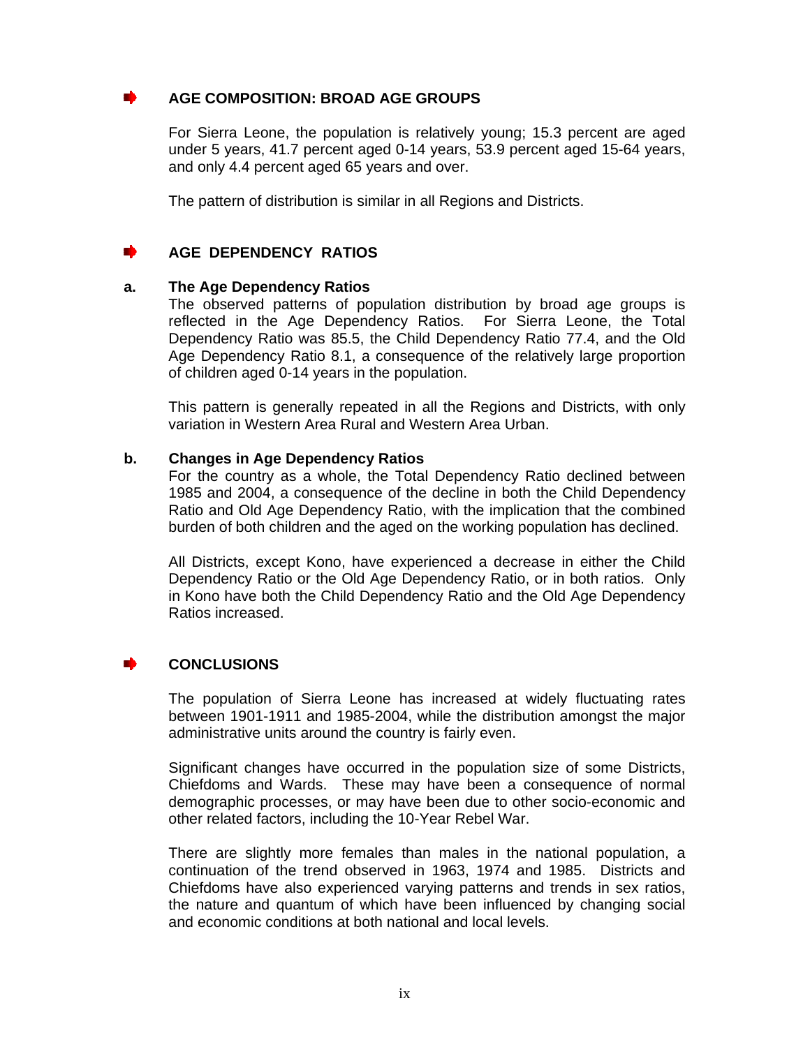## AGE COMPOSITION: BROAD AGE GROUPS

For Sierra Leone, the population is relatively young; 15.3 percent are aged under 5 years, 41.7 percent aged 0-14 years, 53.9 percent aged 15-64 years, and only 4.4 percent aged 65 years and over.

The pattern of distribution is similar in all Regions and Districts.

## AGE DEPENDENCY RATIOS

### a. The Age Dependency Ratios

The observed patterns of population distribution by broad age groups is reflected in the Age Dependency Ratios. For Sierra Leone, the Total Dependency Ratio was 85.5, the Child Dependency Ratio 77.4, and the Old Age Dependency Ratio 8.1, a consequence of the relatively large proportion of children aged 0-14 years in the population.

This pattern is generally repeated in all the Regions and Districts, with only variation in Western Area Rural and Western Area Urban.

### b. Changes in Age Dependency Ratios

For the country as a whole, the Total Dependency Ratio declined between 1985 and 2004, a consequence of the decline in both the Child Dependency Ratio and Old Age Dependency Ratio, with the implication that the combined burden of both children and the aged on the working population has declined.

All Districts, except Kono, have experienced a decrease in either the Child Dependency Ratio or the Old Age Dependency Ratio, or in both ratios. Only in Kono have both the Child Dependency Ratio and the Old Age Dependency Ratios increased.

## CONCLUSIONS

The population of Sierra Leone has increased at widely fluctuating rates between 1901-1911 and 1985-2004, while the distribution amongst the major administrative units around the country is fairly even.

Significant changes have occurred in the population size of some Districts, Chiefdoms and Wards. These may have been a consequence of normal demographic processes, or may have been due to other socio-economic and other related factors, including the 10-Year Rebel War.

There are slightly more females than males in the national population, a continuation of the trend observed in 1963, 1974 and 1985. Districts and Chiefdoms have also experienced varying patterns and trends in sex ratios, the nature and quantum of which have been influenced by changing social and economic conditions at both national and local levels.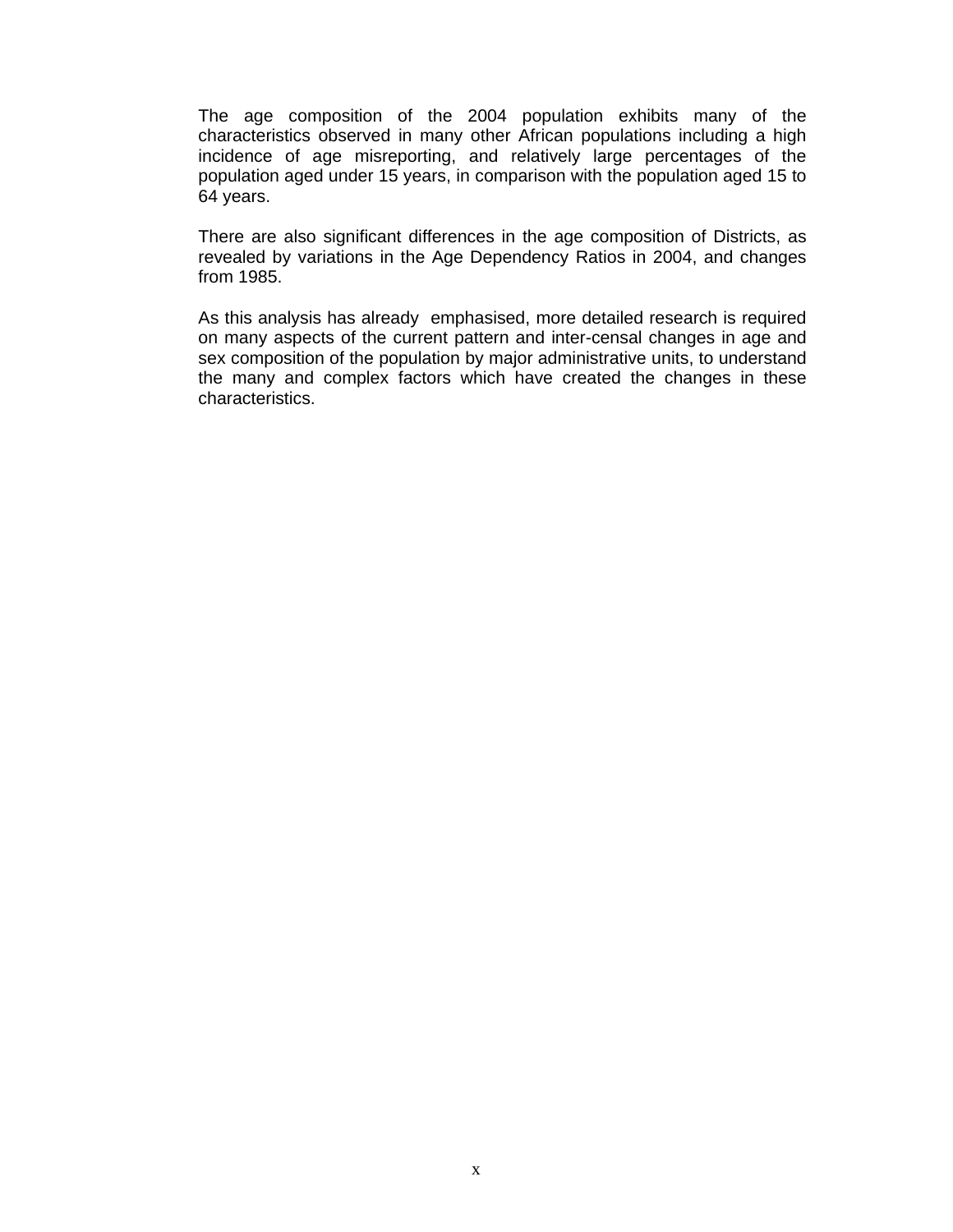The age composition of the 2004 population exhibits many of the characteristics observed in many other African populations including a high incidence of age misreporting, and relatively large percentages of the population aged under 15 years, in comparison with the population aged 15 to 64 years.

There are also significant differences in the age composition of Districts, as revealed by variations in the Age Dependency Ratios in 2004, and changes from 1985.

As this analysis has already emphasised, more detailed research is required on many aspects of the current pattern and inter-censal changes in age and sex composition of the population by major administrative units, to understand the many and complex factors which have created the changes in these characteristics.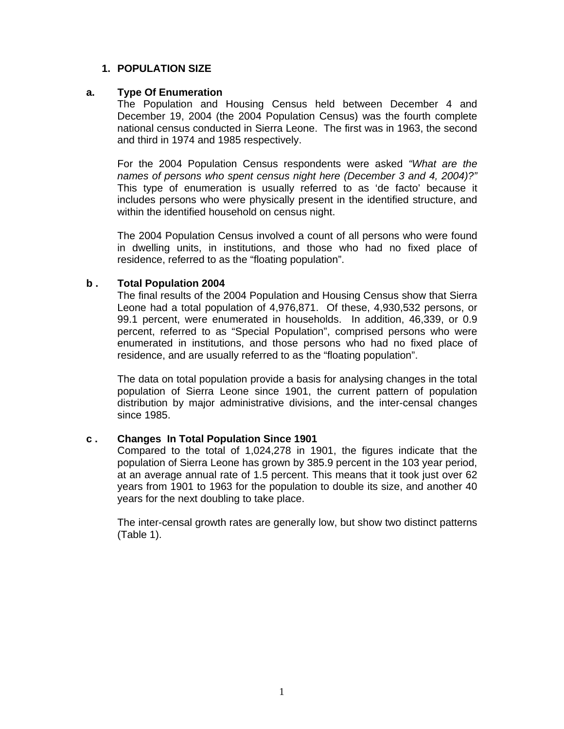## 1. POPULATION SIZE

### a. Type Of Enumeration

The Population and Housing Census held between December 4 and December 19, 2004 (the 2004 Population Census) was the fourth complete national census conducted in Sierra Leone. The first was in 1963, the second and third in 1974 and 1985 respectively.

For the 2004 Population Census respondents were asked *"What are the names of persons who spent census night here (December 3 and 4, 2004)?"* This type of enumeration is usually referred to as 'de facto' because it includes persons who were physically present in the identified structure, and within the identified household on census night.

The 2004 Population Census involved a count of all persons who were found in dwelling units, in institutions, and those who had no fixed place of residence, referred to as the "floating population".

### b . Total Population 2004

The final results of the 2004 Population and Housing Census show that Sierra Leone had a total population of 4,976,871. Of these, 4,930,532 persons, or 99.1 percent, were enumerated in households. In addition, 46,339, or 0.9 percent, referred to as "Special Population", comprised persons who were enumerated in institutions, and those persons who had no fixed place of residence, and are usually referred to as the "floating population".

The data on total population provide a basis for analysing changes in the total population of Sierra Leone since 1901, the current pattern of population distribution by major administrative divisions, and the inter-censal changes since 1985.

### c . Changes In Total Population Since 1901

Compared to the total of 1,024,278 in 1901, the figures indicate that the population of Sierra Leone has grown by 385.9 percent in the 103 year period, at an average annual rate of 1.5 percent. This means that it took just over 62 years from 1901 to 1963 for the population to double its size, and another 40 years for the next doubling to take place.

The inter-censal growth rates are generally low, but show two distinct patterns (Table 1).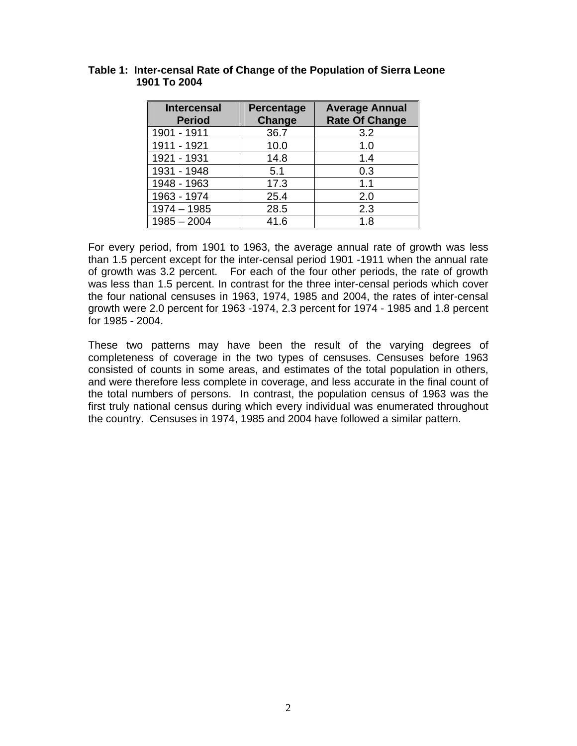**Table 1: Inter-censal Rate of Change of the Population of Sierra Leone 1901 To 2004**

| Intercensal Period | Percentage Change | Average Annual Rate Of Change |
|---|---|---|
| 1901 - 1911 | 36.7 | 3.2 |
| 1911 - 1921 | 10.0 | 1.0 |
| 1921 - 1931 | 14.8 | 1.4 |
| 1931 - 1948 | 5.1 | 0.3 |
| 1948 - 1963 | 17.3 | 1.1 |
| 1963 - 1974 | 25.4 | 2.0 |
| 1974 – 1985 | 28.5 | 2.3 |
| 1985 – 2004 | 41.6 | 1.8 |

For every period, from 1901 to 1963, the average annual rate of growth was less than 1.5 percent except for the inter-censal period 1901 -1911 when the annual rate of growth was 3.2 percent. For each of the four other periods, the rate of growth was less than 1.5 percent. In contrast for the three inter-censal periods which cover the four national censuses in 1963, 1974, 1985 and 2004, the rates of inter-censal growth were 2.0 percent for 1963 -1974, 2.3 percent for 1974 - 1985 and 1.8 percent for 1985 - 2004.

These two patterns may have been the result of the varying degrees of completeness of coverage in the two types of censuses. Censuses before 1963 consisted of counts in some areas, and estimates of the total population in others, and were therefore less complete in coverage, and less accurate in the final count of the total numbers of persons. In contrast, the population census of 1963 was the first truly national census during which every individual was enumerated throughout the country. Censuses in 1974, 1985 and 2004 have followed a similar pattern.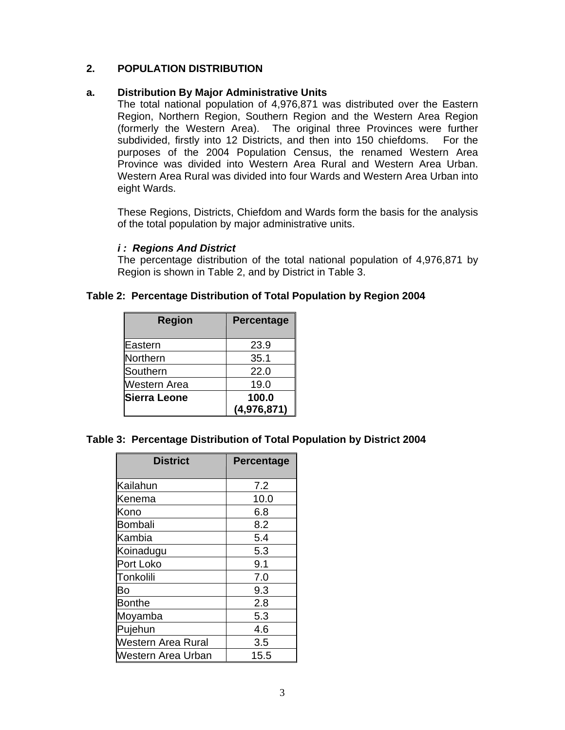## 2. POPULATION DISTRIBUTION

### a. Distribution By Major Administrative Units

The total national population of 4,976,871 was distributed over the Eastern Region, Northern Region, Southern Region and the Western Area Region (formerly the Western Area). The original three Provinces were further subdivided, firstly into 12 Districts, and then into 150 chiefdoms. For the purposes of the 2004 Population Census, the renamed Western Area Province was divided into Western Area Rural and Western Area Urban. Western Area Rural was divided into four Wards and Western Area Urban into eight Wards.

These Regions, Districts, Chiefdom and Wards form the basis for the analysis of the total population by major administrative units.

#### *i : Regions And District*

The percentage distribution of the total national population of 4,976,871 by Region is shown in Table 2, and by District in Table 3.

**Table 2: Percentage Distribution of Total Population by Region 2004**

| Region | Percentage |
|---|---|
| Eastern | 23.9 |
| Northern | 35.1 |
| Southern | 22.0 |
| Western Area | 19.0 |
| **Sierra Leone** | **100.0 (4,976,871)** |

**Table 3: Percentage Distribution of Total Population by District 2004**

| District | Percentage |
|---|---|
| Kailahun | 7.2 |
| Kenema | 10.0 |
| Kono | 6.8 |
| Bombali | 8.2 |
| Kambia | 5.4 |
| Koinadugu | 5.3 |
| Port Loko | 9.1 |
| Tonkolili | 7.0 |
| Bo | 9.3 |
| Bonthe | 2.8 |
| Moyamba | 5.3 |
| Pujehun | 4.6 |
| Western Area Rural | 3.5 |
| Western Area Urban | 15.5 |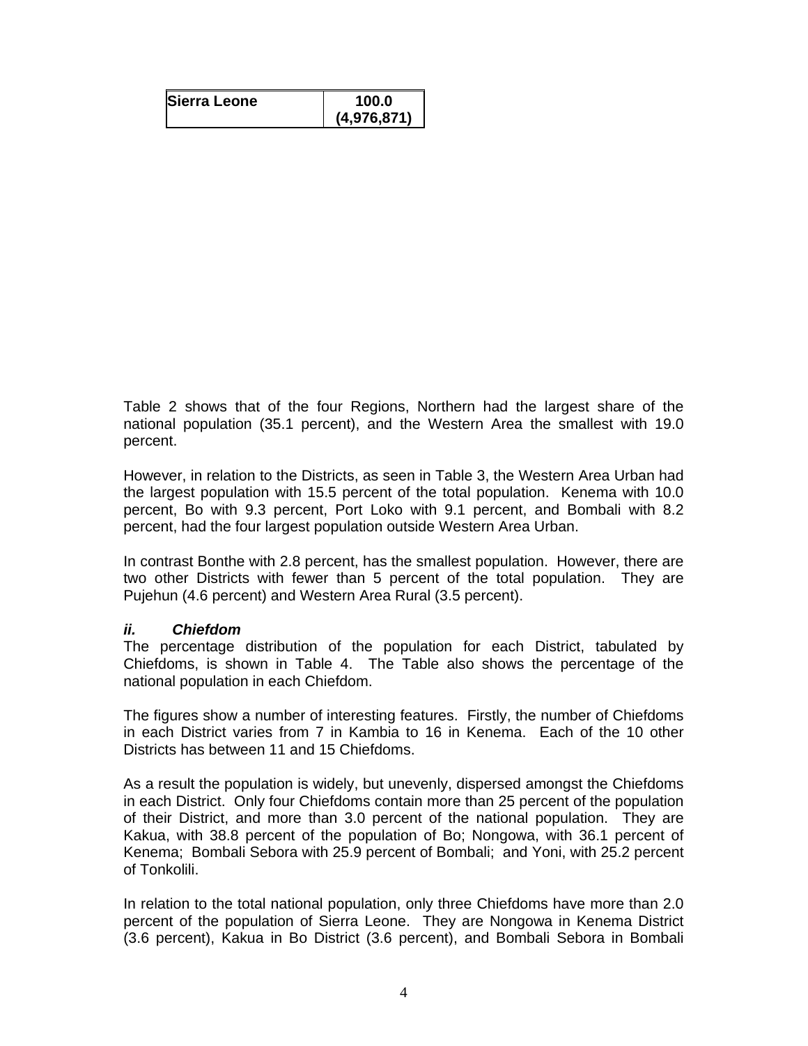| Sierra Leone | 100.0 (4,976,871) |
|---|---|

Table 2 shows that of the four Regions, Northern had the largest share of the national population (35.1 percent), and the Western Area the smallest with 19.0 percent.

However, in relation to the Districts, as seen in Table 3, the Western Area Urban had the largest population with 15.5 percent of the total population. Kenema with 10.0 percent, Bo with 9.3 percent, Port Loko with 9.1 percent, and Bombali with 8.2 percent, had the four largest population outside Western Area Urban.

In contrast Bonthe with 2.8 percent, has the smallest population. However, there are two other Districts with fewer than 5 percent of the total population. They are Pujehun (4.6 percent) and Western Area Rural (3.5 percent).

### *ii. Chiefdom*

The percentage distribution of the population for each District, tabulated by Chiefdoms, is shown in Table 4. The Table also shows the percentage of the national population in each Chiefdom.

The figures show a number of interesting features. Firstly, the number of Chiefdoms in each District varies from 7 in Kambia to 16 in Kenema. Each of the 10 other Districts has between 11 and 15 Chiefdoms.

As a result the population is widely, but unevenly, dispersed amongst the Chiefdoms in each District. Only four Chiefdoms contain more than 25 percent of the population of their District, and more than 3.0 percent of the national population. They are Kakua, with 38.8 percent of the population of Bo; Nongowa, with 36.1 percent of Kenema; Bombali Sebora with 25.9 percent of Bombali; and Yoni, with 25.2 percent of Tonkolili.

In relation to the total national population, only three Chiefdoms have more than 2.0 percent of the population of Sierra Leone. They are Nongowa in Kenema District (3.6 percent), Kakua in Bo District (3.6 percent), and Bombali Sebora in Bombali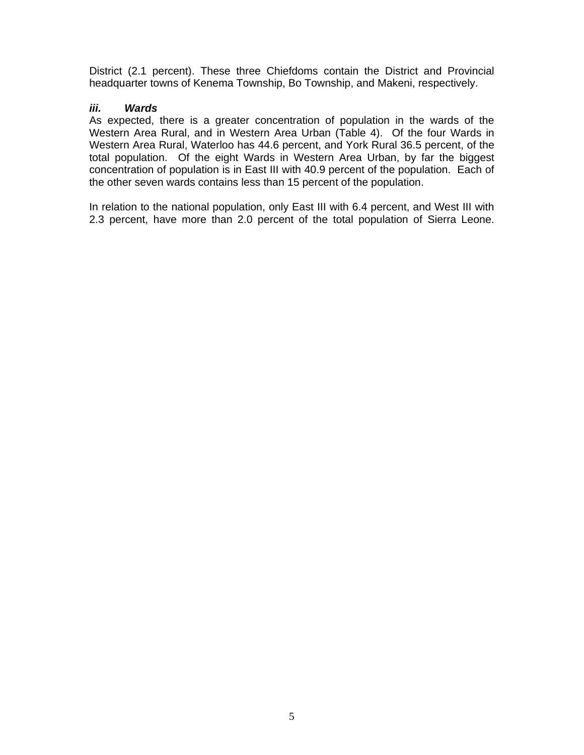District (2.1 percent). These three Chiefdoms contain the District and Provincial headquarter towns of Kenema Township, Bo Township, and Makeni, respectively.

### *iii. Wards*

As expected, there is a greater concentration of population in the wards of the Western Area Rural, and in Western Area Urban (Table 4). Of the four Wards in Western Area Rural, Waterloo has 44.6 percent, and York Rural 36.5 percent, of the total population. Of the eight Wards in Western Area Urban, by far the biggest concentration of population is in East III with 40.9 percent of the population. Each of the other seven wards contains less than 15 percent of the population.

In relation to the national population, only East III with 6.4 percent, and West III with 2.3 percent, have more than 2.0 percent of the total population of Sierra Leone.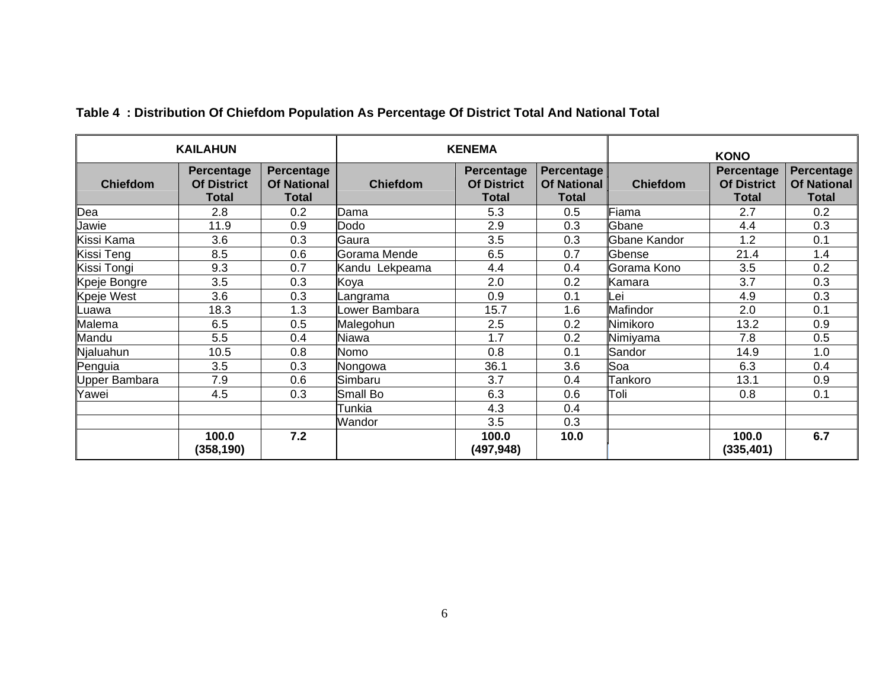**Table 4 : Distribution Of Chiefdom Population As Percentage Of District Total And National Total**

| KAILAHUN | | | KENEMA | | | KONO | | |
|---|---|---|---|---|---|---|---|---|
| **Chiefdom** | **Percentage Of District Total** | **Percentage Of National Total** | **Chiefdom** | **Percentage Of District Total** | **Percentage Of National Total** | **Chiefdom** | **Percentage Of District Total** | **Percentage Of National Total** |
| Dea | 2.8 | 0.2 | Dama | 5.3 | 0.5 | Fiama | 2.7 | 0.2 |
| Jawie | 11.9 | 0.9 | Dodo | 2.9 | 0.3 | Gbane | 4.4 | 0.3 |
| Kissi Kama | 3.6 | 0.3 | Gaura | 3.5 | 0.3 | Gbane Kandor | 1.2 | 0.1 |
| Kissi Teng | 8.5 | 0.6 | Gorama Mende | 6.5 | 0.7 | Gbense | 21.4 | 1.4 |
| Kissi Tongi | 9.3 | 0.7 | Kandu Lekpeama | 4.4 | 0.4 | Gorama Kono | 3.5 | 0.2 |
| Kpeje Bongre | 3.5 | 0.3 | Koya | 2.0 | 0.2 | Kamara | 3.7 | 0.3 |
| Kpeje West | 3.6 | 0.3 | Langrama | 0.9 | 0.1 | Lei | 4.9 | 0.3 |
| Luawa | 18.3 | 1.3 | Lower Bambara | 15.7 | 1.6 | Mafindor | 2.0 | 0.1 |
| Malema | 6.5 | 0.5 | Malegohun | 2.5 | 0.2 | Nimikoro | 13.2 | 0.9 |
| Mandu | 5.5 | 0.4 | Niawa | 1.7 | 0.2 | Nimiyama | 7.8 | 0.5 |
| Njaluahun | 10.5 | 0.8 | Nomo | 0.8 | 0.1 | Sandor | 14.9 | 1.0 |
| Penguia | 3.5 | 0.3 | Nongowa | 36.1 | 3.6 | Soa | 6.3 | 0.4 |
| Upper Bambara | 7.9 | 0.6 | Simbaru | 3.7 | 0.4 | Tankoro | 13.1 | 0.9 |
| Yawei | 4.5 | 0.3 | Small Bo | 6.3 | 0.6 | Toli | 0.8 | 0.1 |
| | | | Tunkia | 4.3 | 0.4 | | | |
| | | | Wandor | 3.5 | 0.3 | | | |
| | **100.0 (358,190)** | **7.2** | | **100.0 (497,948)** | **10.0** | | **100.0 (335,401)** | **6.7** |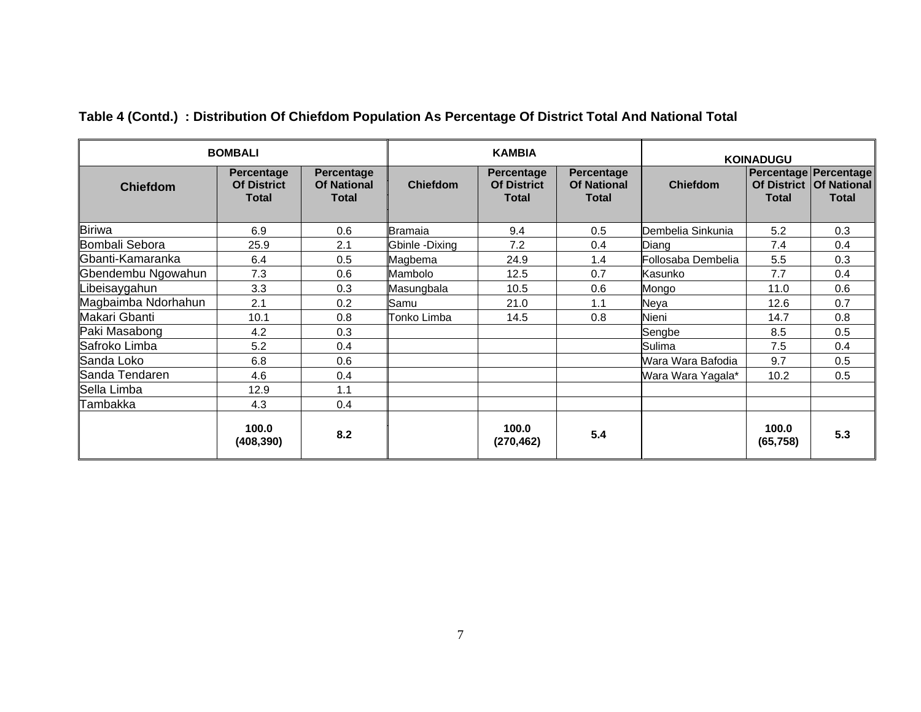**Table 4 (Contd.) : Distribution Of Chiefdom Population As Percentage Of District Total And National Total**

| BOMBALI | | | KAMBIA | | | KOINADUGU | | |
|---|---|---|---|---|---|---|---|---|
| Chiefdom | Percentage Of District Total | Percentage Of National Total | Chiefdom | Percentage Of District Total | Percentage Of National Total | Chiefdom | Percentage Of District Total | Percentage Of National Total |
| Biriwa | 6.9 | 0.6 | Bramaia | 9.4 | 0.5 | Dembelia Sinkunia | 5.2 | 0.3 |
| Bombali Sebora | 25.9 | 2.1 | Gbinle -Dixing | 7.2 | 0.4 | Diang | 7.4 | 0.4 |
| Gbanti-Kamaranka | 6.4 | 0.5 | Magbema | 24.9 | 1.4 | Follosaba Dembelia | 5.5 | 0.3 |
| Gbendembu Ngowahun | 7.3 | 0.6 | Mambolo | 12.5 | 0.7 | Kasunko | 7.7 | 0.4 |
| Libeisaygahun | 3.3 | 0.3 | Masungbala | 10.5 | 0.6 | Mongo | 11.0 | 0.6 |
| Magbaimba Ndorhahun | 2.1 | 0.2 | Samu | 21.0 | 1.1 | Neya | 12.6 | 0.7 |
| Makari Gbanti | 10.1 | 0.8 | Tonko Limba | 14.5 | 0.8 | Nieni | 14.7 | 0.8 |
| Paki Masabong | 4.2 | 0.3 | | | | Sengbe | 8.5 | 0.5 |
| Safroko Limba | 5.2 | 0.4 | | | | Sulima | 7.5 | 0.4 |
| Sanda Loko | 6.8 | 0.6 | | | | Wara Wara Bafodia | 9.7 | 0.5 |
| Sanda Tendaren | 4.6 | 0.4 | | | | Wara Wara Yagala* | 10.2 | 0.5 |
| Sella Limba | 12.9 | 1.1 | | | | | | |
| Tambakka | 4.3 | 0.4 | | | | | | |
| | **100.0 (408,390)** | **8.2** | | **100.0 (270,462)** | **5.4** | | **100.0 (65,758)** | **5.3** |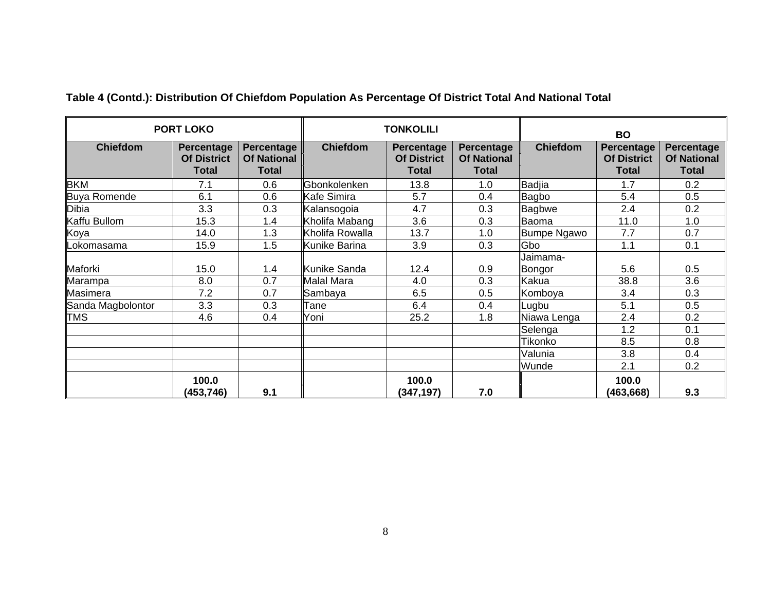**Table 4 (Contd.): Distribution Of Chiefdom Population As Percentage Of District Total And National Total**

| PORT LOKO | | | TONKOLILI | | | BO | | |
|---|---|---|---|---|---|---|---|---|
| **Chiefdom** | **Percentage Of District Total** | **Percentage Of National Total** | **Chiefdom** | **Percentage Of District Total** | **Percentage Of National Total** | **Chiefdom** | **Percentage Of District Total** | **Percentage Of National Total** |
| BKM | 7.1 | 0.6 | Gbonkolenken | 13.8 | 1.0 | Badjia | 1.7 | 0.2 |
| Buya Romende | 6.1 | 0.6 | Kafe Simira | 5.7 | 0.4 | Bagbo | 5.4 | 0.5 |
| Dibia | 3.3 | 0.3 | Kalansogoia | 4.7 | 0.3 | Bagbwe | 2.4 | 0.2 |
| Kaffu Bullom | 15.3 | 1.4 | Kholifa Mabang | 3.6 | 0.3 | Baoma | 11.0 | 1.0 |
| Koya | 14.0 | 1.3 | Kholifa Rowalla | 13.7 | 1.0 | Bumpe Ngawo | 7.7 | 0.7 |
| Lokomasama | 15.9 | 1.5 | Kunike Barina | 3.9 | 0.3 | Gbo | 1.1 | 0.1 |
| Maforki | 15.0 | 1.4 | Kunike Sanda | 12.4 | 0.9 | Jaimama-Bongor | 5.6 | 0.5 |
| Marampa | 8.0 | 0.7 | Malal Mara | 4.0 | 0.3 | Kakua | 38.8 | 3.6 |
| Masimera | 7.2 | 0.7 | Sambaya | 6.5 | 0.5 | Komboya | 3.4 | 0.3 |
| Sanda Magbolontor | 3.3 | 0.3 | Tane | 6.4 | 0.4 | Lugbu | 5.1 | 0.5 |
| TMS | 4.6 | 0.4 | Yoni | 25.2 | 1.8 | Niawa Lenga | 2.4 | 0.2 |
| | | | | | | Selenga | 1.2 | 0.1 |
| | | | | | | Tikonko | 8.5 | 0.8 |
| | | | | | | Valunia | 3.8 | 0.4 |
| | | | | | | Wunde | 2.1 | 0.2 |
| | **100.0 (453,746)** | **9.1** | | **100.0 (347,197)** | **7.0** | | **100.0 (463,668)** | **9.3** |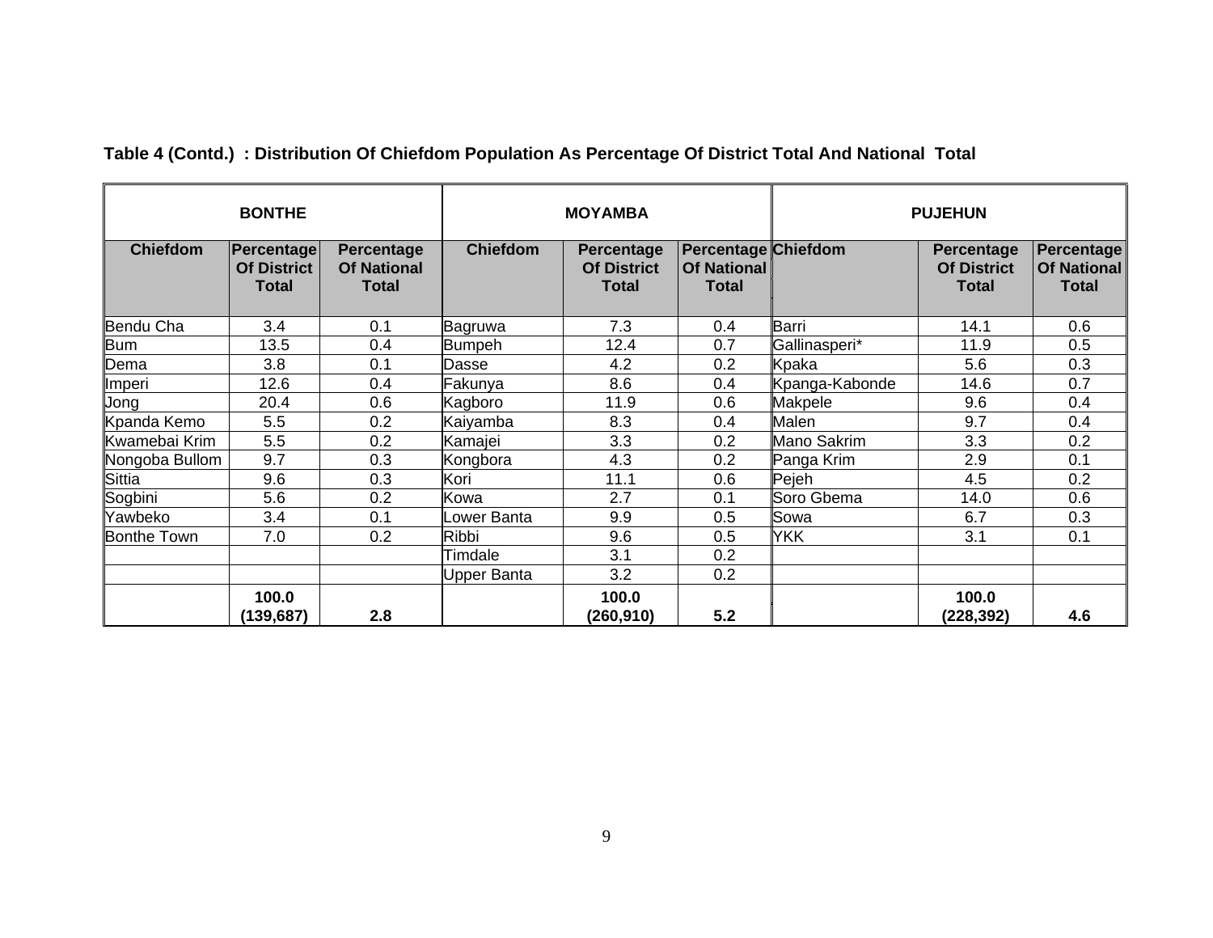**Table 4 (Contd.) : Distribution Of Chiefdom Population As Percentage Of District Total And National Total**

| BONTHE | | | MOYAMBA | | | PUJEHUN | | |
|---|---|---|---|---|---|---|---|---|
| **Chiefdom** | **Percentage Of District Total** | **Percentage Of National Total** | **Chiefdom** | **Percentage Of District Total** | **Percentage Of National Total** | **Chiefdom** | **Percentage Of District Total** | **Percentage Of National Total** |
| Bendu Cha | 3.4 | 0.1 | Bagruwa | 7.3 | 0.4 | Barri | 14.1 | 0.6 |
| Bum | 13.5 | 0.4 | Bumpeh | 12.4 | 0.7 | Gallinasperi* | 11.9 | 0.5 |
| Dema | 3.8 | 0.1 | Dasse | 4.2 | 0.2 | Kpaka | 5.6 | 0.3 |
| Imperi | 12.6 | 0.4 | Fakunya | 8.6 | 0.4 | Kpanga-Kabonde | 14.6 | 0.7 |
| Jong | 20.4 | 0.6 | Kagboro | 11.9 | 0.6 | Makpele | 9.6 | 0.4 |
| Kpanda Kemo | 5.5 | 0.2 | Kaiyamba | 8.3 | 0.4 | Malen | 9.7 | 0.4 |
| Kwamebai Krim | 5.5 | 0.2 | Kamajei | 3.3 | 0.2 | Mano Sakrim | 3.3 | 0.2 |
| Nongoba Bullom | 9.7 | 0.3 | Kongbora | 4.3 | 0.2 | Panga Krim | 2.9 | 0.1 |
| Sittia | 9.6 | 0.3 | Kori | 11.1 | 0.6 | Pejeh | 4.5 | 0.2 |
| Sogbini | 5.6 | 0.2 | Kowa | 2.7 | 0.1 | Soro Gbema | 14.0 | 0.6 |
| Yawbeko | 3.4 | 0.1 | Lower Banta | 9.9 | 0.5 | Sowa | 6.7 | 0.3 |
| Bonthe Town | 7.0 | 0.2 | Ribbi | 9.6 | 0.5 | YKK | 3.1 | 0.1 |
| | | | Timdale | 3.1 | 0.2 | | | |
| | | | Upper Banta | 3.2 | 0.2 | | | |
| | **100.0 (139,687)** | **2.8** | | **100.0 (260,910)** | **5.2** | | **100.0 (228,392)** | **4.6** |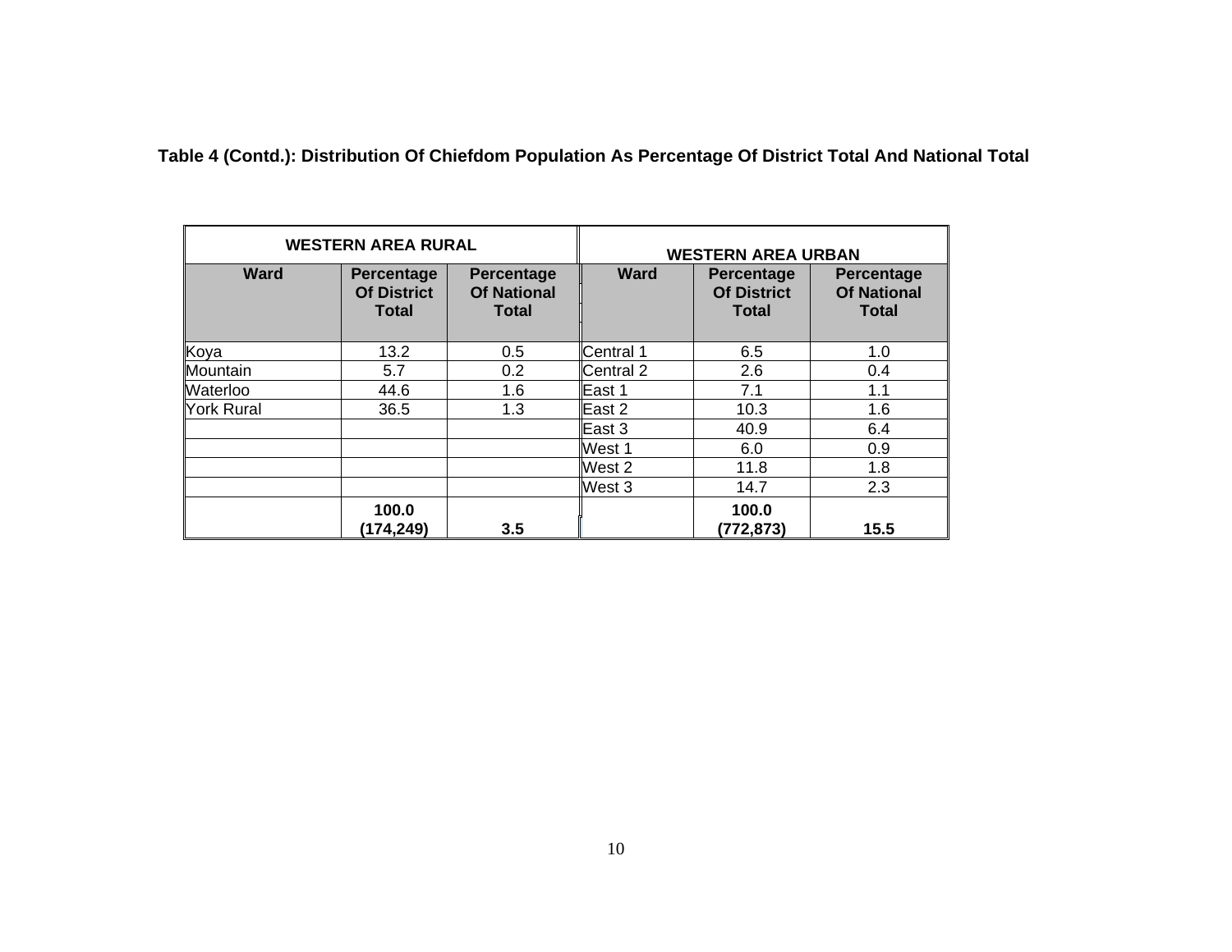**Table 4 (Contd.): Distribution Of Chiefdom Population As Percentage Of District Total And National Total**

| WESTERN AREA RURAL | | | WESTERN AREA URBAN | | |
|---|---|---|---|---|---|
| **Ward** | **Percentage Of District Total** | **Percentage Of National Total** | **Ward** | **Percentage Of District Total** | **Percentage Of National Total** |
| Koya | 13.2 | 0.5 | Central 1 | 6.5 | 1.0 |
| Mountain | 5.7 | 0.2 | Central 2 | 2.6 | 0.4 |
| Waterloo | 44.6 | 1.6 | East 1 | 7.1 | 1.1 |
| York Rural | 36.5 | 1.3 | East 2 | 10.3 | 1.6 |
| | | | East 3 | 40.9 | 6.4 |
| | | | West 1 | 6.0 | 0.9 |
| | | | West 2 | 11.8 | 1.8 |
| | | | West 3 | 14.7 | 2.3 |
| | **100.0 (174,249)** | **3.5** | | **100.0 (772,873)** | **15.5** |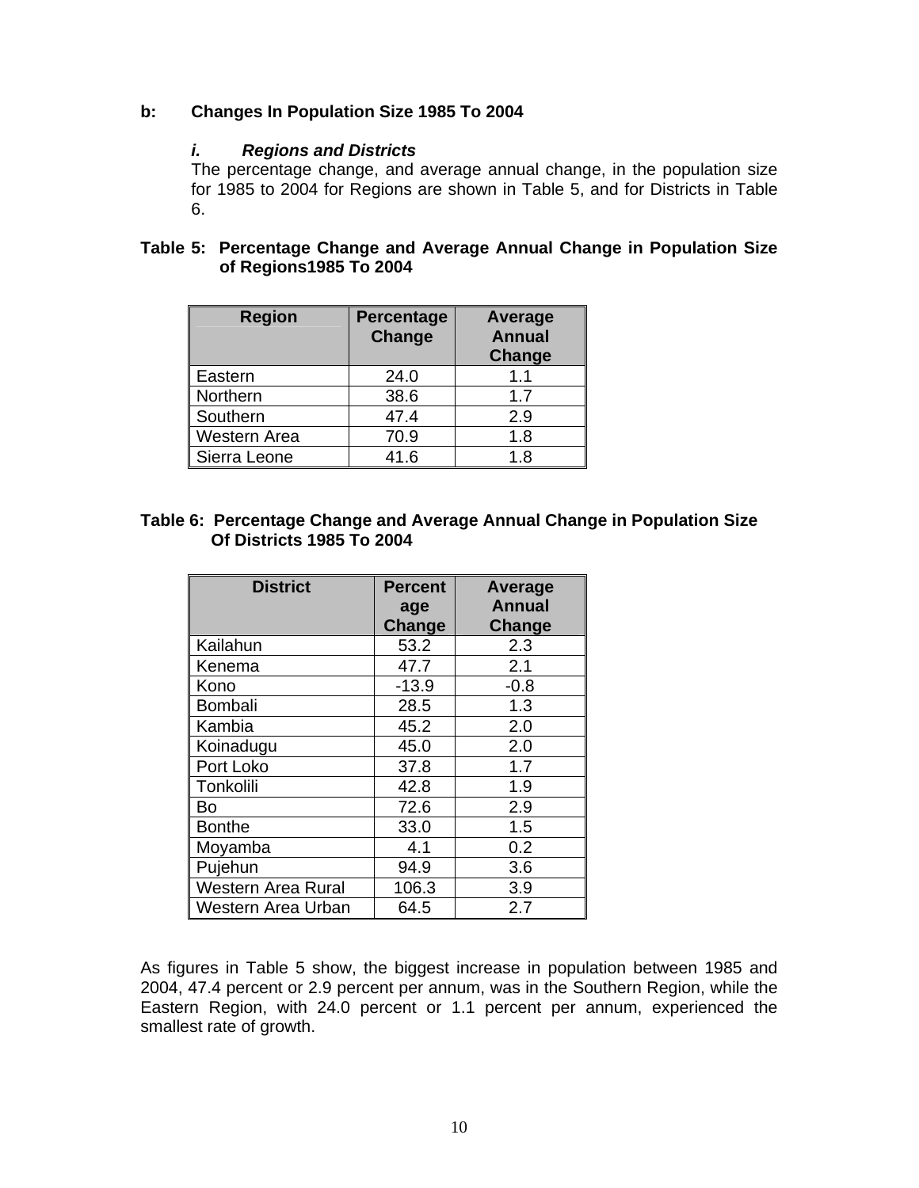### b: Changes In Population Size 1985 To 2004

#### *i. Regions and Districts*

The percentage change, and average annual change, in the population size for 1985 to 2004 for Regions are shown in Table 5, and for Districts in Table 6.

**Table 5: Percentage Change and Average Annual Change in Population Size of Regions1985 To 2004**

| Region | Percentage Change | Average Annual Change |
|---|---|---|
| Eastern | 24.0 | 1.1 |
| Northern | 38.6 | 1.7 |
| Southern | 47.4 | 2.9 |
| Western Area | 70.9 | 1.8 |
| Sierra Leone | 41.6 | 1.8 |

**Table 6: Percentage Change and Average Annual Change in Population Size Of Districts 1985 To 2004**

| District | Percentage Change | Average Annual Change |
|---|---|---|
| Kailahun | 53.2 | 2.3 |
| Kenema | 47.7 | 2.1 |
| Kono | -13.9 | -0.8 |
| Bombali | 28.5 | 1.3 |
| Kambia | 45.2 | 2.0 |
| Koinadugu | 45.0 | 2.0 |
| Port Loko | 37.8 | 1.7 |
| Tonkolili | 42.8 | 1.9 |
| Bo | 72.6 | 2.9 |
| Bonthe | 33.0 | 1.5 |
| Moyamba | 4.1 | 0.2 |
| Pujehun | 94.9 | 3.6 |
| Western Area Rural | 106.3 | 3.9 |
| Western Area Urban | 64.5 | 2.7 |

As figures in Table 5 show, the biggest increase in population between 1985 and 2004, 47.4 percent or 2.9 percent per annum, was in the Southern Region, while the Eastern Region, with 24.0 percent or 1.1 percent per annum, experienced the smallest rate of growth.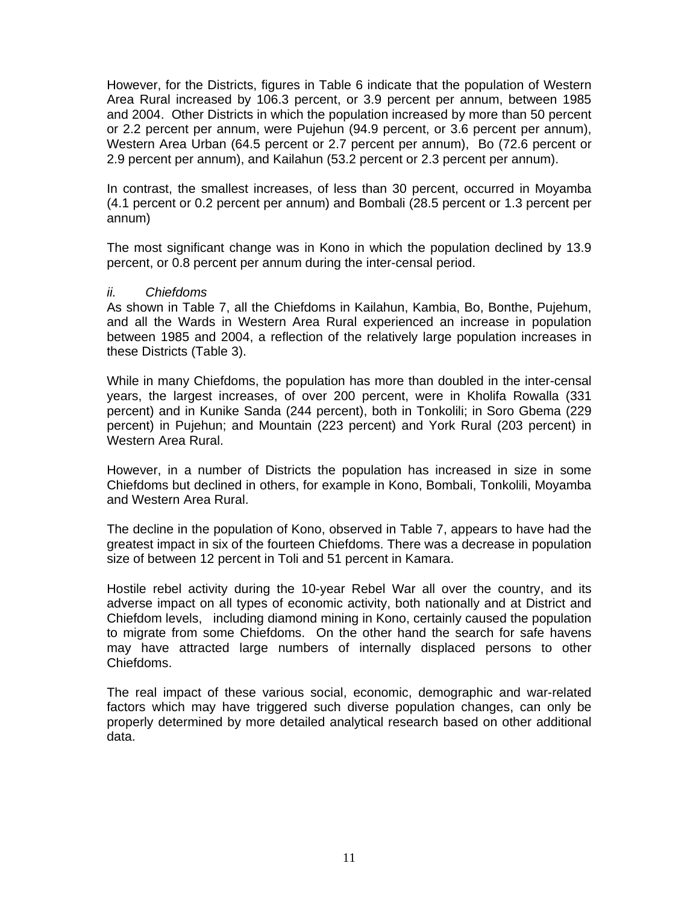However, for the Districts, figures in Table 6 indicate that the population of Western Area Rural increased by 106.3 percent, or 3.9 percent per annum, between 1985 and 2004. Other Districts in which the population increased by more than 50 percent or 2.2 percent per annum, were Pujehun (94.9 percent, or 3.6 percent per annum), Western Area Urban (64.5 percent or 2.7 percent per annum), Bo (72.6 percent or 2.9 percent per annum), and Kailahun (53.2 percent or 2.3 percent per annum).

In contrast, the smallest increases, of less than 30 percent, occurred in Moyamba (4.1 percent or 0.2 percent per annum) and Bombali (28.5 percent or 1.3 percent per annum)

The most significant change was in Kono in which the population declined by 13.9 percent, or 0.8 percent per annum during the inter-censal period.

*ii. Chiefdoms*

As shown in Table 7, all the Chiefdoms in Kailahun, Kambia, Bo, Bonthe, Pujehum, and all the Wards in Western Area Rural experienced an increase in population between 1985 and 2004, a reflection of the relatively large population increases in these Districts (Table 3).

While in many Chiefdoms, the population has more than doubled in the inter-censal years, the largest increases, of over 200 percent, were in Kholifa Rowalla (331 percent) and in Kunike Sanda (244 percent), both in Tonkolili; in Soro Gbema (229 percent) in Pujehun; and Mountain (223 percent) and York Rural (203 percent) in Western Area Rural.

However, in a number of Districts the population has increased in size in some Chiefdoms but declined in others, for example in Kono, Bombali, Tonkolili, Moyamba and Western Area Rural.

The decline in the population of Kono, observed in Table 7, appears to have had the greatest impact in six of the fourteen Chiefdoms. There was a decrease in population size of between 12 percent in Toli and 51 percent in Kamara.

Hostile rebel activity during the 10-year Rebel War all over the country, and its adverse impact on all types of economic activity, both nationally and at District and Chiefdom levels, including diamond mining in Kono, certainly caused the population to migrate from some Chiefdoms. On the other hand the search for safe havens may have attracted large numbers of internally displaced persons to other Chiefdoms.

The real impact of these various social, economic, demographic and war-related factors which may have triggered such diverse population changes, can only be properly determined by more detailed analytical research based on other additional data.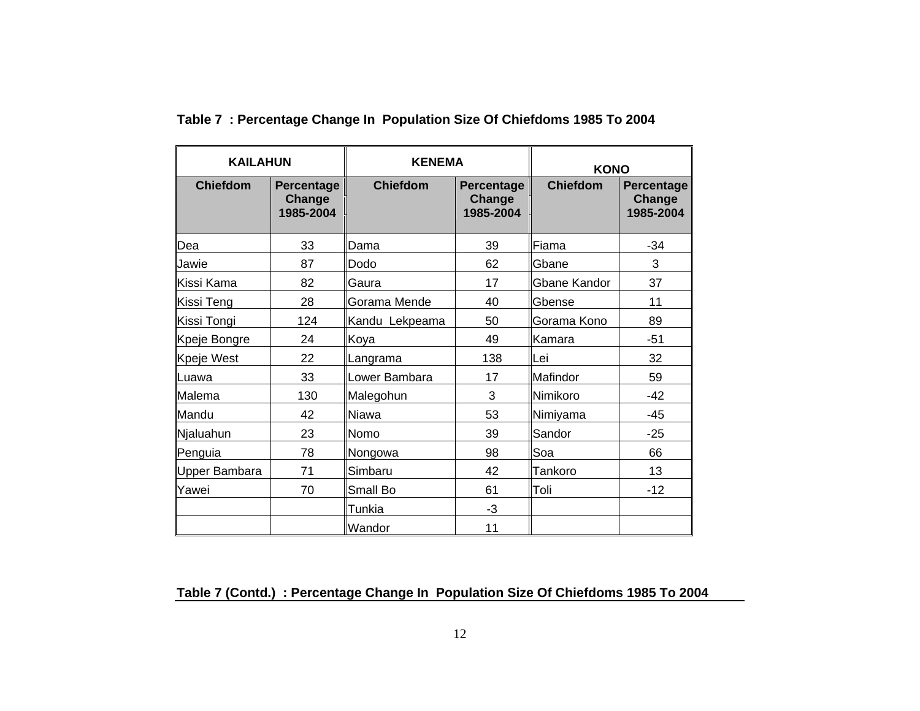**Table 7 : Percentage Change In Population Size Of Chiefdoms 1985 To 2004**

| KAILAHUN | | KENEMA | | KONO | |
|---|---|---|---|---|---|
| **Chiefdom** | **Percentage Change 1985-2004** | **Chiefdom** | **Percentage Change 1985-2004** | **Chiefdom** | **Percentage Change 1985-2004** |
| Dea | 33 | Dama | 39 | Fiama | -34 |
| Jawie | 87 | Dodo | 62 | Gbane | 3 |
| Kissi Kama | 82 | Gaura | 17 | Gbane Kandor | 37 |
| Kissi Teng | 28 | Gorama Mende | 40 | Gbense | 11 |
| Kissi Tongi | 124 | Kandu Lekpeama | 50 | Gorama Kono | 89 |
| Kpeje Bongre | 24 | Koya | 49 | Kamara | -51 |
| Kpeje West | 22 | Langrama | 138 | Lei | 32 |
| Luawa | 33 | Lower Bambara | 17 | Mafindor | 59 |
| Malema | 130 | Malegohun | 3 | Nimikoro | -42 |
| Mandu | 42 | Niawa | 53 | Nimiyama | -45 |
| Njaluahun | 23 | Nomo | 39 | Sandor | -25 |
| Penguia | 78 | Nongowa | 98 | Soa | 66 |
| Upper Bambara | 71 | Simbaru | 42 | Tankoro | 13 |
| Yawei | 70 | Small Bo | 61 | Toli | -12 |
| | | Tunkia | -3 | | |
| | | Wandor | 11 | | |

**Table 7 (Contd.) : Percentage Change In Population Size Of Chiefdoms 1985 To 2004**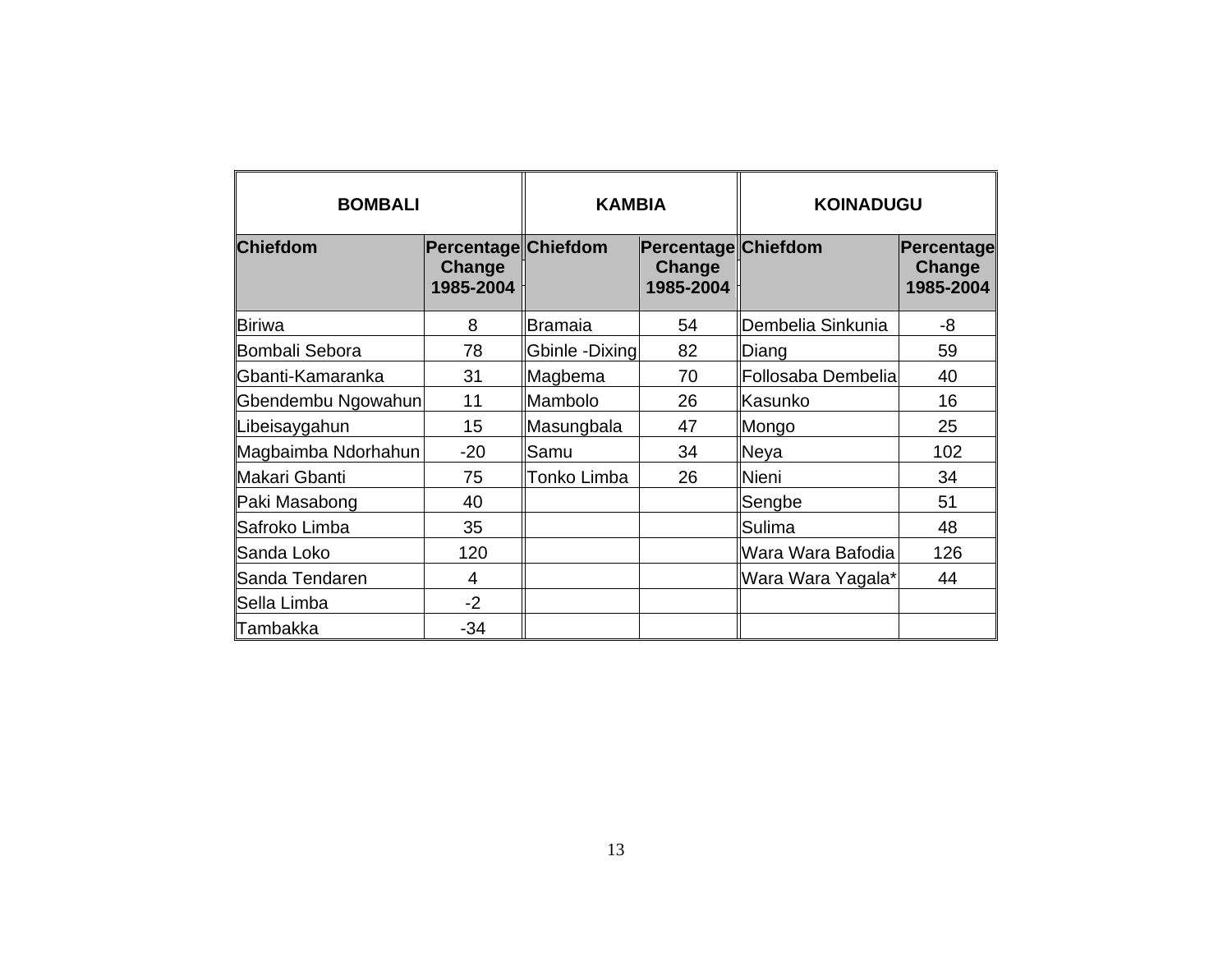| BOMBALI | | KAMBIA | | KOINADUGU | |
|---|---|---|---|---|---|
| **Chiefdom** | **Percentage Change 1985-2004** | **Chiefdom** | **Percentage Change 1985-2004** | **Chiefdom** | **Percentage Change 1985-2004** |
| Biriwa | 8 | Bramaia | 54 | Dembelia Sinkunia | -8 |
| Bombali Sebora | 78 | Gbinle -Dixing | 82 | Diang | 59 |
| Gbanti-Kamaranka | 31 | Magbema | 70 | Follosaba Dembelia | 40 |
| Gbendembu Ngowahun | 11 | Mambolo | 26 | Kasunko | 16 |
| Libeisaygahun | 15 | Masungbala | 47 | Mongo | 25 |
| Magbaimba Ndorhahun | -20 | Samu | 34 | Neya | 102 |
| Makari Gbanti | 75 | Tonko Limba | 26 | Nieni | 34 |
| Paki Masabong | 40 | | | Sengbe | 51 |
| Safroko Limba | 35 | | | Sulima | 48 |
| Sanda Loko | 120 | | | Wara Wara Bafodia | 126 |
| Sanda Tendaren | 4 | | | Wara Wara Yagala* | 44 |
| Sella Limba | -2 | | | | |
| Tambakka | -34 | | | | |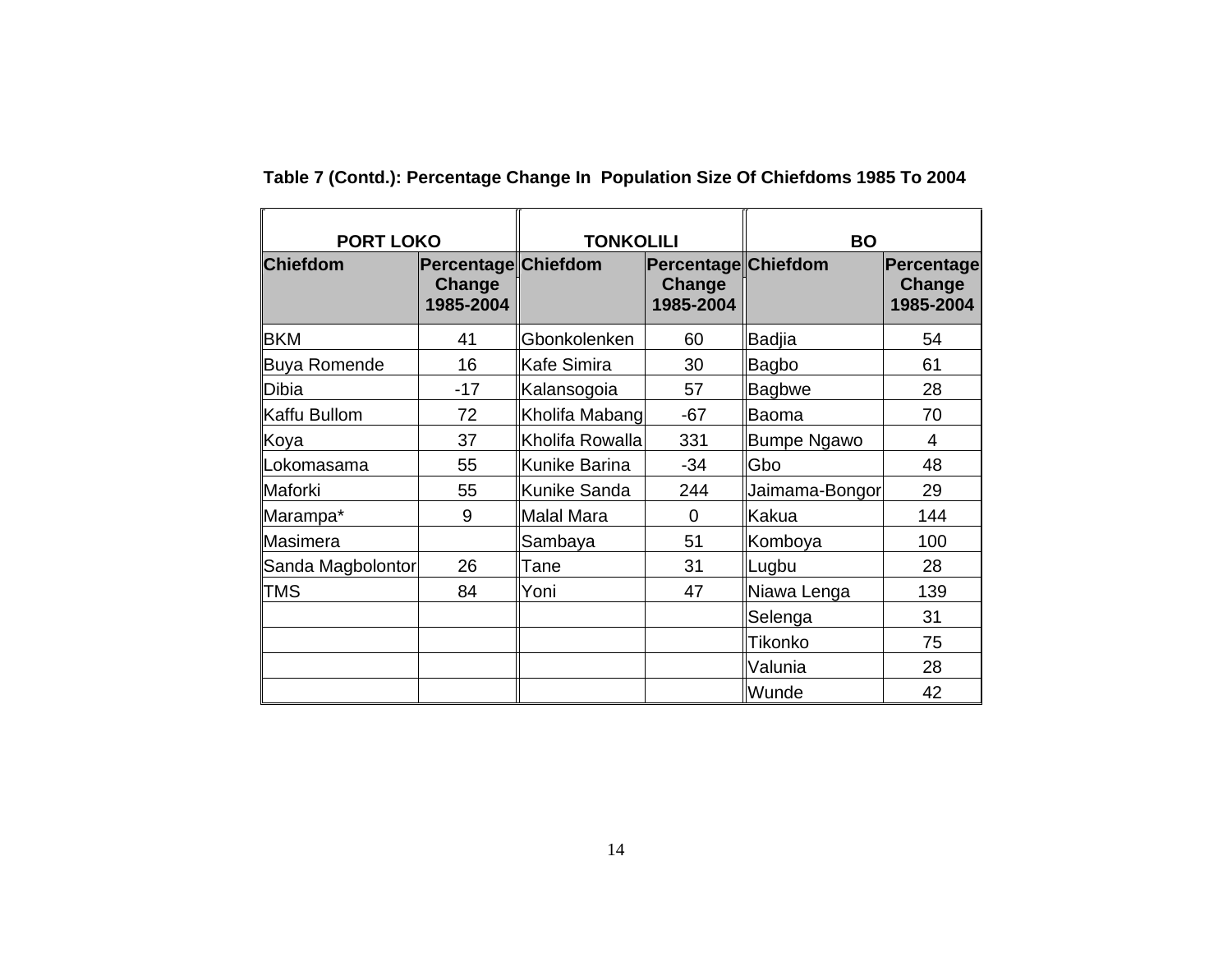**Table 7 (Contd.): Percentage Change In Population Size Of Chiefdoms 1985 To 2004**

| PORT LOKO | | TONKOLILI | | BO | |
|---|---|---|---|---|---|
| **Chiefdom** | **Percentage Change 1985-2004** | **Chiefdom** | **Percentage Change 1985-2004** | **Chiefdom** | **Percentage Change 1985-2004** |
| BKM | 41 | Gbonkolenken | 60 | Badjia | 54 |
| Buya Romende | 16 | Kafe Simira | 30 | Bagbo | 61 |
| Dibia | -17 | Kalansogoia | 57 | Bagbwe | 28 |
| Kaffu Bullom | 72 | Kholifa Mabang | -67 | Baoma | 70 |
| Koya | 37 | Kholifa Rowalla | 331 | Bumpe Ngawo | 4 |
| Lokomasama | 55 | Kunike Barina | -34 | Gbo | 48 |
| Maforki | 55 | Kunike Sanda | 244 | Jaimama-Bongor | 29 |
| Marampa* | 9 | Malal Mara | 0 | Kakua | 144 |
| Masimera | | Sambaya | 51 | Komboya | 100 |
| Sanda Magbolontor | 26 | Tane | 31 | Lugbu | 28 |
| TMS | 84 | Yoni | 47 | Niawa Lenga | 139 |
| | | | | Selenga | 31 |
| | | | | Tikonko | 75 |
| | | | | Valunia | 28 |
| | | | | Wunde | 42 |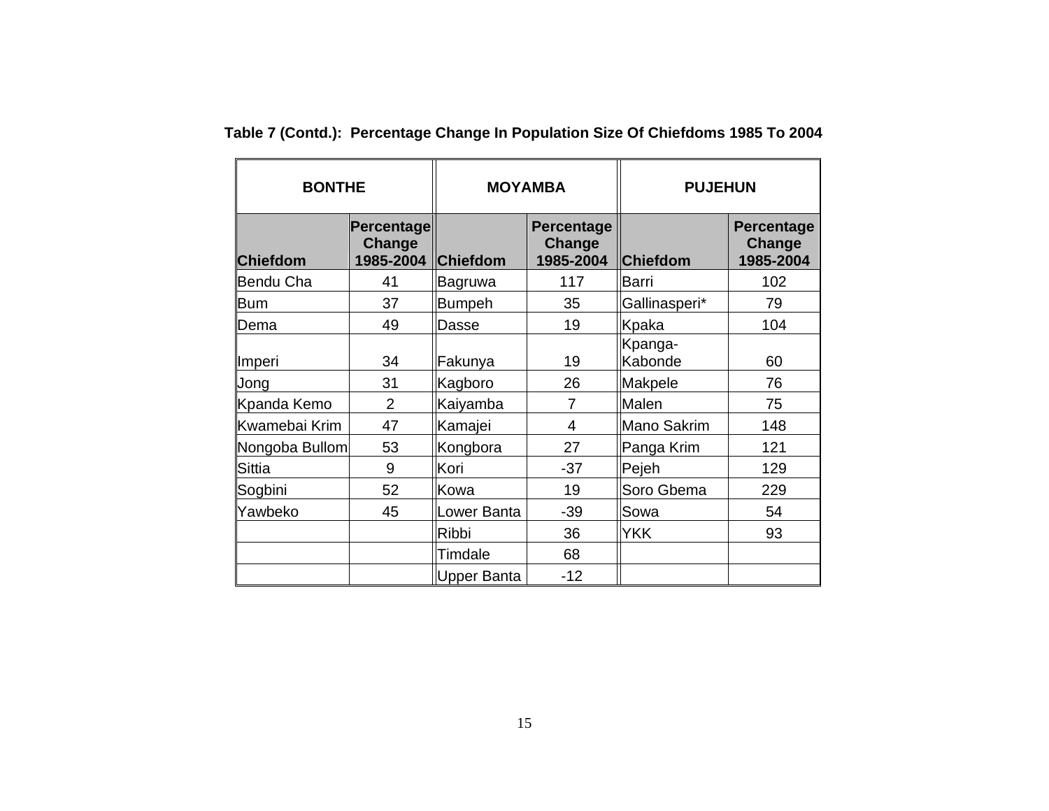**Table 7 (Contd.): Percentage Change In Population Size Of Chiefdoms 1985 To 2004**

| BONTHE | | MOYAMBA | | PUJEHUN | |
|---|---|---|---|---|---|
| Chiefdom | Percentage Change 1985-2004 | Chiefdom | Percentage Change 1985-2004 | Chiefdom | Percentage Change 1985-2004 |
| Bendu Cha | 41 | Bagruwa | 117 | Barri | 102 |
| Bum | 37 | Bumpeh | 35 | Gallinasperi* | 79 |
| Dema | 49 | Dasse | 19 | Kpaka | 104 |
| Imperi | 34 | Fakunya | 19 | Kpanga-Kabonde | 60 |
| Jong | 31 | Kagboro | 26 | Makpele | 76 |
| Kpanda Kemo | 2 | Kaiyamba | 7 | Malen | 75 |
| Kwamebai Krim | 47 | Kamajei | 4 | Mano Sakrim | 148 |
| Nongoba Bullom | 53 | Kongbora | 27 | Panga Krim | 121 |
| Sittia | 9 | Kori | -37 | Pejeh | 129 |
| Sogbini | 52 | Kowa | 19 | Soro Gbema | 229 |
| Yawbeko | 45 | Lower Banta | -39 | Sowa | 54 |
| | | Ribbi | 36 | YKK | 93 |
| | | Timdale | 68 | | |
| | | Upper Banta | -12 | | |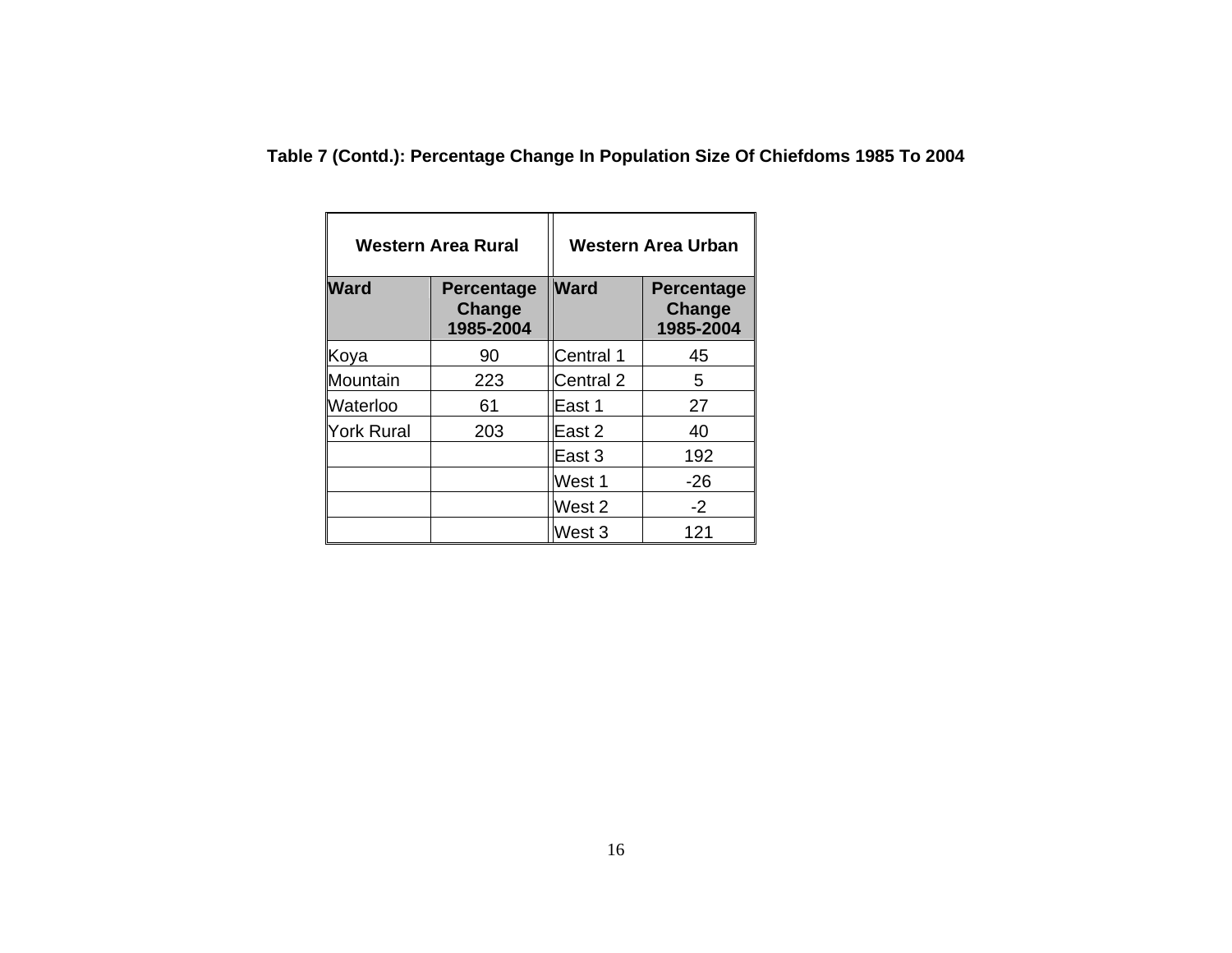**Table 7 (Contd.): Percentage Change In Population Size Of Chiefdoms 1985 To 2004**

| Western Area Rural | | Western Area Urban | |
|---|---|---|---|
| **Ward** | **Percentage Change 1985-2004** | **Ward** | **Percentage Change 1985-2004** |
| Koya | 90 | Central 1 | 45 |
| Mountain | 223 | Central 2 | 5 |
| Waterloo | 61 | East 1 | 27 |
| York Rural | 203 | East 2 | 40 |
| | | East 3 | 192 |
| | | West 1 | -26 |
| | | West 2 | -2 |
| | | West 3 | 121 |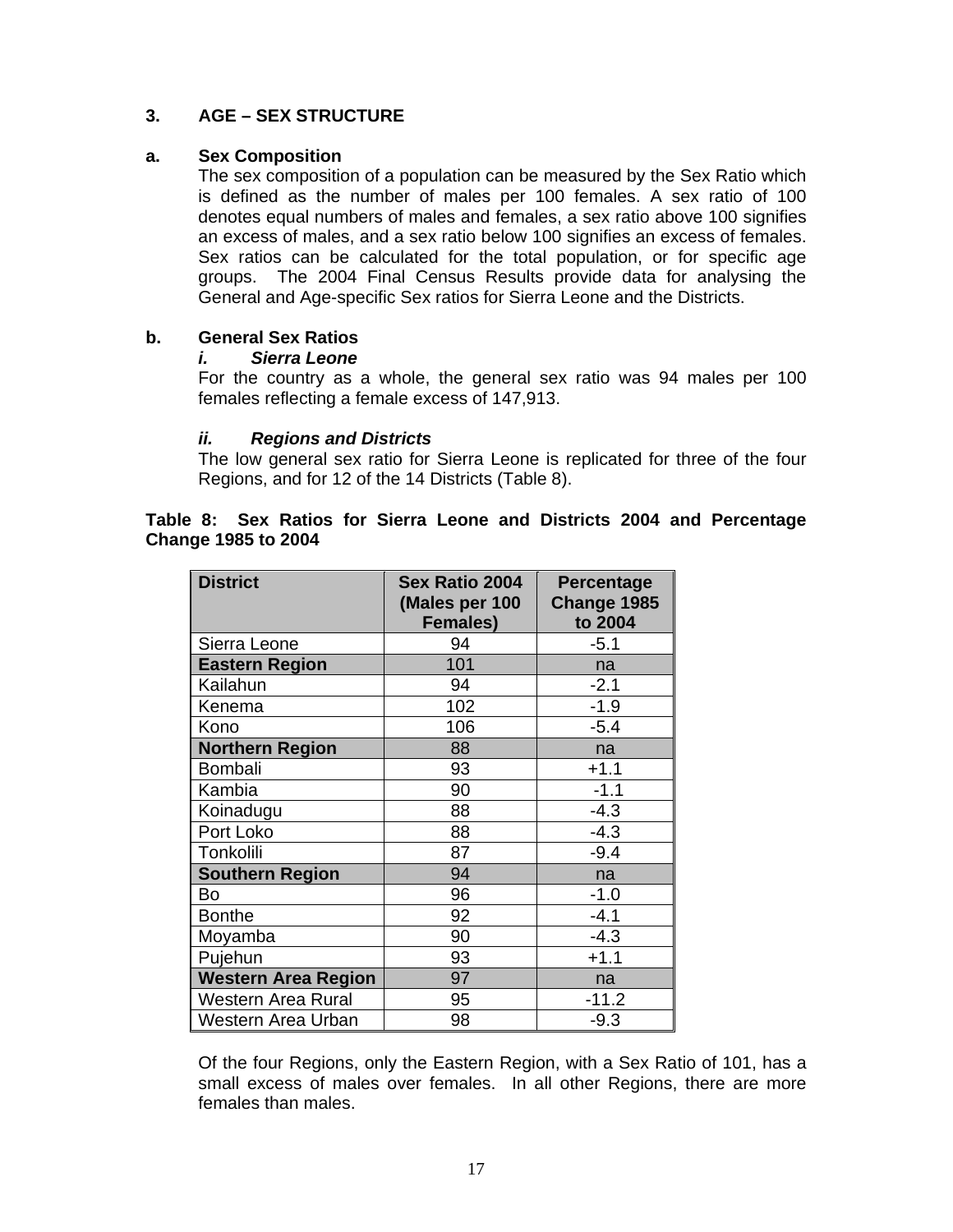## 3. AGE – SEX STRUCTURE

### a. Sex Composition

The sex composition of a population can be measured by the Sex Ratio which is defined as the number of males per 100 females. A sex ratio of 100 denotes equal numbers of males and females, a sex ratio above 100 signifies an excess of males, and a sex ratio below 100 signifies an excess of females. Sex ratios can be calculated for the total population, or for specific age groups. The 2004 Final Census Results provide data for analysing the General and Age-specific Sex ratios for Sierra Leone and the Districts.

### b. General Sex Ratios

#### *i. Sierra Leone*

For the country as a whole, the general sex ratio was 94 males per 100 females reflecting a female excess of 147,913.

#### *ii. Regions and Districts*

The low general sex ratio for Sierra Leone is replicated for three of the four Regions, and for 12 of the 14 Districts (Table 8).

**Table 8: Sex Ratios for Sierra Leone and Districts 2004 and Percentage Change 1985 to 2004**

| District | Sex Ratio 2004 (Males per 100 Females) | Percentage Change 1985 to 2004 |
|---|---|---|
| Sierra Leone | 94 | -5.1 |
| **Eastern Region** | 101 | na |
| Kailahun | 94 | -2.1 |
| Kenema | 102 | -1.9 |
| Kono | 106 | -5.4 |
| **Northern Region** | 88 | na |
| Bombali | 93 | +1.1 |
| Kambia | 90 | -1.1 |
| Koinadugu | 88 | -4.3 |
| Port Loko | 88 | -4.3 |
| Tonkolili | 87 | -9.4 |
| **Southern Region** | 94 | na |
| Bo | 96 | -1.0 |
| Bonthe | 92 | -4.1 |
| Moyamba | 90 | -4.3 |
| Pujehun | 93 | +1.1 |
| **Western Area Region** | 97 | na |
| Western Area Rural | 95 | -11.2 |
| Western Area Urban | 98 | -9.3 |

Of the four Regions, only the Eastern Region, with a Sex Ratio of 101, has a small excess of males over females. In all other Regions, there are more females than males.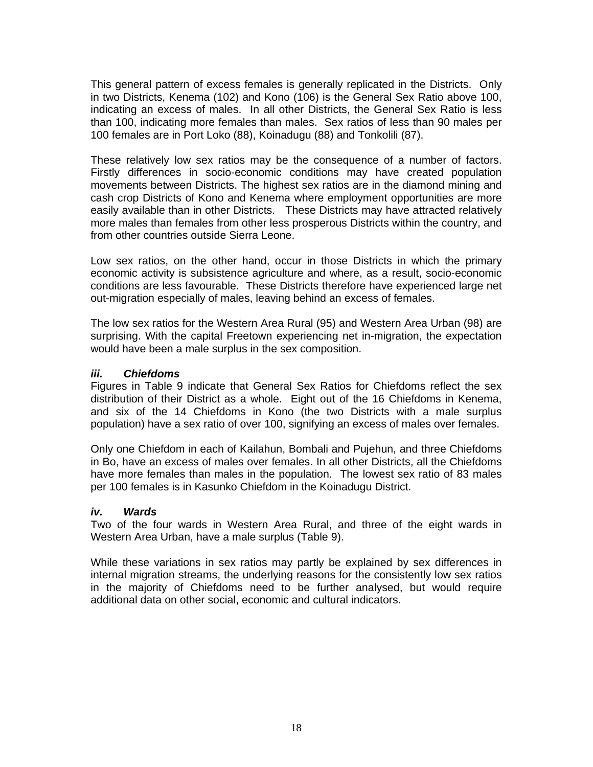This general pattern of excess females is generally replicated in the Districts. Only in two Districts, Kenema (102) and Kono (106) is the General Sex Ratio above 100, indicating an excess of males. In all other Districts, the General Sex Ratio is less than 100, indicating more females than males. Sex ratios of less than 90 males per 100 females are in Port Loko (88), Koinadugu (88) and Tonkolili (87).

These relatively low sex ratios may be the consequence of a number of factors. Firstly differences in socio-economic conditions may have created population movements between Districts. The highest sex ratios are in the diamond mining and cash crop Districts of Kono and Kenema where employment opportunities are more easily available than in other Districts. These Districts may have attracted relatively more males than females from other less prosperous Districts within the country, and from other countries outside Sierra Leone.

Low sex ratios, on the other hand, occur in those Districts in which the primary economic activity is subsistence agriculture and where, as a result, socio-economic conditions are less favourable. These Districts therefore have experienced large net out-migration especially of males, leaving behind an excess of females.

The low sex ratios for the Western Area Rural (95) and Western Area Urban (98) are surprising. With the capital Freetown experiencing net in-migration, the expectation would have been a male surplus in the sex composition.

### *iii. Chiefdoms*

Figures in Table 9 indicate that General Sex Ratios for Chiefdoms reflect the sex distribution of their District as a whole. Eight out of the 16 Chiefdoms in Kenema, and six of the 14 Chiefdoms in Kono (the two Districts with a male surplus population) have a sex ratio of over 100, signifying an excess of males over females.

Only one Chiefdom in each of Kailahun, Bombali and Pujehun, and three Chiefdoms in Bo, have an excess of males over females. In all other Districts, all the Chiefdoms have more females than males in the population. The lowest sex ratio of 83 males per 100 females is in Kasunko Chiefdom in the Koinadugu District.

### *iv. Wards*

Two of the four wards in Western Area Rural, and three of the eight wards in Western Area Urban, have a male surplus (Table 9).

While these variations in sex ratios may partly be explained by sex differences in internal migration streams, the underlying reasons for the consistently low sex ratios in the majority of Chiefdoms need to be further analysed, but would require additional data on other social, economic and cultural indicators.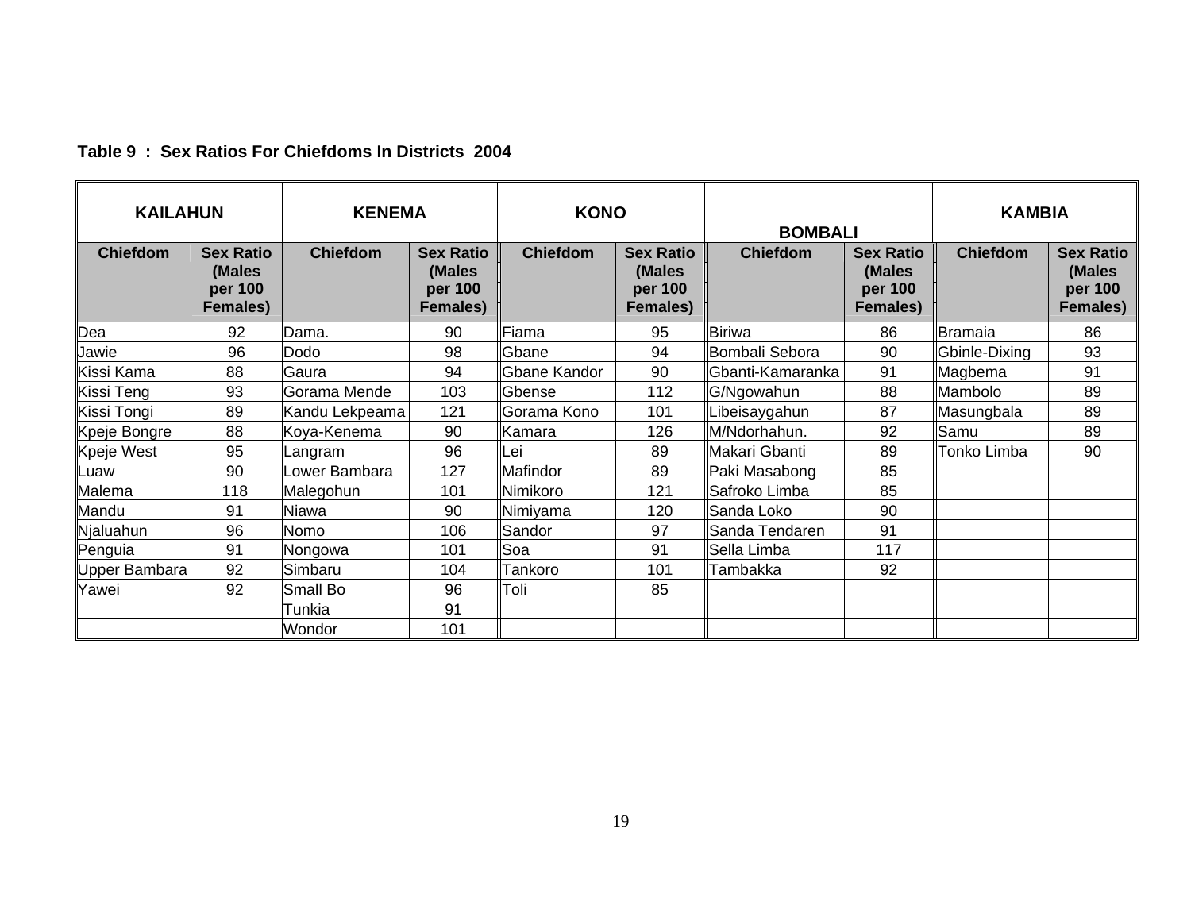**Table 9 : Sex Ratios For Chiefdoms In Districts 2004**

| KAILAHUN | | KENEMA | | KONO | | BOMBALI | | KAMBIA | |
|---|---|---|---|---|---|---|---|---|---|
| Chiefdom | Sex Ratio (Males per 100 Females) | Chiefdom | Sex Ratio (Males per 100 Females) | Chiefdom | Sex Ratio (Males per 100 Females) | Chiefdom | Sex Ratio (Males per 100 Females) | Chiefdom | Sex Ratio (Males per 100 Females) |
| Dea | 92 | Dama. | 90 | Fiama | 95 | Biriwa | 86 | Bramaia | 86 |
| Jawie | 96 | Dodo | 98 | Gbane | 94 | Bombali Sebora | 90 | Gbinle-Dixing | 93 |
| Kissi Kama | 88 | Gaura | 94 | Gbane Kandor | 90 | Gbanti-Kamaranka | 91 | Magbema | 91 |
| Kissi Teng | 93 | Gorama Mende | 103 | Gbense | 112 | G/Ngowahun | 88 | Mambolo | 89 |
| Kissi Tongi | 89 | Kandu Lekpeama | 121 | Gorama Kono | 101 | Libeisaygahun | 87 | Masungbala | 89 |
| Kpeje Bongre | 88 | Koya-Kenema | 90 | Kamara | 126 | M/Ndorhahun. | 92 | Samu | 89 |
| Kpeje West | 95 | Langram | 96 | Lei | 89 | Makari Gbanti | 89 | Tonko Limba | 90 |
| Luaw | 90 | Lower Bambara | 127 | Mafindor | 89 | Paki Masabong | 85 | | |
| Malema | 118 | Malegohun | 101 | Nimikoro | 121 | Safroko Limba | 85 | | |
| Mandu | 91 | Niawa | 90 | Nimiyama | 120 | Sanda Loko | 90 | | |
| Njaluahun | 96 | Nomo | 106 | Sandor | 97 | Sanda Tendaren | 91 | | |
| Penguia | 91 | Nongowa | 101 | Soa | 91 | Sella Limba | 117 | | |
| Upper Bambara | 92 | Simbaru | 104 | Tankoro | 101 | Tambakka | 92 | | |
| Yawei | 92 | Small Bo | 96 | Toli | 85 | | | | |
| | | Tunkia | 91 | | | | | | |
| | | Wondor | 101 | | | | | | |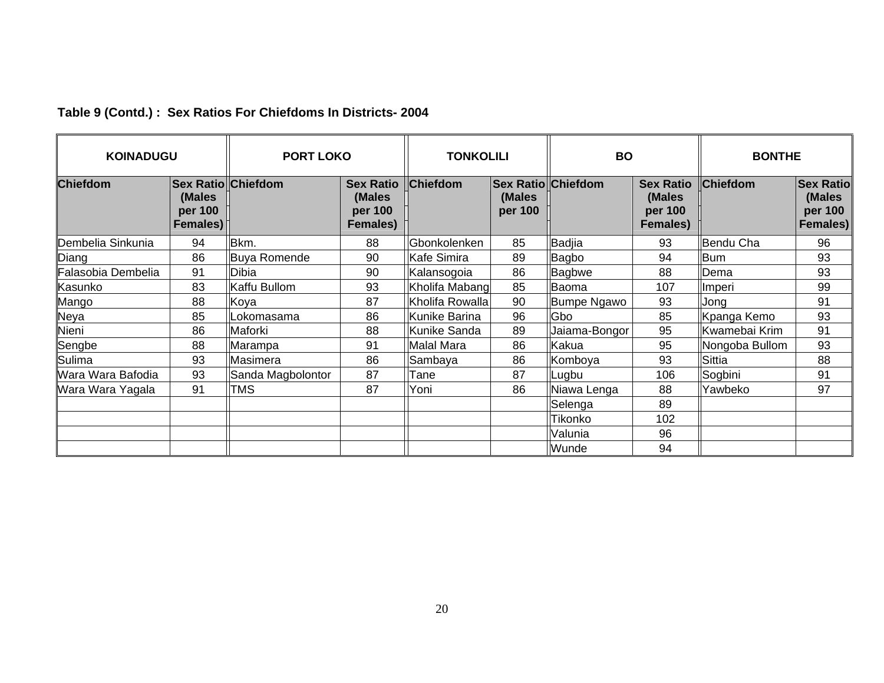**Table 9 (Contd.) : Sex Ratios For Chiefdoms In Districts- 2004**

| KOINADUGU | | PORT LOKO | | TONKOLILI | | BO | | BONTHE | |
|---|---|---|---|---|---|---|---|---|---|
| Chiefdom | Sex Ratio (Males per 100 Females) | Chiefdom | Sex Ratio (Males per 100 Females) | Chiefdom | Sex Ratio (Males per 100 | Chiefdom | Sex Ratio (Males per 100 Females) | Chiefdom | Sex Ratio (Males per 100 Females) |
| Dembelia Sinkunia | 94 | Bkm. | 88 | Gbonkolenken | 85 | Badjia | 93 | Bendu Cha | 96 |
| Diang | 86 | Buya Romende | 90 | Kafe Simira | 89 | Bagbo | 94 | Bum | 93 |
| Falasobia Dembelia | 91 | Dibia | 90 | Kalansogoia | 86 | Bagbwe | 88 | Dema | 93 |
| Kasunko | 83 | Kaffu Bullom | 93 | Kholifa Mabang | 85 | Baoma | 107 | Imperi | 99 |
| Mango | 88 | Koya | 87 | Kholifa Rowalla | 90 | Bumpe Ngawo | 93 | Jong | 91 |
| Neya | 85 | Lokomasama | 86 | Kunike Barina | 96 | Gbo | 85 | Kpanga Kemo | 93 |
| Nieni | 86 | Maforki | 88 | Kunike Sanda | 89 | Jaiama-Bongor | 95 | Kwamebai Krim | 91 |
| Sengbe | 88 | Marampa | 91 | Malal Mara | 86 | Kakua | 95 | Nongoba Bullom | 93 |
| Sulima | 93 | Masimera | 86 | Sambaya | 86 | Komboya | 93 | Sittia | 88 |
| Wara Wara Bafodia | 93 | Sanda Magbolontor | 87 | Tane | 87 | Lugbu | 106 | Sogbini | 91 |
| Wara Wara Yagala | 91 | TMS | 87 | Yoni | 86 | Niawa Lenga | 88 | Yawbeko | 97 |
| | | | | | | Selenga | 89 | | |
| | | | | | | Tikonko | 102 | | |
| | | | | | | Valunia | 96 | | |
| | | | | | | Wunde | 94 | | |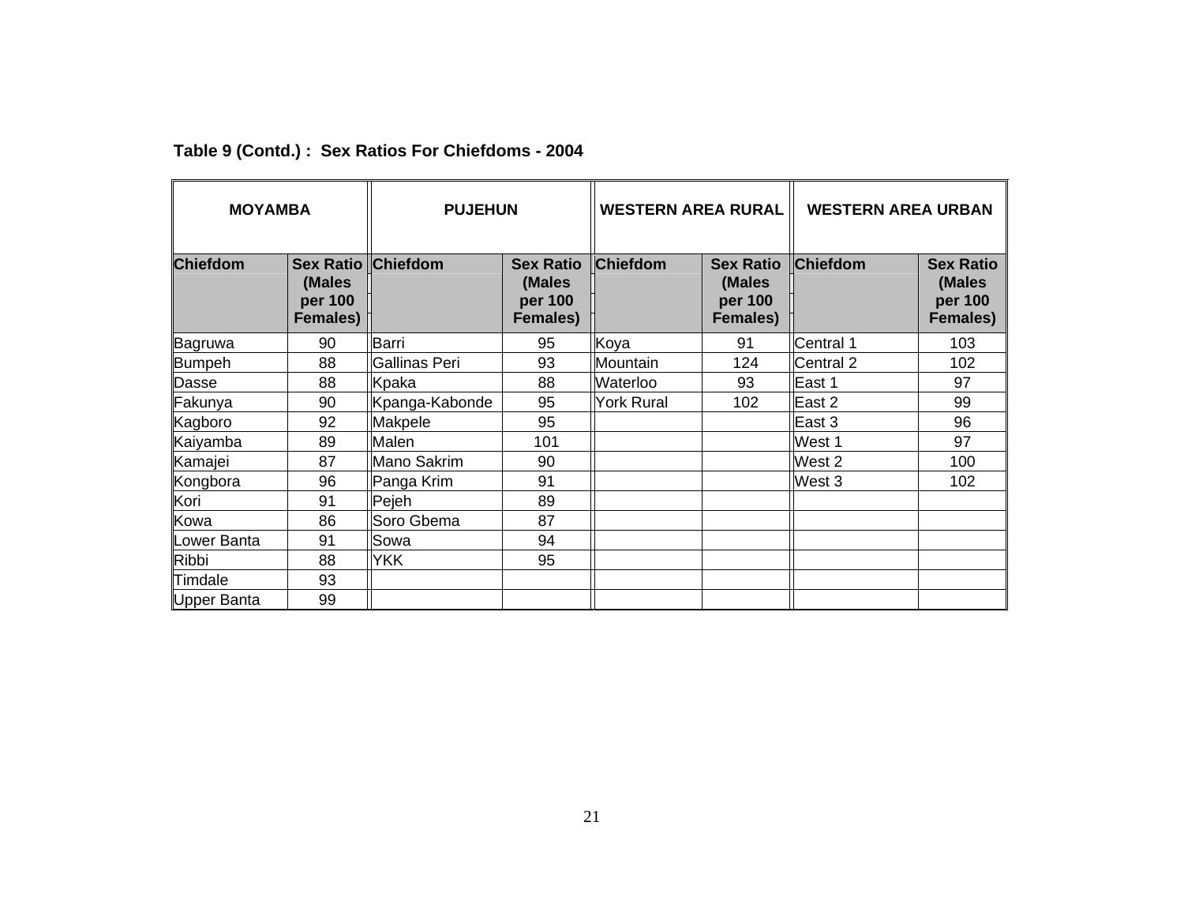**Table 9 (Contd.) : Sex Ratios For Chiefdoms - 2004**

| MOYAMBA | | PUJEHUN | | WESTERN AREA RURAL | | WESTERN AREA URBAN | |
|---|---|---|---|---|---|---|---|
| **Chiefdom** | **Sex Ratio (Males per 100 Females)** | **Chiefdom** | **Sex Ratio (Males per 100 Females)** | **Chiefdom** | **Sex Ratio (Males per 100 Females)** | **Chiefdom** | **Sex Ratio (Males per 100 Females)** |
| Bagruwa | 90 | Barri | 95 | Koya | 91 | Central 1 | 103 |
| Bumpeh | 88 | Gallinas Peri | 93 | Mountain | 124 | Central 2 | 102 |
| Dasse | 88 | Kpaka | 88 | Waterloo | 93 | East 1 | 97 |
| Fakunya | 90 | Kpanga-Kabonde | 95 | York Rural | 102 | East 2 | 99 |
| Kagboro | 92 | Makpele | 95 | | | East 3 | 96 |
| Kaiyamba | 89 | Malen | 101 | | | West 1 | 97 |
| Kamajei | 87 | Mano Sakrim | 90 | | | West 2 | 100 |
| Kongbora | 96 | Panga Krim | 91 | | | West 3 | 102 |
| Kori | 91 | Pejeh | 89 | | | | |
| Kowa | 86 | Soro Gbema | 87 | | | | |
| Lower Banta | 91 | Sowa | 94 | | | | |
| Ribbi | 88 | YKK | 95 | | | | |
| Timdale | 93 | | | | | | |
| Upper Banta | 99 | | | | | | |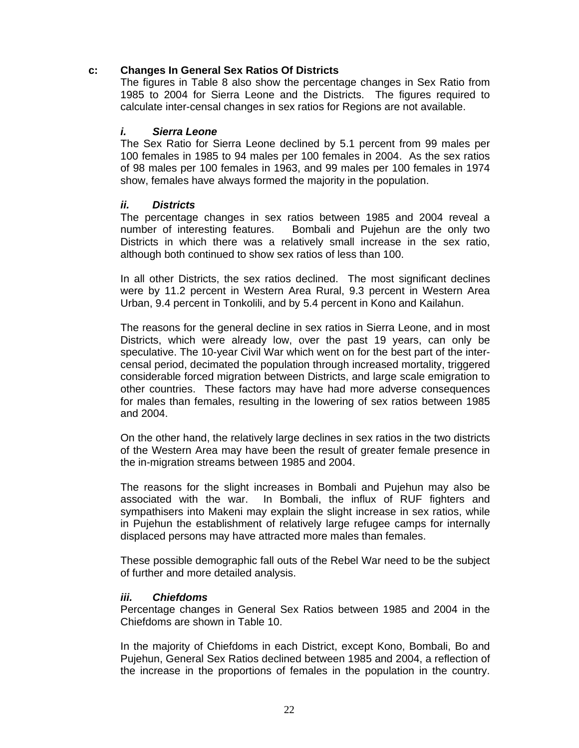### c: Changes In General Sex Ratios Of Districts

The figures in Table 8 also show the percentage changes in Sex Ratio from 1985 to 2004 for Sierra Leone and the Districts. The figures required to calculate inter-censal changes in sex ratios for Regions are not available.

#### *i. Sierra Leone*

The Sex Ratio for Sierra Leone declined by 5.1 percent from 99 males per 100 females in 1985 to 94 males per 100 females in 2004. As the sex ratios of 98 males per 100 females in 1963, and 99 males per 100 females in 1974 show, females have always formed the majority in the population.

#### *ii. Districts*

The percentage changes in sex ratios between 1985 and 2004 reveal a number of interesting features. Bombali and Pujehun are the only two Districts in which there was a relatively small increase in the sex ratio, although both continued to show sex ratios of less than 100.

In all other Districts, the sex ratios declined. The most significant declines were by 11.2 percent in Western Area Rural, 9.3 percent in Western Area Urban, 9.4 percent in Tonkolili, and by 5.4 percent in Kono and Kailahun.

The reasons for the general decline in sex ratios in Sierra Leone, and in most Districts, which were already low, over the past 19 years, can only be speculative. The 10-year Civil War which went on for the best part of the inter-censal period, decimated the population through increased mortality, triggered considerable forced migration between Districts, and large scale emigration to other countries. These factors may have had more adverse consequences for males than females, resulting in the lowering of sex ratios between 1985 and 2004.

On the other hand, the relatively large declines in sex ratios in the two districts of the Western Area may have been the result of greater female presence in the in-migration streams between 1985 and 2004.

The reasons for the slight increases in Bombali and Pujehun may also be associated with the war. In Bombali, the influx of RUF fighters and sympathisers into Makeni may explain the slight increase in sex ratios, while in Pujehun the establishment of relatively large refugee camps for internally displaced persons may have attracted more males than females.

These possible demographic fall outs of the Rebel War need to be the subject of further and more detailed analysis.

#### *iii. Chiefdoms*

Percentage changes in General Sex Ratios between 1985 and 2004 in the Chiefdoms are shown in Table 10.

In the majority of Chiefdoms in each District, except Kono, Bombali, Bo and Pujehun, General Sex Ratios declined between 1985 and 2004, a reflection of the increase in the proportions of females in the population in the country.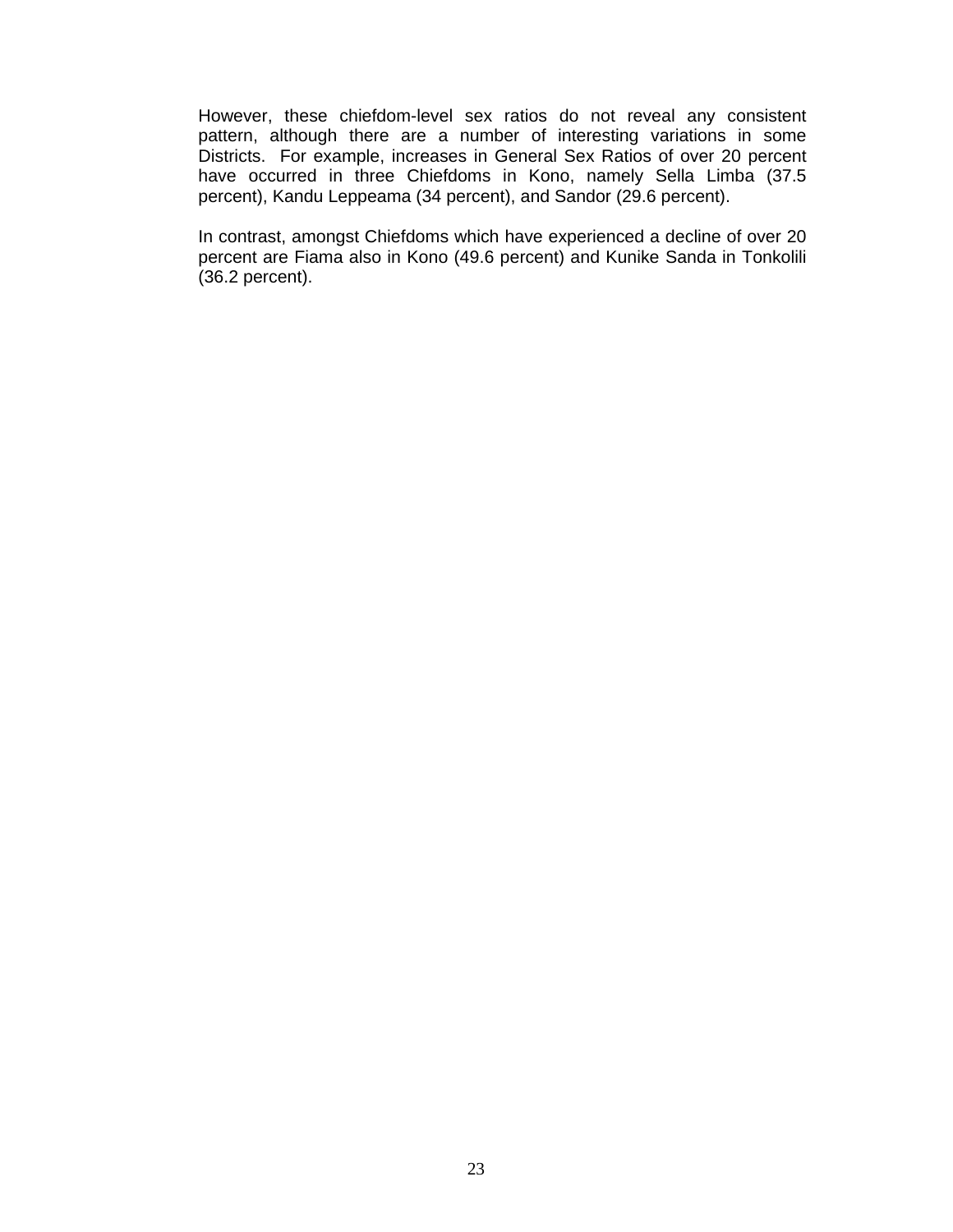However, these chiefdom-level sex ratios do not reveal any consistent pattern, although there are a number of interesting variations in some Districts. For example, increases in General Sex Ratios of over 20 percent have occurred in three Chiefdoms in Kono, namely Sella Limba (37.5 percent), Kandu Leppeama (34 percent), and Sandor (29.6 percent).

In contrast, amongst Chiefdoms which have experienced a decline of over 20 percent are Fiama also in Kono (49.6 percent) and Kunike Sanda in Tonkolili (36.2 percent).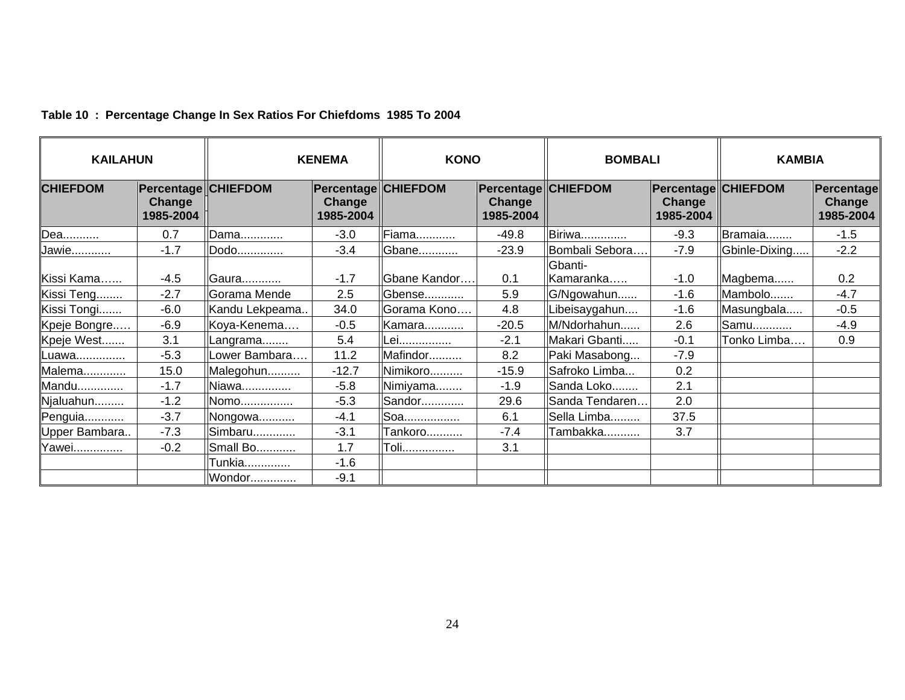**Table 10 : Percentage Change In Sex Ratios For Chiefdoms 1985 To 2004**

| KAILAHUN | | KENEMA | | KONO | | BOMBALI | | KAMBIA | |
|---|---|---|---|---|---|---|---|---|---|
| CHIEFDOM | Percentage Change 1985-2004 | CHIEFDOM | Percentage Change 1985-2004 | CHIEFDOM | Percentage Change 1985-2004 | CHIEFDOM | Percentage Change 1985-2004 | CHIEFDOM | Percentage Change 1985-2004 |
| Dea........... | 0.7 | Dama............. | -3.0 | Fiama............ | -49.8 | Biriwa.............. | -9.3 | Bramaia........ | -1.5 |
| Jawie............ | -1.7 | Dodo.............. | -3.4 | Gbane............ | -23.9 | Bombali Sebora…. | -7.9 | Gbinle-Dixing..... | -2.2 |
| Kissi Kama…… | -4.5 | Gaura............ | -1.7 | Gbane Kandor…. | 0.1 | Gbanti-Kamaranka….. | -1.0 | Magbema...... | 0.2 |
| Kissi Teng........ | -2.7 | Gorama Mende | 2.5 | Gbense............ | 5.9 | G/Ngowahun...... | -1.6 | Mambolo....... | -4.7 |
| Kissi Tongi....... | -6.0 | Kandu Lekpeama.. | 34.0 | Gorama Kono…. | 4.8 | Libeisaygahun.... | -1.6 | Masungbala..... | -0.5 |
| Kpeje Bongre.…. | -6.9 | Koya-Kenema…. | -0.5 | Kamara............ | -20.5 | M/Ndorhahun...... | 2.6 | Samu............ | -4.9 |
| Kpeje West....... | 3.1 | Langrama........ | 5.4 | Lei................ | -2.1 | Makari Gbanti..... | -0.1 | Tonko Limba…. | 0.9 |
| Luawa............... | -5.3 | Lower Bambara…. | 11.2 | Mafindor.......... | 8.2 | Paki Masabong... | -7.9 | | |
| Malema............. | 15.0 | Malegohun.......... | -12.7 | Nimikoro.......... | -15.9 | Safroko Limba... | 0.2 | | |
| Mandu.............. | -1.7 | Niawa............... | -5.8 | Nimiyama........ | -1.9 | Sanda Loko........ | 2.1 | | |
| Njaluahun......... | -1.2 | Nomo................ | -5.3 | Sandor............. | 29.6 | Sanda Tendaren… | 2.0 | | |
| Penguia............ | -3.7 | Nongowa........... | -4.1 | Soa................. | 6.1 | Sella Limba......... | 37.5 | | |
| Upper Bambara.. | -7.3 | Simbaru............. | -3.1 | Tankoro........... | -7.4 | Tambakka........... | 3.7 | | |
| Yawei............... | -0.2 | Small Bo............ | 1.7 | Toli................ | 3.1 | | | | |
| | | Tunkia.............. | -1.6 | | | | | | |
| | | Wondor.............. | -9.1 | | | | | | |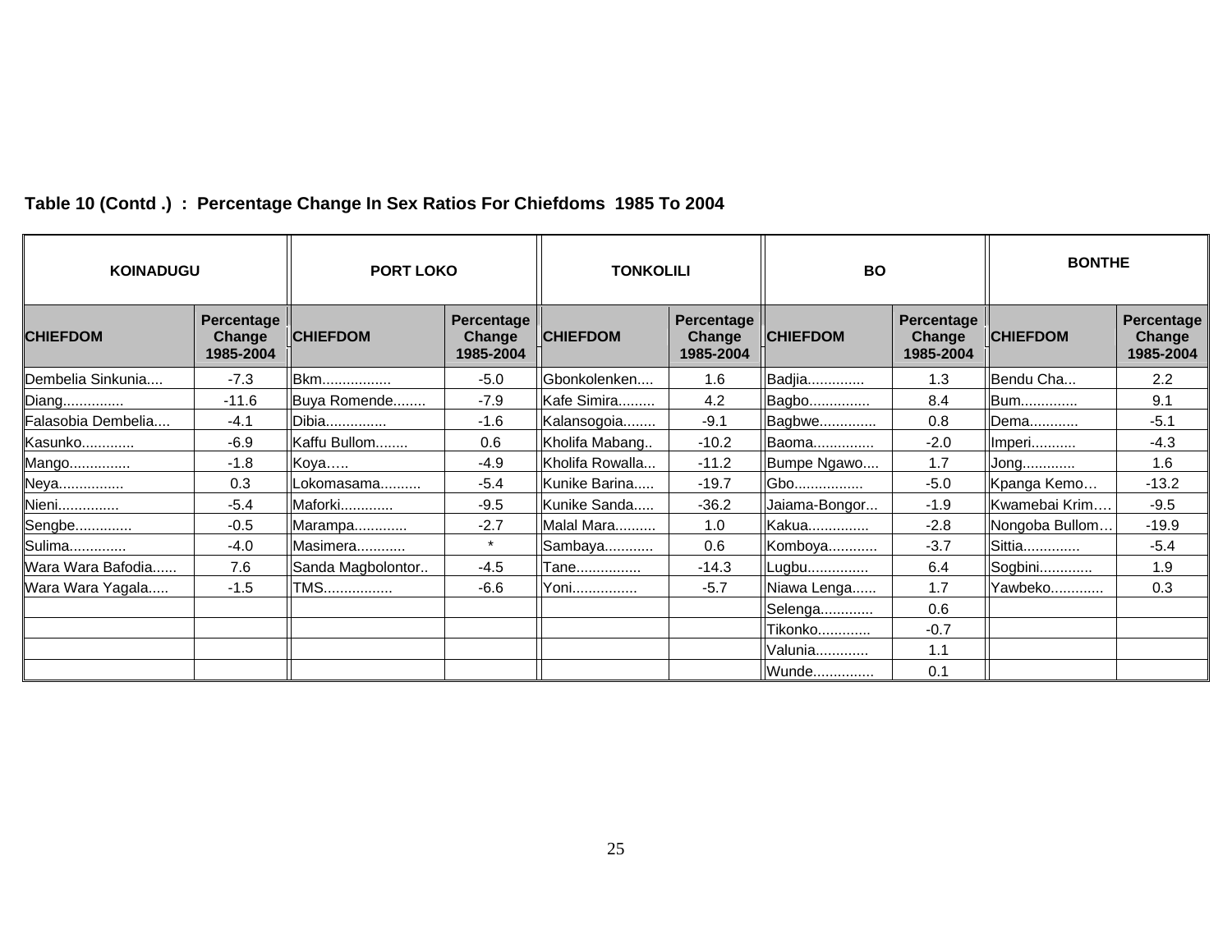**Table 10 (Contd .) : Percentage Change In Sex Ratios For Chiefdoms 1985 To 2004**

| KOINADUGU | | PORT LOKO | | TONKOLILI | | BO | | BONTHE | |
|---|---|---|---|---|---|---|---|---|---|
| CHIEFDOM | Percentage Change 1985-2004 | CHIEFDOM | Percentage Change 1985-2004 | CHIEFDOM | Percentage Change 1985-2004 | CHIEFDOM | Percentage Change 1985-2004 | CHIEFDOM | Percentage Change 1985-2004 |
| Dembelia Sinkunia.... | -7.3 | Bkm................. | -5.0 | Gbonkolenken.... | 1.6 | Badjia............. | 1.3 | Bendu Cha... | 2.2 |
| Diang............... | -11.6 | Buya Romende........ | -7.9 | Kafe Simira......... | 4.2 | Bagbo.............. | 8.4 | Bum............. | 9.1 |
| Falasobia Dembelia.... | -4.1 | Dibia............... | -1.6 | Kalansogoia........ | -9.1 | Bagbwe............. | 0.8 | Dema............ | -5.1 |
| Kasunko............. | -6.9 | Kaffu Bullom........ | 0.6 | Kholifa Mabang.. | -10.2 | Baoma.............. | -2.0 | Imperi........... | -4.3 |
| Mango............... | -1.8 | Koya….. | -4.9 | Kholifa Rowalla... | -11.2 | Bumpe Ngawo.... | 1.7 | Jong............. | 1.6 |
| Neya................ | 0.3 | Lokomasama.......... | -5.4 | Kunike Barina..... | -19.7 | Gbo................. | -5.0 | Kpanga Kemo… | -13.2 |
| Nieni............... | -5.4 | Maforki............. | -9.5 | Kunike Sanda..... | -36.2 | Jaiama-Bongor... | -1.9 | Kwamebai Krim…. | -9.5 |
| Sengbe.............. | -0.5 | Marampa............. | -2.7 | Malal Mara.......... | 1.0 | Kakua............... | -2.8 | Nongoba Bullom… | -19.9 |
| Sulima.............. | -4.0 | Masimera............ | * | Sambaya............ | 0.6 | Komboya............ | -3.7 | Sittia............. | -5.4 |
| Wara Wara Bafodia...... | 7.6 | Sanda Magbolontor.. | -4.5 | Tane................ | -14.3 | Lugbu............... | 6.4 | Sogbini............ | 1.9 |
| Wara Wara Yagala..... | -1.5 | TMS................. | -6.6 | Yoni................ | -5.7 | Niawa Lenga...... | 1.7 | Yawbeko............ | 0.3 |
| | | | | | | Selenga............. | 0.6 | | |
| | | | | | | Tikonko............. | -0.7 | | |
| | | | | | | Valunia............. | 1.1 | | |
| | | | | | | Wunde............... | 0.1 | | |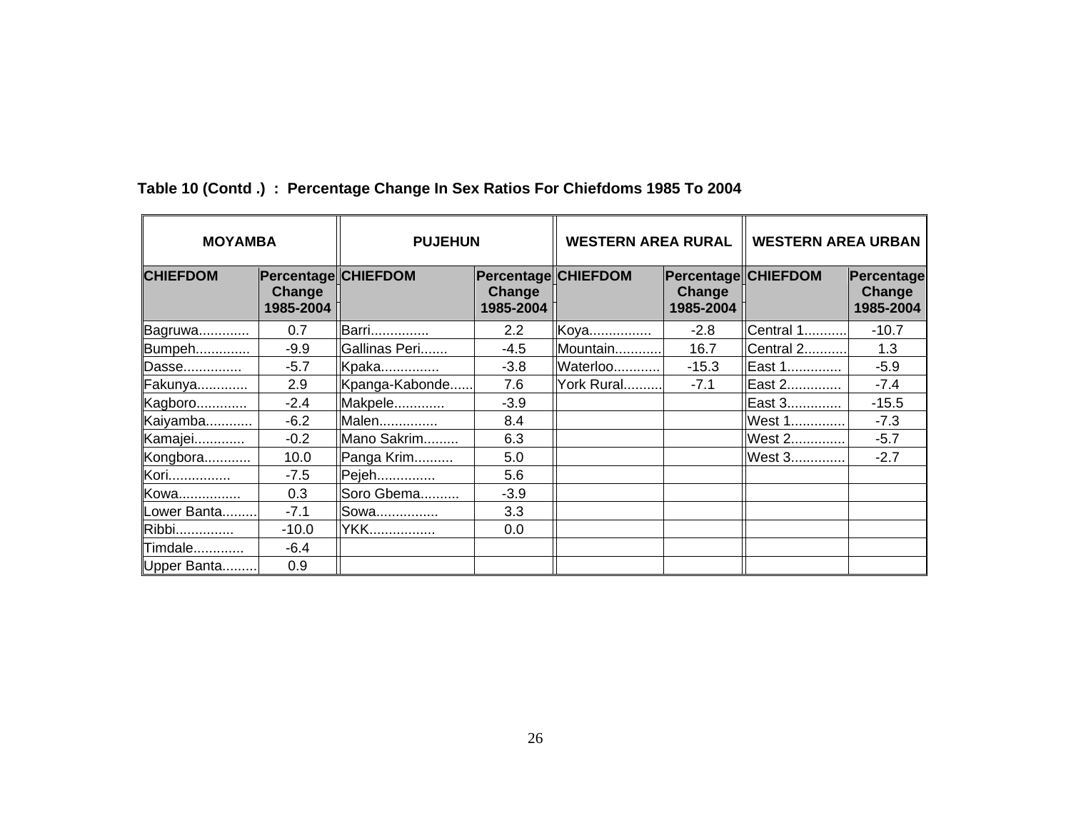**Table 10 (Contd .) : Percentage Change In Sex Ratios For Chiefdoms 1985 To 2004**

| MOYAMBA | | PUJEHUN | | WESTERN AREA RURAL | | WESTERN AREA URBAN | |
|---|---|---|---|---|---|---|---|
| CHIEFDOM | Percentage Change 1985-2004 | CHIEFDOM | Percentage Change 1985-2004 | CHIEFDOM | Percentage Change 1985-2004 | CHIEFDOM | Percentage Change 1985-2004 |
| Bagruwa............ | 0.7 | Barri.............. | 2.2 | Koya............... | -2.8 | Central 1.......... | -10.7 |
| Bumpeh............. | -9.9 | Gallinas Peri....... | -4.5 | Mountain........... | 16.7 | Central 2.......... | 1.3 |
| Dasse............... | -5.7 | Kpaka.............. | -3.8 | Waterloo........... | -15.3 | East 1............. | -5.9 |
| Fakunya............ | 2.9 | Kpanga-Kabonde...... | 7.6 | York Rural.......... | -7.1 | East 2............. | -7.4 |
| Kagboro............ | -2.4 | Makpele............ | -3.9 | | | East 3............. | -15.5 |
| Kaiyamba........... | -6.2 | Malen.............. | 8.4 | | | West 1............. | -7.3 |
| Kamajei............ | -0.2 | Mano Sakrim......... | 6.3 | | | West 2............. | -5.7 |
| Kongbora........... | 10.0 | Panga Krim.......... | 5.0 | | | West 3............. | -2.7 |
| Kori................ | -7.5 | Pejeh.............. | 5.6 | | | | |
| Kowa............... | 0.3 | Soro Gbema.......... | -3.9 | | | | |
| Lower Banta........ | -7.1 | Sowa............... | 3.3 | | | | |
| Ribbi.............. | -10.0 | YKK................ | 0.0 | | | | |
| Timdale............ | -6.4 | | | | | | |
| Upper Banta........ | 0.9 | | | | | | |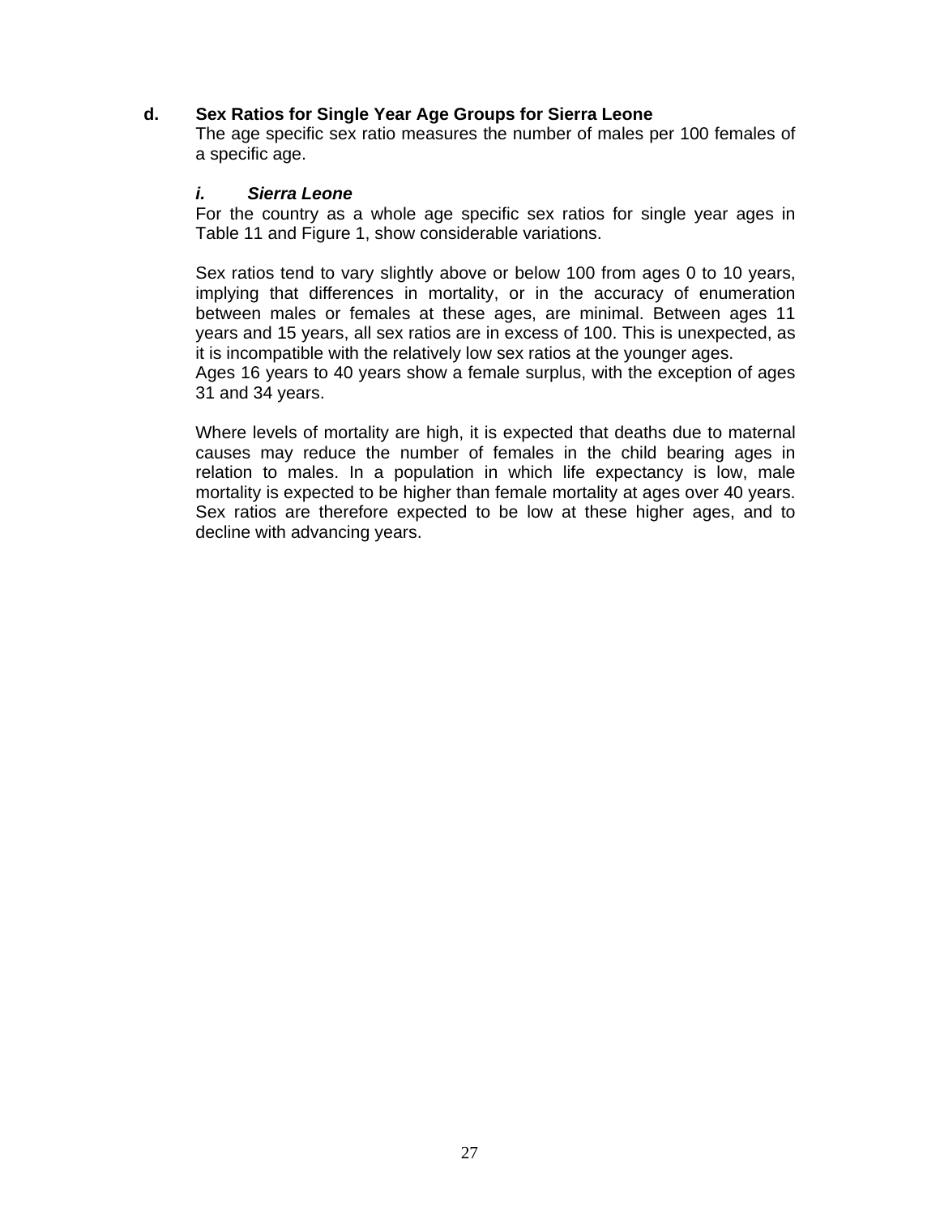### d. Sex Ratios for Single Year Age Groups for Sierra Leone

The age specific sex ratio measures the number of males per 100 females of a specific age.

#### *i. Sierra Leone*

For the country as a whole age specific sex ratios for single year ages in Table 11 and Figure 1, show considerable variations.

Sex ratios tend to vary slightly above or below 100 from ages 0 to 10 years, implying that differences in mortality, or in the accuracy of enumeration between males or females at these ages, are minimal. Between ages 11 years and 15 years, all sex ratios are in excess of 100. This is unexpected, as it is incompatible with the relatively low sex ratios at the younger ages.
Ages 16 years to 40 years show a female surplus, with the exception of ages 31 and 34 years.

Where levels of mortality are high, it is expected that deaths due to maternal causes may reduce the number of females in the child bearing ages in relation to males. In a population in which life expectancy is low, male mortality is expected to be higher than female mortality at ages over 40 years. Sex ratios are therefore expected to be low at these higher ages, and to decline with advancing years.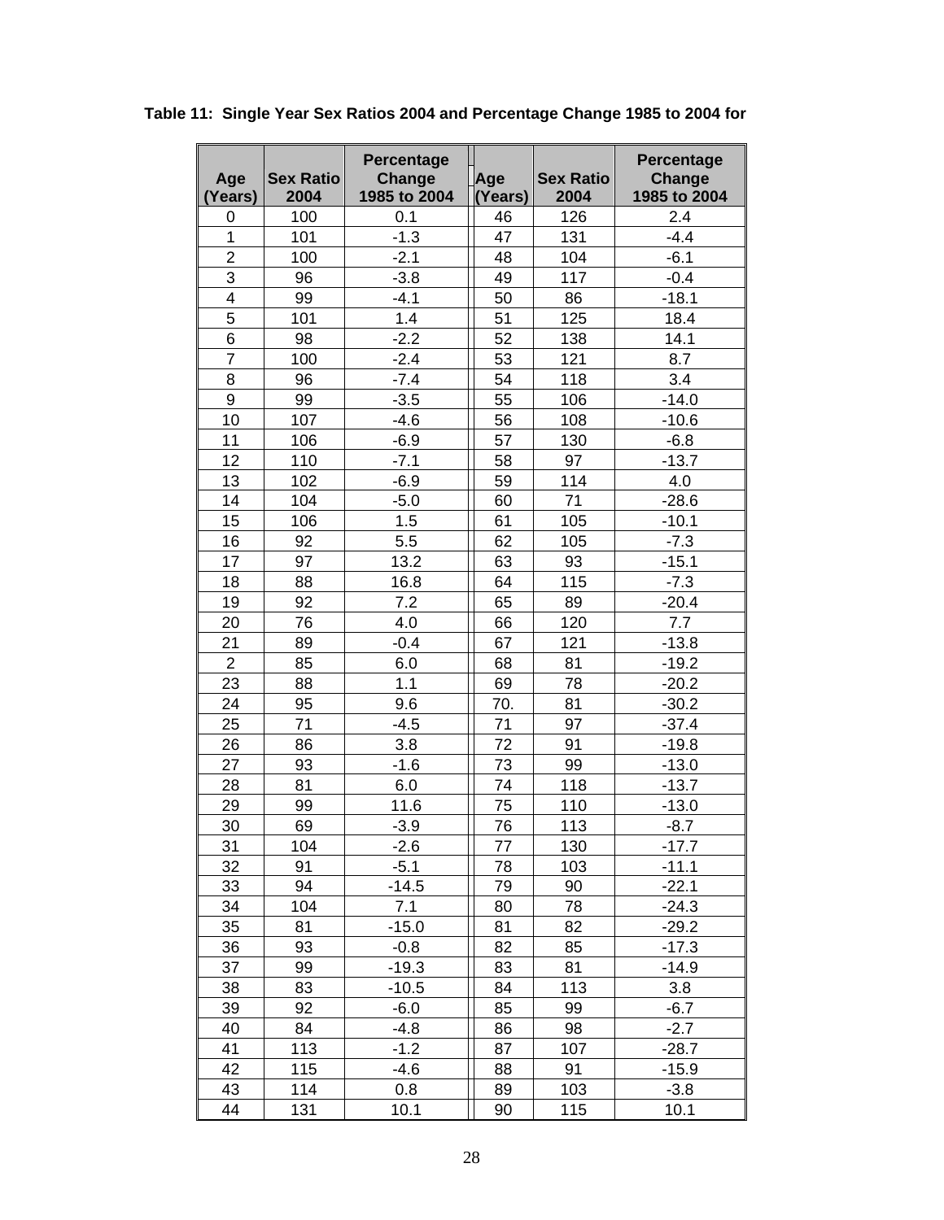**Table 11: Single Year Sex Ratios 2004 and Percentage Change 1985 to 2004 for**

| Age (Years) | Sex Ratio 2004 | Percentage Change 1985 to 2004 | Age (Years) | Sex Ratio 2004 | Percentage Change 1985 to 2004 |
|---|---|---|---|---|---|
| 0 | 100 | 0.1 | 46 | 126 | 2.4 |
| 1 | 101 | -1.3 | 47 | 131 | -4.4 |
| 2 | 100 | -2.1 | 48 | 104 | -6.1 |
| 3 | 96 | -3.8 | 49 | 117 | -0.4 |
| 4 | 99 | -4.1 | 50 | 86 | -18.1 |
| 5 | 101 | 1.4 | 51 | 125 | 18.4 |
| 6 | 98 | -2.2 | 52 | 138 | 14.1 |
| 7 | 100 | -2.4 | 53 | 121 | 8.7 |
| 8 | 96 | -7.4 | 54 | 118 | 3.4 |
| 9 | 99 | -3.5 | 55 | 106 | -14.0 |
| 10 | 107 | -4.6 | 56 | 108 | -10.6 |
| 11 | 106 | -6.9 | 57 | 130 | -6.8 |
| 12 | 110 | -7.1 | 58 | 97 | -13.7 |
| 13 | 102 | -6.9 | 59 | 114 | 4.0 |
| 14 | 104 | -5.0 | 60 | 71 | -28.6 |
| 15 | 106 | 1.5 | 61 | 105 | -10.1 |
| 16 | 92 | 5.5 | 62 | 105 | -7.3 |
| 17 | 97 | 13.2 | 63 | 93 | -15.1 |
| 18 | 88 | 16.8 | 64 | 115 | -7.3 |
| 19 | 92 | 7.2 | 65 | 89 | -20.4 |
| 20 | 76 | 4.0 | 66 | 120 | 7.7 |
| 21 | 89 | -0.4 | 67 | 121 | -13.8 |
| 2 | 85 | 6.0 | 68 | 81 | -19.2 |
| 23 | 88 | 1.1 | 69 | 78 | -20.2 |
| 24 | 95 | 9.6 | 70. | 81 | -30.2 |
| 25 | 71 | -4.5 | 71 | 97 | -37.4 |
| 26 | 86 | 3.8 | 72 | 91 | -19.8 |
| 27 | 93 | -1.6 | 73 | 99 | -13.0 |
| 28 | 81 | 6.0 | 74 | 118 | -13.7 |
| 29 | 99 | 11.6 | 75 | 110 | -13.0 |
| 30 | 69 | -3.9 | 76 | 113 | -8.7 |
| 31 | 104 | -2.6 | 77 | 130 | -17.7 |
| 32 | 91 | -5.1 | 78 | 103 | -11.1 |
| 33 | 94 | -14.5 | 79 | 90 | -22.1 |
| 34 | 104 | 7.1 | 80 | 78 | -24.3 |
| 35 | 81 | -15.0 | 81 | 82 | -29.2 |
| 36 | 93 | -0.8 | 82 | 85 | -17.3 |
| 37 | 99 | -19.3 | 83 | 81 | -14.9 |
| 38 | 83 | -10.5 | 84 | 113 | 3.8 |
| 39 | 92 | -6.0 | 85 | 99 | -6.7 |
| 40 | 84 | -4.8 | 86 | 98 | -2.7 |
| 41 | 113 | -1.2 | 87 | 107 | -28.7 |
| 42 | 115 | -4.6 | 88 | 91 | -15.9 |
| 43 | 114 | 0.8 | 89 | 103 | -3.8 |
| 44 | 131 | 10.1 | 90 | 115 | 10.1 |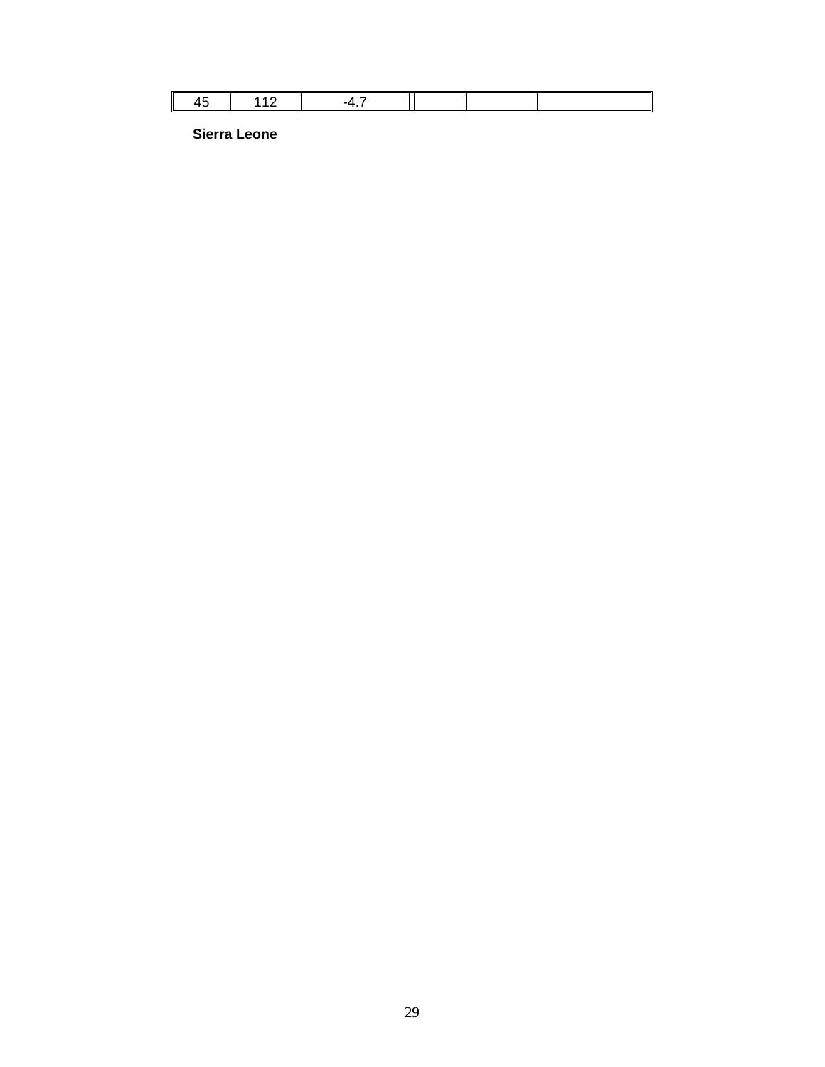| 45 | 112 | -4.7 | | | |
|---|---|---|---|---|---|

**Sierra Leone**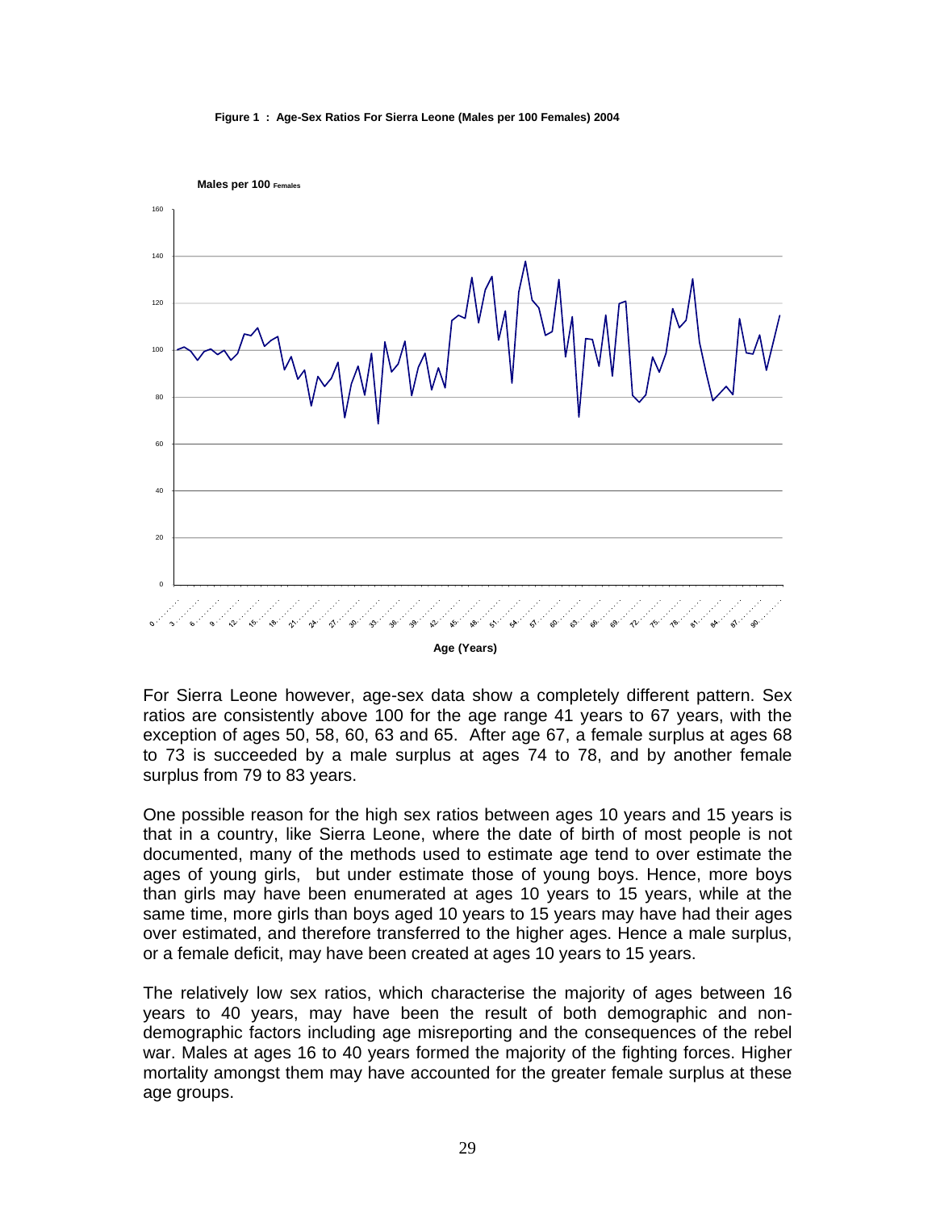**Figure 1 : Age-Sex Ratios For Sierra Leone (Males per 100 Females) 2004**

For Sierra Leone however, age-sex data show a completely different pattern. Sex ratios are consistently above 100 for the age range 41 years to 67 years, with the exception of ages 50, 58, 60, 63 and 65. After age 67, a female surplus at ages 68 to 73 is succeeded by a male surplus at ages 74 to 78, and by another female surplus from 79 to 83 years.

One possible reason for the high sex ratios between ages 10 years and 15 years is that in a country, like Sierra Leone, where the date of birth of most people is not documented, many of the methods used to estimate age tend to over estimate the ages of young girls, but under estimate those of young boys. Hence, more boys than girls may have been enumerated at ages 10 years to 15 years, while at the same time, more girls than boys aged 10 years to 15 years may have had their ages over estimated, and therefore transferred to the higher ages. Hence a male surplus, or a female deficit, may have been created at ages 10 years to 15 years.

The relatively low sex ratios, which characterise the majority of ages between 16 years to 40 years, may have been the result of both demographic and non-demographic factors including age misreporting and the consequences of the rebel war. Males at ages 16 to 40 years formed the majority of the fighting forces. Higher mortality amongst them may have accounted for the greater female surplus at these age groups.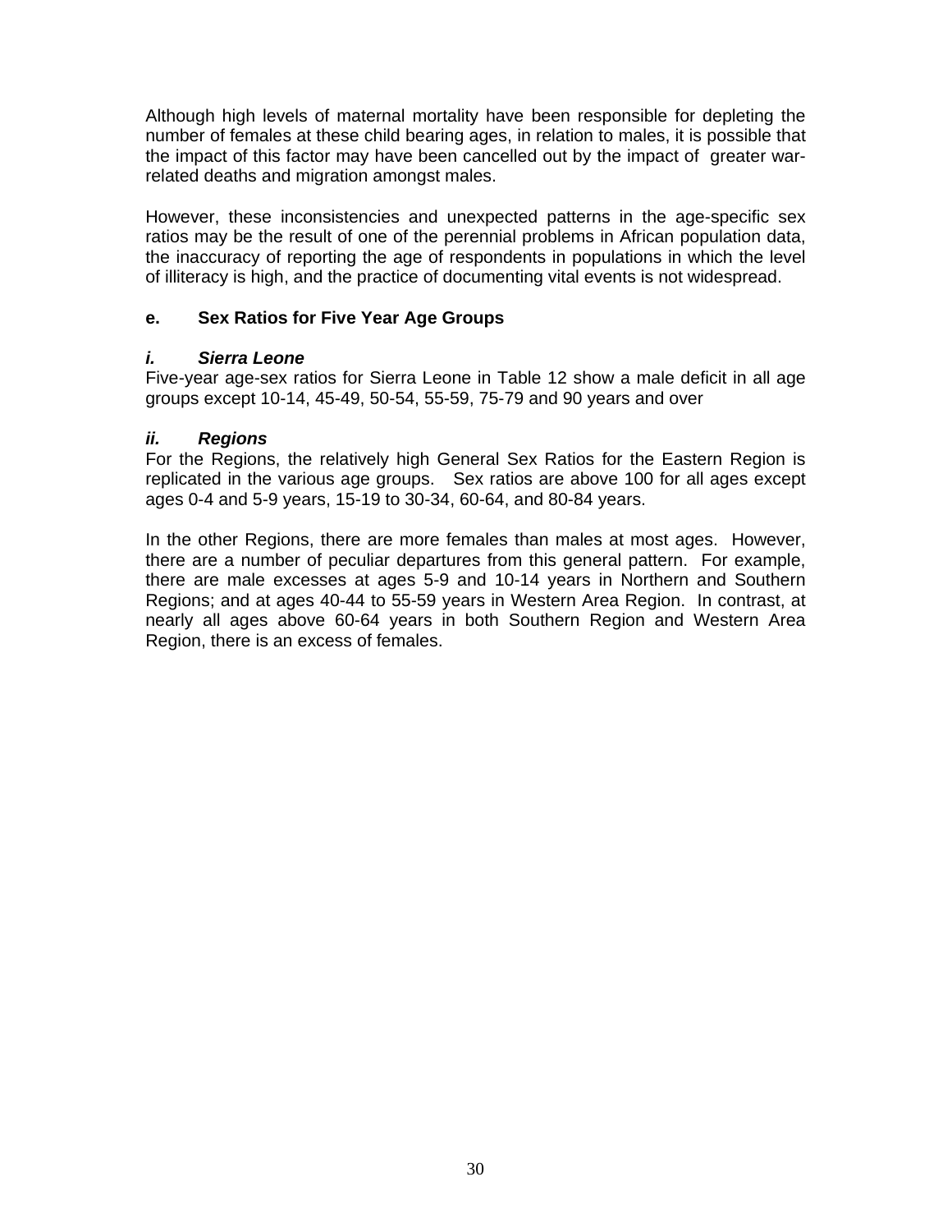Although high levels of maternal mortality have been responsible for depleting the number of females at these child bearing ages, in relation to males, it is possible that the impact of this factor may have been cancelled out by the impact of greater war-related deaths and migration amongst males.

However, these inconsistencies and unexpected patterns in the age-specific sex ratios may be the result of one of the perennial problems in African population data, the inaccuracy of reporting the age of respondents in populations in which the level of illiteracy is high, and the practice of documenting vital events is not widespread.

### e. Sex Ratios for Five Year Age Groups

#### *i. Sierra Leone*

Five-year age-sex ratios for Sierra Leone in Table 12 show a male deficit in all age groups except 10-14, 45-49, 50-54, 55-59, 75-79 and 90 years and over

#### *ii. Regions*

For the Regions, the relatively high General Sex Ratios for the Eastern Region is replicated in the various age groups. Sex ratios are above 100 for all ages except ages 0-4 and 5-9 years, 15-19 to 30-34, 60-64, and 80-84 years.

In the other Regions, there are more females than males at most ages. However, there are a number of peculiar departures from this general pattern. For example, there are male excesses at ages 5-9 and 10-14 years in Northern and Southern Regions; and at ages 40-44 to 55-59 years in Western Area Region. In contrast, at nearly all ages above 60-64 years in both Southern Region and Western Area Region, there is an excess of females.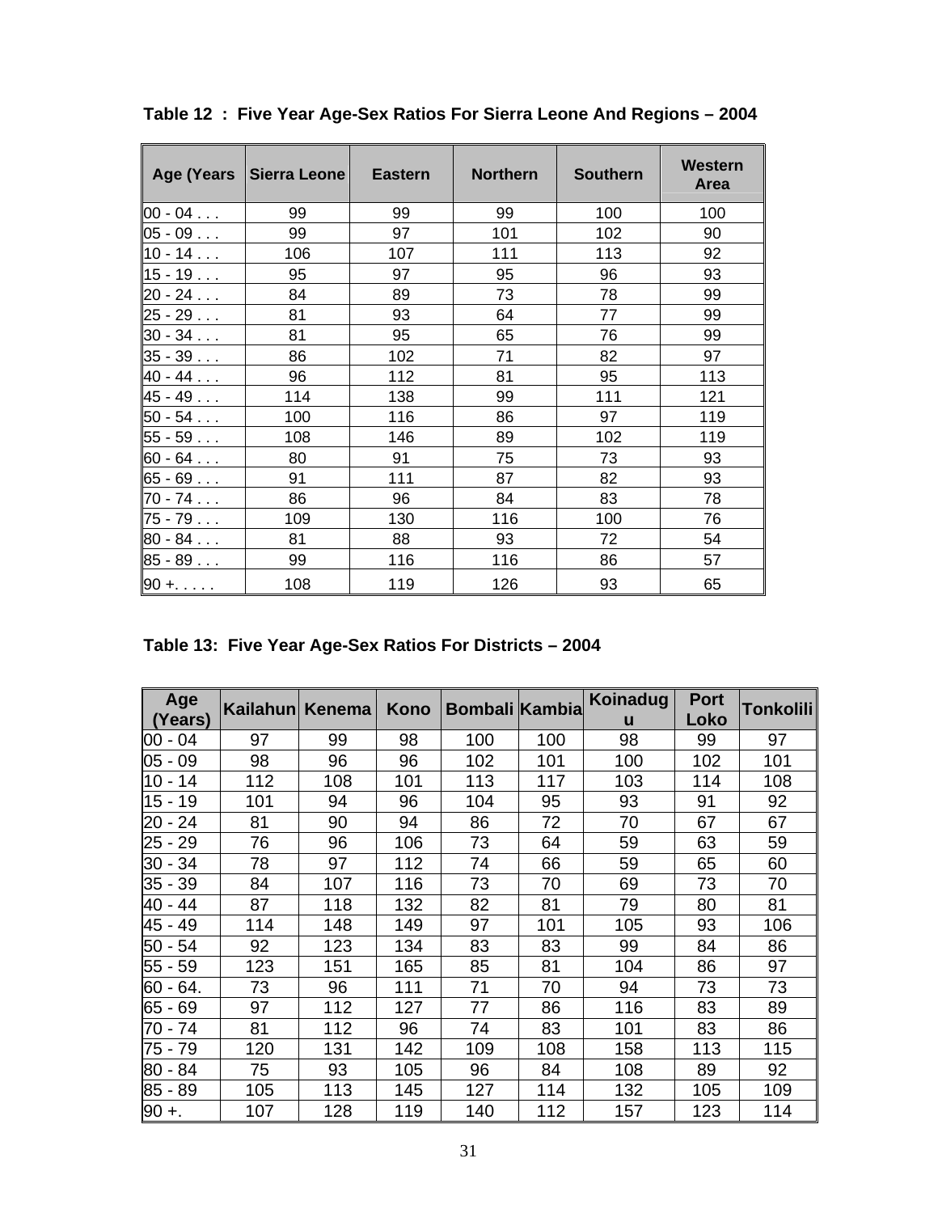**Table 12 : Five Year Age-Sex Ratios For Sierra Leone And Regions – 2004**

| Age (Years | Sierra Leone | Eastern | Northern | Southern | Western Area |
|---|---|---|---|---|---|
| 00 - 04 . . . | 99 | 99 | 99 | 100 | 100 |
| 05 - 09 . . . | 99 | 97 | 101 | 102 | 90 |
| 10 - 14 . . . | 106 | 107 | 111 | 113 | 92 |
| 15 - 19 . . . | 95 | 97 | 95 | 96 | 93 |
| 20 - 24 . . . | 84 | 89 | 73 | 78 | 99 |
| 25 - 29 . . . | 81 | 93 | 64 | 77 | 99 |
| 30 - 34 . . . | 81 | 95 | 65 | 76 | 99 |
| 35 - 39 . . . | 86 | 102 | 71 | 82 | 97 |
| 40 - 44 . . . | 96 | 112 | 81 | 95 | 113 |
| 45 - 49 . . . | 114 | 138 | 99 | 111 | 121 |
| 50 - 54 . . . | 100 | 116 | 86 | 97 | 119 |
| 55 - 59 . . . | 108 | 146 | 89 | 102 | 119 |
| 60 - 64 . . . | 80 | 91 | 75 | 73 | 93 |
| 65 - 69 . . . | 91 | 111 | 87 | 82 | 93 |
| 70 - 74 . . . | 86 | 96 | 84 | 83 | 78 |
| 75 - 79 . . . | 109 | 130 | 116 | 100 | 76 |
| 80 - 84 . . . | 81 | 88 | 93 | 72 | 54 |
| 85 - 89 . . . | 99 | 116 | 116 | 86 | 57 |
| 90 +. . . . . | 108 | 119 | 126 | 93 | 65 |

**Table 13: Five Year Age-Sex Ratios For Districts – 2004**

| Age (Years) | Kailahun | Kenema | Kono | Bombali | Kambia | Koinadugu | Port Loko | Tonkolili |
|---|---|---|---|---|---|---|---|---|
| 00 - 04 | 97 | 99 | 98 | 100 | 100 | 98 | 99 | 97 |
| 05 - 09 | 98 | 96 | 96 | 102 | 101 | 100 | 102 | 101 |
| 10 - 14 | 112 | 108 | 101 | 113 | 117 | 103 | 114 | 108 |
| 15 - 19 | 101 | 94 | 96 | 104 | 95 | 93 | 91 | 92 |
| 20 - 24 | 81 | 90 | 94 | 86 | 72 | 70 | 67 | 67 |
| 25 - 29 | 76 | 96 | 106 | 73 | 64 | 59 | 63 | 59 |
| 30 - 34 | 78 | 97 | 112 | 74 | 66 | 59 | 65 | 60 |
| 35 - 39 | 84 | 107 | 116 | 73 | 70 | 69 | 73 | 70 |
| 40 - 44 | 87 | 118 | 132 | 82 | 81 | 79 | 80 | 81 |
| 45 - 49 | 114 | 148 | 149 | 97 | 101 | 105 | 93 | 106 |
| 50 - 54 | 92 | 123 | 134 | 83 | 83 | 99 | 84 | 86 |
| 55 - 59 | 123 | 151 | 165 | 85 | 81 | 104 | 86 | 97 |
| 60 - 64. | 73 | 96 | 111 | 71 | 70 | 94 | 73 | 73 |
| 65 - 69 | 97 | 112 | 127 | 77 | 86 | 116 | 83 | 89 |
| 70 - 74 | 81 | 112 | 96 | 74 | 83 | 101 | 83 | 86 |
| 75 - 79 | 120 | 131 | 142 | 109 | 108 | 158 | 113 | 115 |
| 80 - 84 | 75 | 93 | 105 | 96 | 84 | 108 | 89 | 92 |
| 85 - 89 | 105 | 113 | 145 | 127 | 114 | 132 | 105 | 109 |
| 90 +. | 107 | 128 | 119 | 140 | 112 | 157 | 123 | 114 |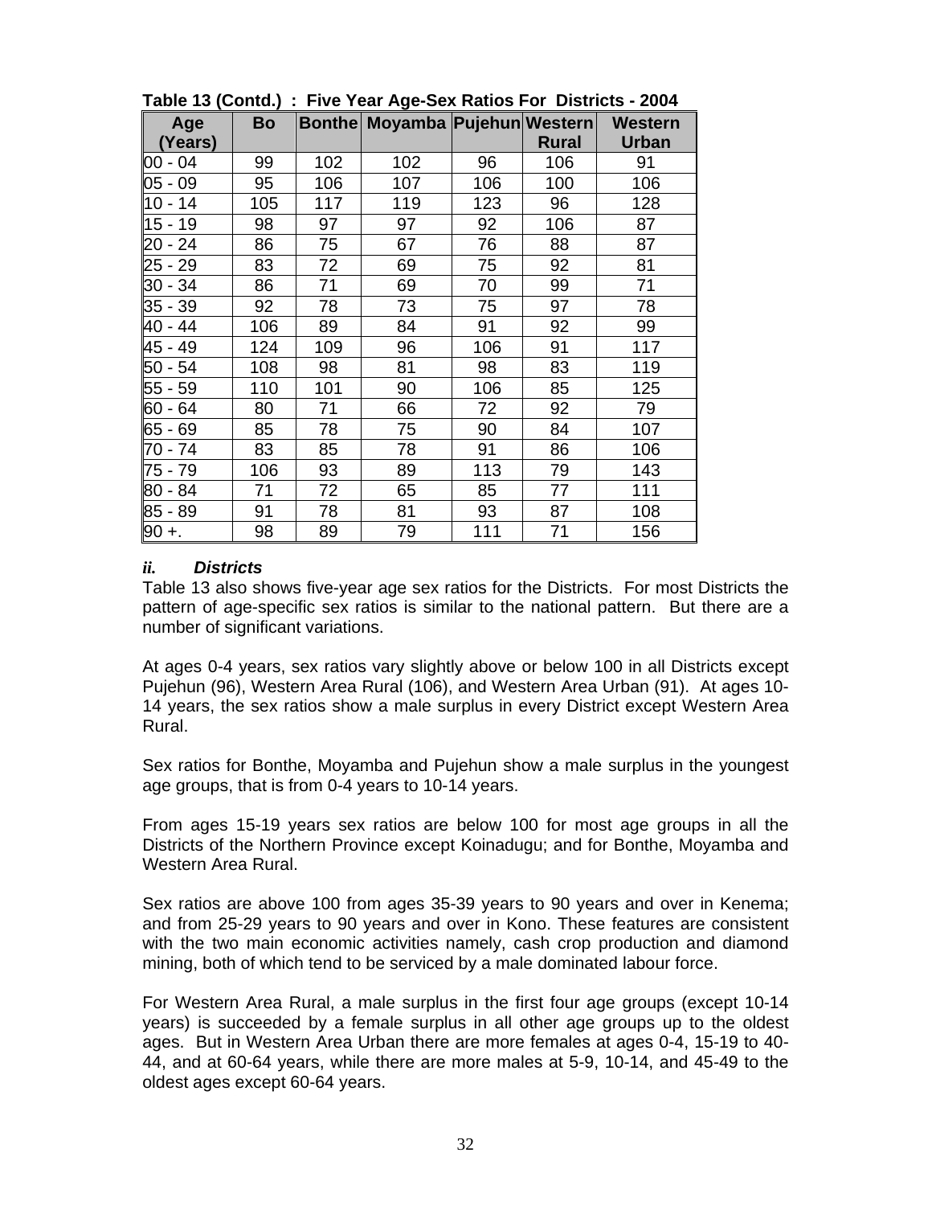**Table 13 (Contd.) : Five Year Age-Sex Ratios For Districts - 2004**

| Age (Years) | Bo | Bonthe | Moyamba | Pujehun | Western Rural | Western Urban |
|---|---|---|---|---|---|---|
| 00 - 04 | 99 | 102 | 102 | 96 | 106 | 91 |
| 05 - 09 | 95 | 106 | 107 | 106 | 100 | 106 |
| 10 - 14 | 105 | 117 | 119 | 123 | 96 | 128 |
| 15 - 19 | 98 | 97 | 97 | 92 | 106 | 87 |
| 20 - 24 | 86 | 75 | 67 | 76 | 88 | 87 |
| 25 - 29 | 83 | 72 | 69 | 75 | 92 | 81 |
| 30 - 34 | 86 | 71 | 69 | 70 | 99 | 71 |
| 35 - 39 | 92 | 78 | 73 | 75 | 97 | 78 |
| 40 - 44 | 106 | 89 | 84 | 91 | 92 | 99 |
| 45 - 49 | 124 | 109 | 96 | 106 | 91 | 117 |
| 50 - 54 | 108 | 98 | 81 | 98 | 83 | 119 |
| 55 - 59 | 110 | 101 | 90 | 106 | 85 | 125 |
| 60 - 64 | 80 | 71 | 66 | 72 | 92 | 79 |
| 65 - 69 | 85 | 78 | 75 | 90 | 84 | 107 |
| 70 - 74 | 83 | 85 | 78 | 91 | 86 | 106 |
| 75 - 79 | 106 | 93 | 89 | 113 | 79 | 143 |
| 80 - 84 | 71 | 72 | 65 | 85 | 77 | 111 |
| 85 - 89 | 91 | 78 | 81 | 93 | 87 | 108 |
| 90 +. | 98 | 89 | 79 | 111 | 71 | 156 |

### *ii. Districts*

Table 13 also shows five-year age sex ratios for the Districts. For most Districts the pattern of age-specific sex ratios is similar to the national pattern. But there are a number of significant variations.

At ages 0-4 years, sex ratios vary slightly above or below 100 in all Districts except Pujehun (96), Western Area Rural (106), and Western Area Urban (91). At ages 10-14 years, the sex ratios show a male surplus in every District except Western Area Rural.

Sex ratios for Bonthe, Moyamba and Pujehun show a male surplus in the youngest age groups, that is from 0-4 years to 10-14 years.

From ages 15-19 years sex ratios are below 100 for most age groups in all the Districts of the Northern Province except Koinadugu; and for Bonthe, Moyamba and Western Area Rural.

Sex ratios are above 100 from ages 35-39 years to 90 years and over in Kenema; and from 25-29 years to 90 years and over in Kono. These features are consistent with the two main economic activities namely, cash crop production and diamond mining, both of which tend to be serviced by a male dominated labour force.

For Western Area Rural, a male surplus in the first four age groups (except 10-14 years) is succeeded by a female surplus in all other age groups up to the oldest ages. But in Western Area Urban there are more females at ages 0-4, 15-19 to 40-44, and at 60-64 years, while there are more males at 5-9, 10-14, and 45-49 to the oldest ages except 60-64 years.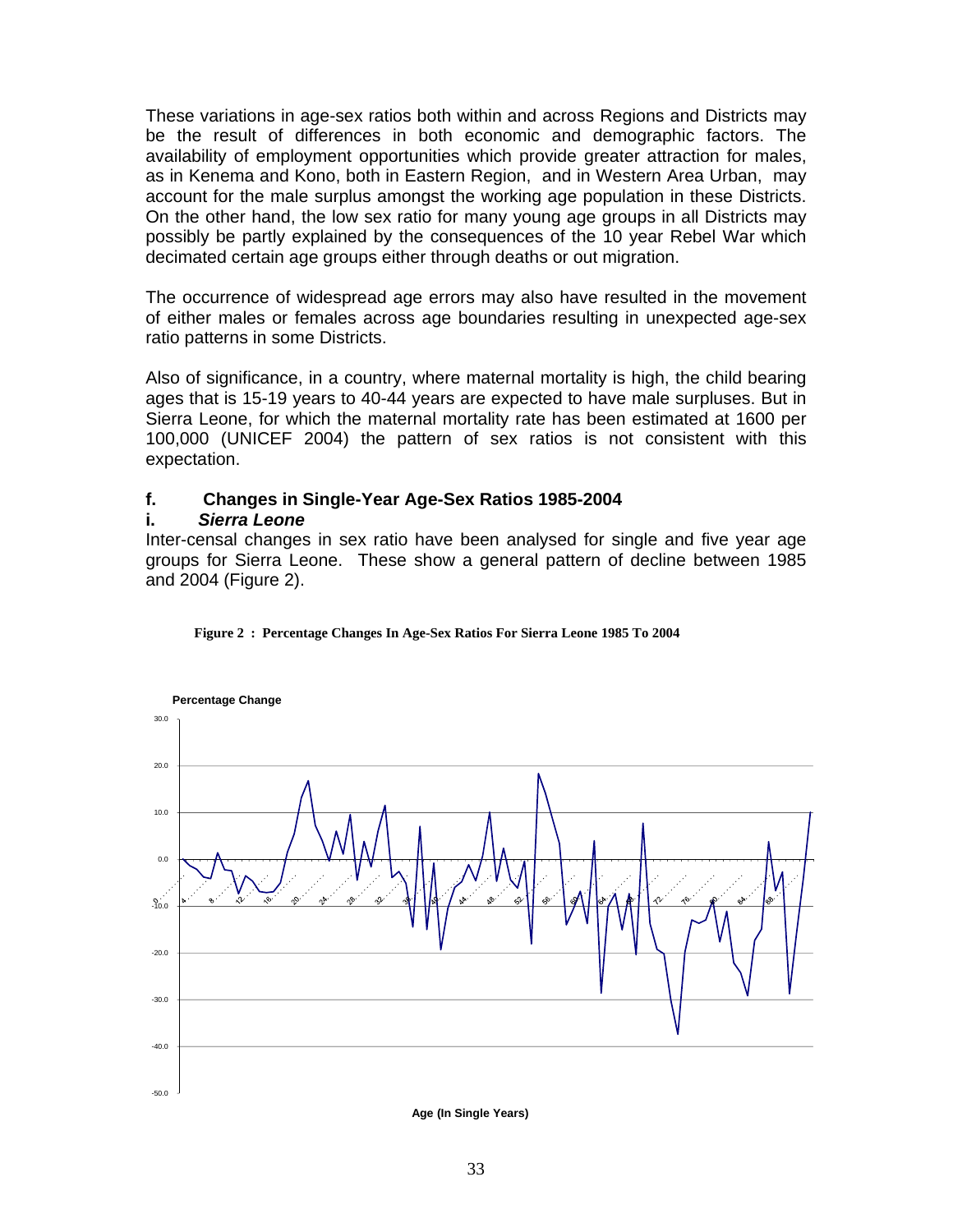These variations in age-sex ratios both within and across Regions and Districts may be the result of differences in both economic and demographic factors. The availability of employment opportunities which provide greater attraction for males, as in Kenema and Kono, both in Eastern Region, and in Western Area Urban, may account for the male surplus amongst the working age population in these Districts. On the other hand, the low sex ratio for many young age groups in all Districts may possibly be partly explained by the consequences of the 10 year Rebel War which decimated certain age groups either through deaths or out migration.

The occurrence of widespread age errors may also have resulted in the movement of either males or females across age boundaries resulting in unexpected age-sex ratio patterns in some Districts.

Also of significance, in a country, where maternal mortality is high, the child bearing ages that is 15-19 years to 40-44 years are expected to have male surpluses. But in Sierra Leone, for which the maternal mortality rate has been estimated at 1600 per 100,000 (UNICEF 2004) the pattern of sex ratios is not consistent with this expectation.

### f. Changes in Single-Year Age-Sex Ratios 1985-2004

#### i. *Sierra Leone*

Inter-censal changes in sex ratio have been analysed for single and five year age groups for Sierra Leone. These show a general pattern of decline between 1985 and 2004 (Figure 2).

**Figure 2 : Percentage Changes In Age-Sex Ratios For Sierra Leone 1985 To 2004**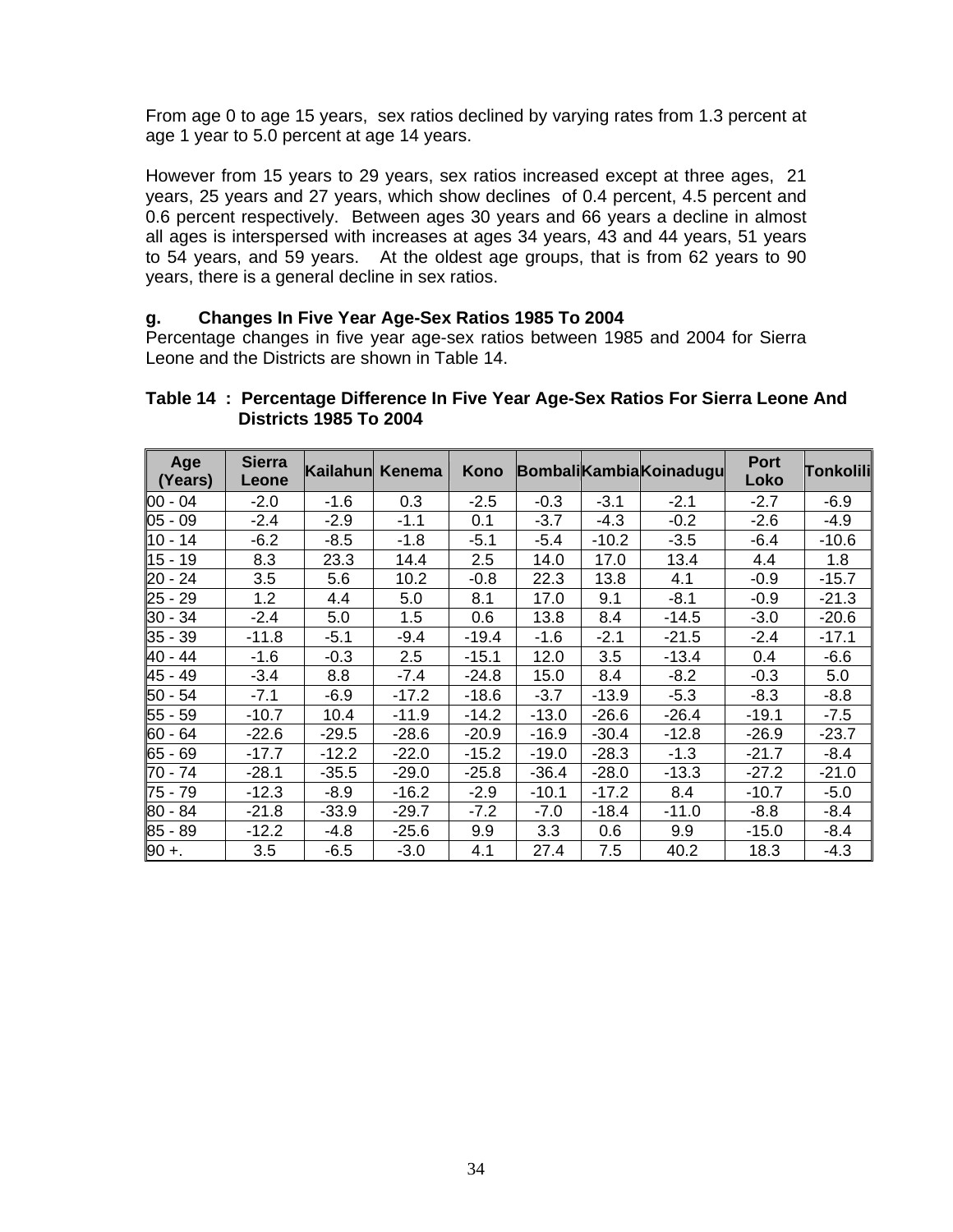From age 0 to age 15 years, sex ratios declined by varying rates from 1.3 percent at age 1 year to 5.0 percent at age 14 years.

However from 15 years to 29 years, sex ratios increased except at three ages, 21 years, 25 years and 27 years, which show declines of 0.4 percent, 4.5 percent and 0.6 percent respectively. Between ages 30 years and 66 years a decline in almost all ages is interspersed with increases at ages 34 years, 43 and 44 years, 51 years to 54 years, and 59 years. At the oldest age groups, that is from 62 years to 90 years, there is a general decline in sex ratios.

### g. Changes In Five Year Age-Sex Ratios 1985 To 2004

Percentage changes in five year age-sex ratios between 1985 and 2004 for Sierra Leone and the Districts are shown in Table 14.

**Table 14 : Percentage Difference In Five Year Age-Sex Ratios For Sierra Leone And Districts 1985 To 2004**

| Age (Years) | Sierra Leone | Kailahun | Kenema | Kono | Bombali | Kambia | Koinadugu | Port Loko | Tonkolili |
|---|---|---|---|---|---|---|---|---|---|
| 00 - 04 | -2.0 | -1.6 | 0.3 | -2.5 | -0.3 | -3.1 | -2.1 | -2.7 | -6.9 |
| 05 - 09 | -2.4 | -2.9 | -1.1 | 0.1 | -3.7 | -4.3 | -0.2 | -2.6 | -4.9 |
| 10 - 14 | -6.2 | -8.5 | -1.8 | -5.1 | -5.4 | -10.2 | -3.5 | -6.4 | -10.6 |
| 15 - 19 | 8.3 | 23.3 | 14.4 | 2.5 | 14.0 | 17.0 | 13.4 | 4.4 | 1.8 |
| 20 - 24 | 3.5 | 5.6 | 10.2 | -0.8 | 22.3 | 13.8 | 4.1 | -0.9 | -15.7 |
| 25 - 29 | 1.2 | 4.4 | 5.0 | 8.1 | 17.0 | 9.1 | -8.1 | -0.9 | -21.3 |
| 30 - 34 | -2.4 | 5.0 | 1.5 | 0.6 | 13.8 | 8.4 | -14.5 | -3.0 | -20.6 |
| 35 - 39 | -11.8 | -5.1 | -9.4 | -19.4 | -1.6 | -2.1 | -21.5 | -2.4 | -17.1 |
| 40 - 44 | -1.6 | -0.3 | 2.5 | -15.1 | 12.0 | 3.5 | -13.4 | 0.4 | -6.6 |
| 45 - 49 | -3.4 | 8.8 | -7.4 | -24.8 | 15.0 | 8.4 | -8.2 | -0.3 | 5.0 |
| 50 - 54 | -7.1 | -6.9 | -17.2 | -18.6 | -3.7 | -13.9 | -5.3 | -8.3 | -8.8 |
| 55 - 59 | -10.7 | 10.4 | -11.9 | -14.2 | -13.0 | -26.6 | -26.4 | -19.1 | -7.5 |
| 60 - 64 | -22.6 | -29.5 | -28.6 | -20.9 | -16.9 | -30.4 | -12.8 | -26.9 | -23.7 |
| 65 - 69 | -17.7 | -12.2 | -22.0 | -15.2 | -19.0 | -28.3 | -1.3 | -21.7 | -8.4 |
| 70 - 74 | -28.1 | -35.5 | -29.0 | -25.8 | -36.4 | -28.0 | -13.3 | -27.2 | -21.0 |
| 75 - 79 | -12.3 | -8.9 | -16.2 | -2.9 | -10.1 | -17.2 | 8.4 | -10.7 | -5.0 |
| 80 - 84 | -21.8 | -33.9 | -29.7 | -7.2 | -7.0 | -18.4 | -11.0 | -8.8 | -8.4 |
| 85 - 89 | -12.2 | -4.8 | -25.6 | 9.9 | 3.3 | 0.6 | 9.9 | -15.0 | -8.4 |
| 90 +. | 3.5 | -6.5 | -3.0 | 4.1 | 27.4 | 7.5 | 40.2 | 18.3 | -4.3 |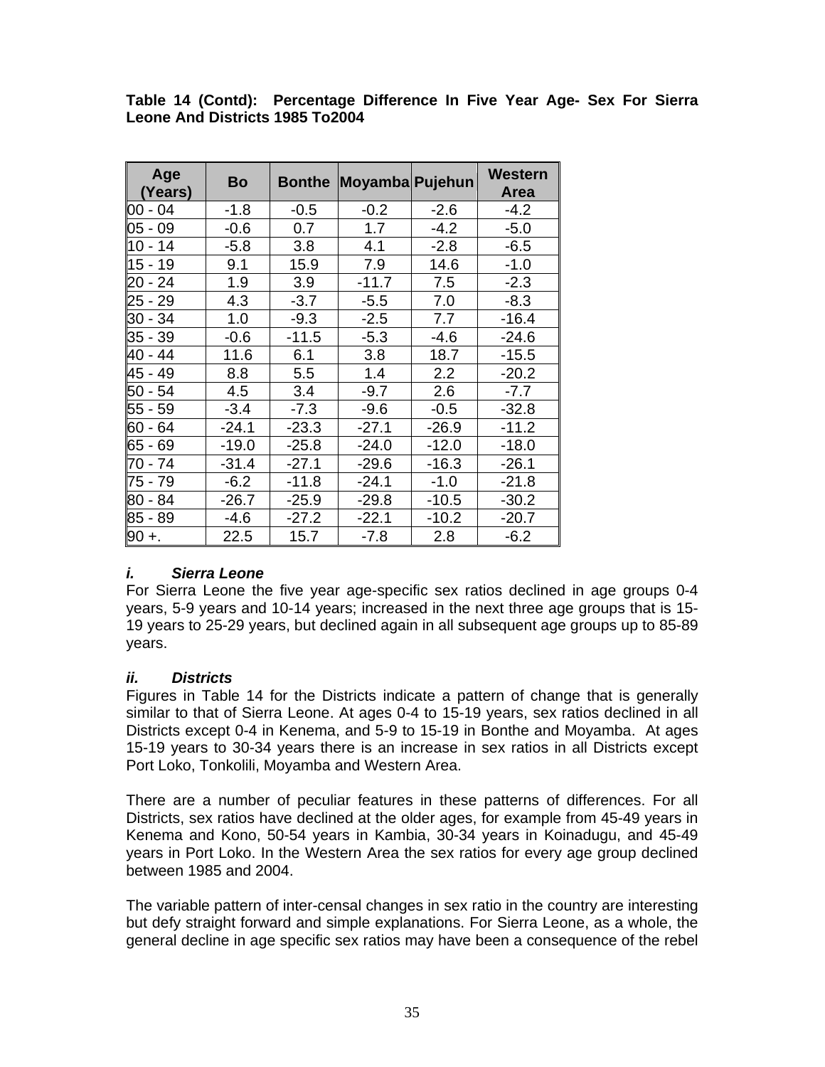**Table 14 (Contd): Percentage Difference In Five Year Age- Sex For Sierra Leone And Districts 1985 To2004**

| Age (Years) | Bo | Bonthe | Moyamba | Pujehun | Western Area |
|---|---|---|---|---|---|
| 00 - 04 | -1.8 | -0.5 | -0.2 | -2.6 | -4.2 |
| 05 - 09 | -0.6 | 0.7 | 1.7 | -4.2 | -5.0 |
| 10 - 14 | -5.8 | 3.8 | 4.1 | -2.8 | -6.5 |
| 15 - 19 | 9.1 | 15.9 | 7.9 | 14.6 | -1.0 |
| 20 - 24 | 1.9 | 3.9 | -11.7 | 7.5 | -2.3 |
| 25 - 29 | 4.3 | -3.7 | -5.5 | 7.0 | -8.3 |
| 30 - 34 | 1.0 | -9.3 | -2.5 | 7.7 | -16.4 |
| 35 - 39 | -0.6 | -11.5 | -5.3 | -4.6 | -24.6 |
| 40 - 44 | 11.6 | 6.1 | 3.8 | 18.7 | -15.5 |
| 45 - 49 | 8.8 | 5.5 | 1.4 | 2.2 | -20.2 |
| 50 - 54 | 4.5 | 3.4 | -9.7 | 2.6 | -7.7 |
| 55 - 59 | -3.4 | -7.3 | -9.6 | -0.5 | -32.8 |
| 60 - 64 | -24.1 | -23.3 | -27.1 | -26.9 | -11.2 |
| 65 - 69 | -19.0 | -25.8 | -24.0 | -12.0 | -18.0 |
| 70 - 74 | -31.4 | -27.1 | -29.6 | -16.3 | -26.1 |
| 75 - 79 | -6.2 | -11.8 | -24.1 | -1.0 | -21.8 |
| 80 - 84 | -26.7 | -25.9 | -29.8 | -10.5 | -30.2 |
| 85 - 89 | -4.6 | -27.2 | -22.1 | -10.2 | -20.7 |
| 90 +. | 22.5 | 15.7 | -7.8 | 2.8 | -6.2 |

### *i. Sierra Leone*

For Sierra Leone the five year age-specific sex ratios declined in age groups 0-4 years, 5-9 years and 10-14 years; increased in the next three age groups that is 15-19 years to 25-29 years, but declined again in all subsequent age groups up to 85-89 years.

### *ii. Districts*

Figures in Table 14 for the Districts indicate a pattern of change that is generally similar to that of Sierra Leone. At ages 0-4 to 15-19 years, sex ratios declined in all Districts except 0-4 in Kenema, and 5-9 to 15-19 in Bonthe and Moyamba. At ages 15-19 years to 30-34 years there is an increase in sex ratios in all Districts except Port Loko, Tonkolili, Moyamba and Western Area.

There are a number of peculiar features in these patterns of differences. For all Districts, sex ratios have declined at the older ages, for example from 45-49 years in Kenema and Kono, 50-54 years in Kambia, 30-34 years in Koinadugu, and 45-49 years in Port Loko. In the Western Area the sex ratios for every age group declined between 1985 and 2004.

The variable pattern of inter-censal changes in sex ratio in the country are interesting but defy straight forward and simple explanations. For Sierra Leone, as a whole, the general decline in age specific sex ratios may have been a consequence of the rebel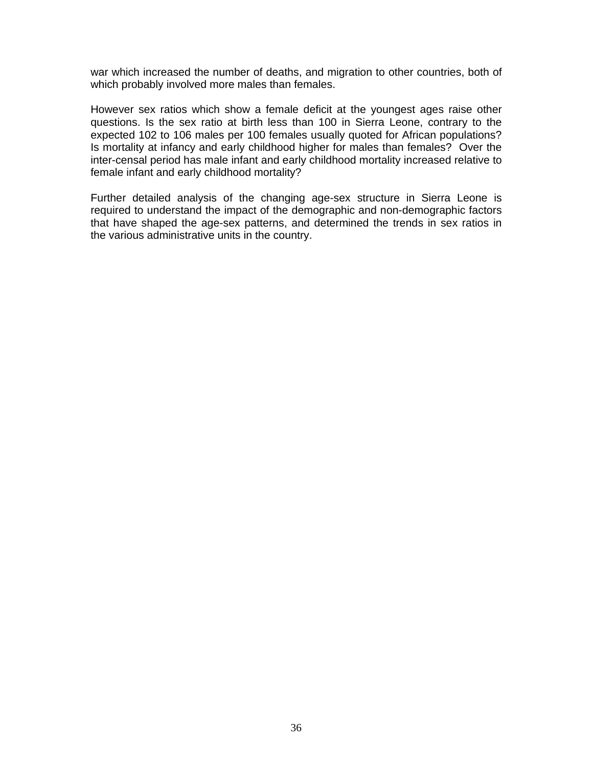war which increased the number of deaths, and migration to other countries, both of which probably involved more males than females.

However sex ratios which show a female deficit at the youngest ages raise other questions. Is the sex ratio at birth less than 100 in Sierra Leone, contrary to the expected 102 to 106 males per 100 females usually quoted for African populations? Is mortality at infancy and early childhood higher for males than females? Over the inter-censal period has male infant and early childhood mortality increased relative to female infant and early childhood mortality?

Further detailed analysis of the changing age-sex structure in Sierra Leone is required to understand the impact of the demographic and non-demographic factors that have shaped the age-sex patterns, and determined the trends in sex ratios in the various administrative units in the country.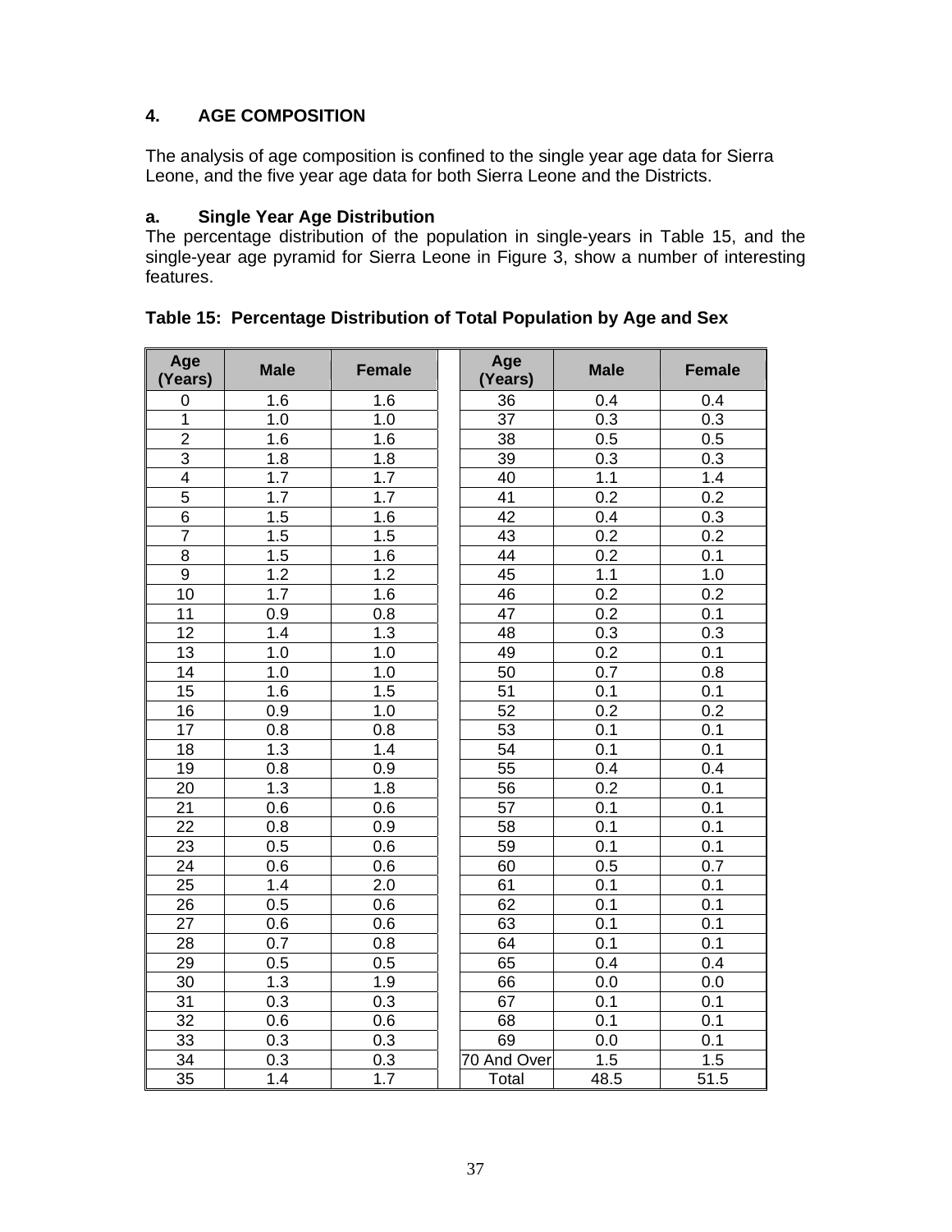## 4. AGE COMPOSITION

The analysis of age composition is confined to the single year age data for Sierra Leone, and the five year age data for both Sierra Leone and the Districts.

### a. Single Year Age Distribution

The percentage distribution of the population in single-years in Table 15, and the single-year age pyramid for Sierra Leone in Figure 3, show a number of interesting features.

**Table 15: Percentage Distribution of Total Population by Age and Sex**

| Age (Years) | Male | Female | | Age (Years) | Male | Female |
|---|---|---|---|---|---|---|
| 0 | 1.6 | 1.6 | | 36 | 0.4 | 0.4 |
| 1 | 1.0 | 1.0 | | 37 | 0.3 | 0.3 |
| 2 | 1.6 | 1.6 | | 38 | 0.5 | 0.5 |
| 3 | 1.8 | 1.8 | | 39 | 0.3 | 0.3 |
| 4 | 1.7 | 1.7 | | 40 | 1.1 | 1.4 |
| 5 | 1.7 | 1.7 | | 41 | 0.2 | 0.2 |
| 6 | 1.5 | 1.6 | | 42 | 0.4 | 0.3 |
| 7 | 1.5 | 1.5 | | 43 | 0.2 | 0.2 |
| 8 | 1.5 | 1.6 | | 44 | 0.2 | 0.1 |
| 9 | 1.2 | 1.2 | | 45 | 1.1 | 1.0 |
| 10 | 1.7 | 1.6 | | 46 | 0.2 | 0.2 |
| 11 | 0.9 | 0.8 | | 47 | 0.2 | 0.1 |
| 12 | 1.4 | 1.3 | | 48 | 0.3 | 0.3 |
| 13 | 1.0 | 1.0 | | 49 | 0.2 | 0.1 |
| 14 | 1.0 | 1.0 | | 50 | 0.7 | 0.8 |
| 15 | 1.6 | 1.5 | | 51 | 0.1 | 0.1 |
| 16 | 0.9 | 1.0 | | 52 | 0.2 | 0.2 |
| 17 | 0.8 | 0.8 | | 53 | 0.1 | 0.1 |
| 18 | 1.3 | 1.4 | | 54 | 0.1 | 0.1 |
| 19 | 0.8 | 0.9 | | 55 | 0.4 | 0.4 |
| 20 | 1.3 | 1.8 | | 56 | 0.2 | 0.1 |
| 21 | 0.6 | 0.6 | | 57 | 0.1 | 0.1 |
| 22 | 0.8 | 0.9 | | 58 | 0.1 | 0.1 |
| 23 | 0.5 | 0.6 | | 59 | 0.1 | 0.1 |
| 24 | 0.6 | 0.6 | | 60 | 0.5 | 0.7 |
| 25 | 1.4 | 2.0 | | 61 | 0.1 | 0.1 |
| 26 | 0.5 | 0.6 | | 62 | 0.1 | 0.1 |
| 27 | 0.6 | 0.6 | | 63 | 0.1 | 0.1 |
| 28 | 0.7 | 0.8 | | 64 | 0.1 | 0.1 |
| 29 | 0.5 | 0.5 | | 65 | 0.4 | 0.4 |
| 30 | 1.3 | 1.9 | | 66 | 0.0 | 0.0 |
| 31 | 0.3 | 0.3 | | 67 | 0.1 | 0.1 |
| 32 | 0.6 | 0.6 | | 68 | 0.1 | 0.1 |
| 33 | 0.3 | 0.3 | | 69 | 0.0 | 0.1 |
| 34 | 0.3 | 0.3 | | 70 And Over | 1.5 | 1.5 |
| 35 | 1.4 | 1.7 | | Total | 48.5 | 51.5 |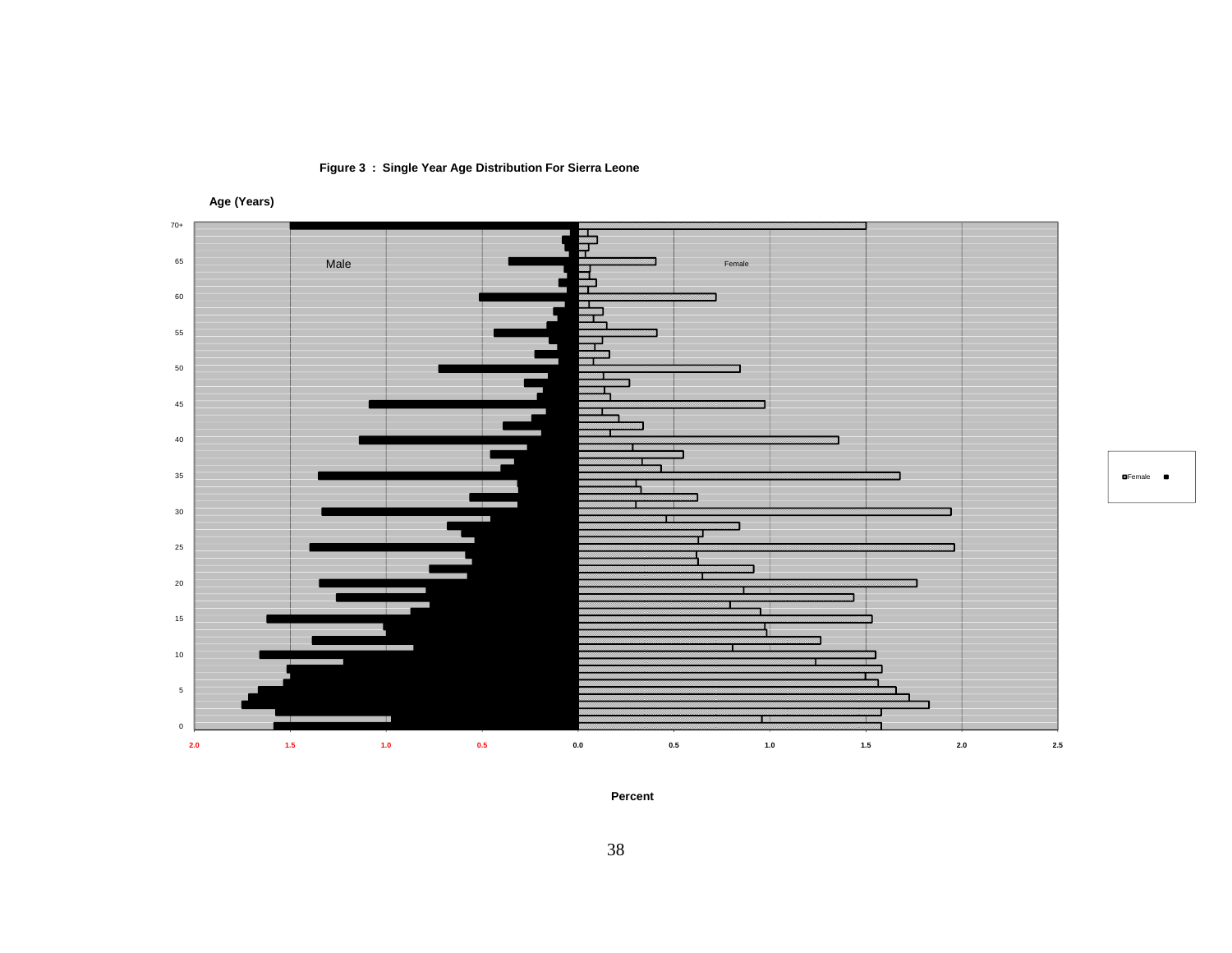**Figure 3 : Single Year Age Distribution For Sierra Leone**

**Age (Years)**

Male

Female

**Percent**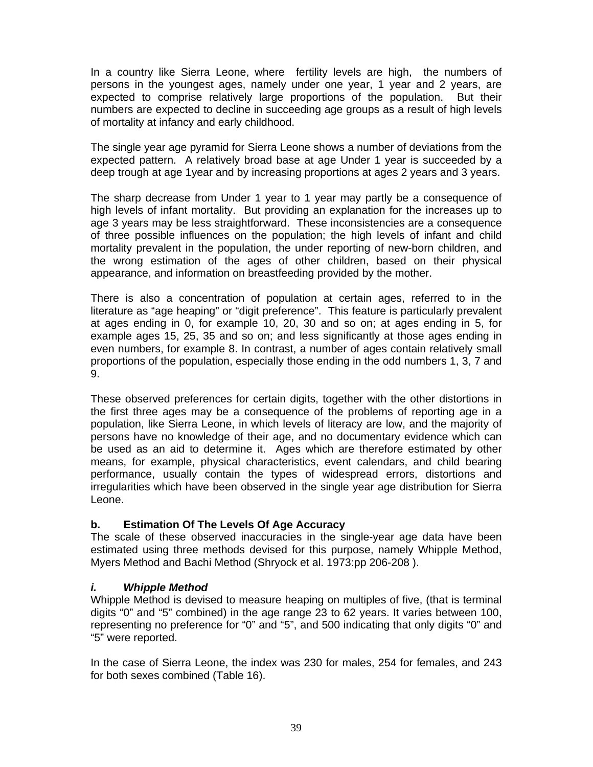In a country like Sierra Leone, where fertility levels are high, the numbers of persons in the youngest ages, namely under one year, 1 year and 2 years, are expected to comprise relatively large proportions of the population. But their numbers are expected to decline in succeeding age groups as a result of high levels of mortality at infancy and early childhood.

The single year age pyramid for Sierra Leone shows a number of deviations from the expected pattern. A relatively broad base at age Under 1 year is succeeded by a deep trough at age 1year and by increasing proportions at ages 2 years and 3 years.

The sharp decrease from Under 1 year to 1 year may partly be a consequence of high levels of infant mortality. But providing an explanation for the increases up to age 3 years may be less straightforward. These inconsistencies are a consequence of three possible influences on the population; the high levels of infant and child mortality prevalent in the population, the under reporting of new-born children, and the wrong estimation of the ages of other children, based on their physical appearance, and information on breastfeeding provided by the mother.

There is also a concentration of population at certain ages, referred to in the literature as "age heaping" or "digit preference". This feature is particularly prevalent at ages ending in 0, for example 10, 20, 30 and so on; at ages ending in 5, for example ages 15, 25, 35 and so on; and less significantly at those ages ending in even numbers, for example 8. In contrast, a number of ages contain relatively small proportions of the population, especially those ending in the odd numbers 1, 3, 7 and 9.

These observed preferences for certain digits, together with the other distortions in the first three ages may be a consequence of the problems of reporting age in a population, like Sierra Leone, in which levels of literacy are low, and the majority of persons have no knowledge of their age, and no documentary evidence which can be used as an aid to determine it. Ages which are therefore estimated by other means, for example, physical characteristics, event calendars, and child bearing performance, usually contain the types of widespread errors, distortions and irregularities which have been observed in the single year age distribution for Sierra Leone.

### b. Estimation Of The Levels Of Age Accuracy

The scale of these observed inaccuracies in the single-year age data have been estimated using three methods devised for this purpose, namely Whipple Method, Myers Method and Bachi Method (Shryock et al. 1973:pp 206-208 ).

#### *i. Whipple Method*

Whipple Method is devised to measure heaping on multiples of five, (that is terminal digits "0" and "5" combined) in the age range 23 to 62 years. It varies between 100, representing no preference for "0" and "5", and 500 indicating that only digits "0" and "5" were reported.

In the case of Sierra Leone, the index was 230 for males, 254 for females, and 243 for both sexes combined (Table 16).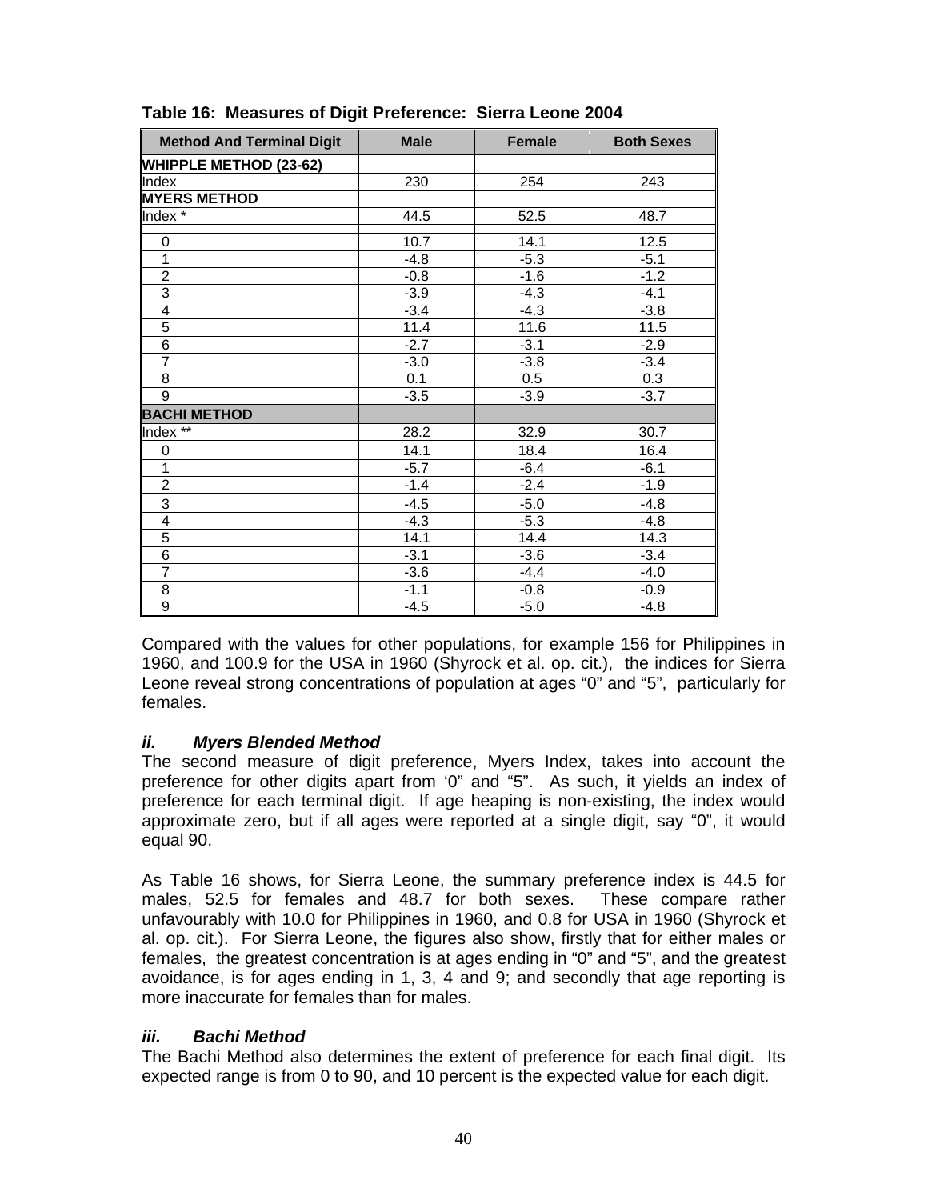**Table 16: Measures of Digit Preference: Sierra Leone 2004**

| Method And Terminal Digit | Male | Female | Both Sexes |
|---|---|---|---|
| **WHIPPLE METHOD (23-62)** | | | |
| Index | 230 | 254 | 243 |
| **MYERS METHOD** | | | |
| Index * | 44.5 | 52.5 | 48.7 |
| | | | |
| 0 | 10.7 | 14.1 | 12.5 |
| 1 | -4.8 | -5.3 | -5.1 |
| 2 | -0.8 | -1.6 | -1.2 |
| 3 | -3.9 | -4.3 | -4.1 |
| 4 | -3.4 | -4.3 | -3.8 |
| 5 | 11.4 | 11.6 | 11.5 |
| 6 | -2.7 | -3.1 | -2.9 |
| 7 | -3.0 | -3.8 | -3.4 |
| 8 | 0.1 | 0.5 | 0.3 |
| 9 | -3.5 | -3.9 | -3.7 |
| **BACHI METHOD** | | | |
| Index ** | 28.2 | 32.9 | 30.7 |
| 0 | 14.1 | 18.4 | 16.4 |
| 1 | -5.7 | -6.4 | -6.1 |
| 2 | -1.4 | -2.4 | -1.9 |
| 3 | -4.5 | -5.0 | -4.8 |
| 4 | -4.3 | -5.3 | -4.8 |
| 5 | 14.1 | 14.4 | 14.3 |
| 6 | -3.1 | -3.6 | -3.4 |
| 7 | -3.6 | -4.4 | -4.0 |
| 8 | -1.1 | -0.8 | -0.9 |
| 9 | -4.5 | -5.0 | -4.8 |

Compared with the values for other populations, for example 156 for Philippines in 1960, and 100.9 for the USA in 1960 (Shyrock et al. op. cit.), the indices for Sierra Leone reveal strong concentrations of population at ages "0" and "5", particularly for females.

### *ii. Myers Blended Method*

The second measure of digit preference, Myers Index, takes into account the preference for other digits apart from '0" and "5". As such, it yields an index of preference for each terminal digit. If age heaping is non-existing, the index would approximate zero, but if all ages were reported at a single digit, say "0", it would equal 90.

As Table 16 shows, for Sierra Leone, the summary preference index is 44.5 for males, 52.5 for females and 48.7 for both sexes. These compare rather unfavourably with 10.0 for Philippines in 1960, and 0.8 for USA in 1960 (Shyrock et al. op. cit.). For Sierra Leone, the figures also show, firstly that for either males or females, the greatest concentration is at ages ending in "0" and "5", and the greatest avoidance, is for ages ending in 1, 3, 4 and 9; and secondly that age reporting is more inaccurate for females than for males.

### *iii. Bachi Method*

The Bachi Method also determines the extent of preference for each final digit. Its expected range is from 0 to 90, and 10 percent is the expected value for each digit.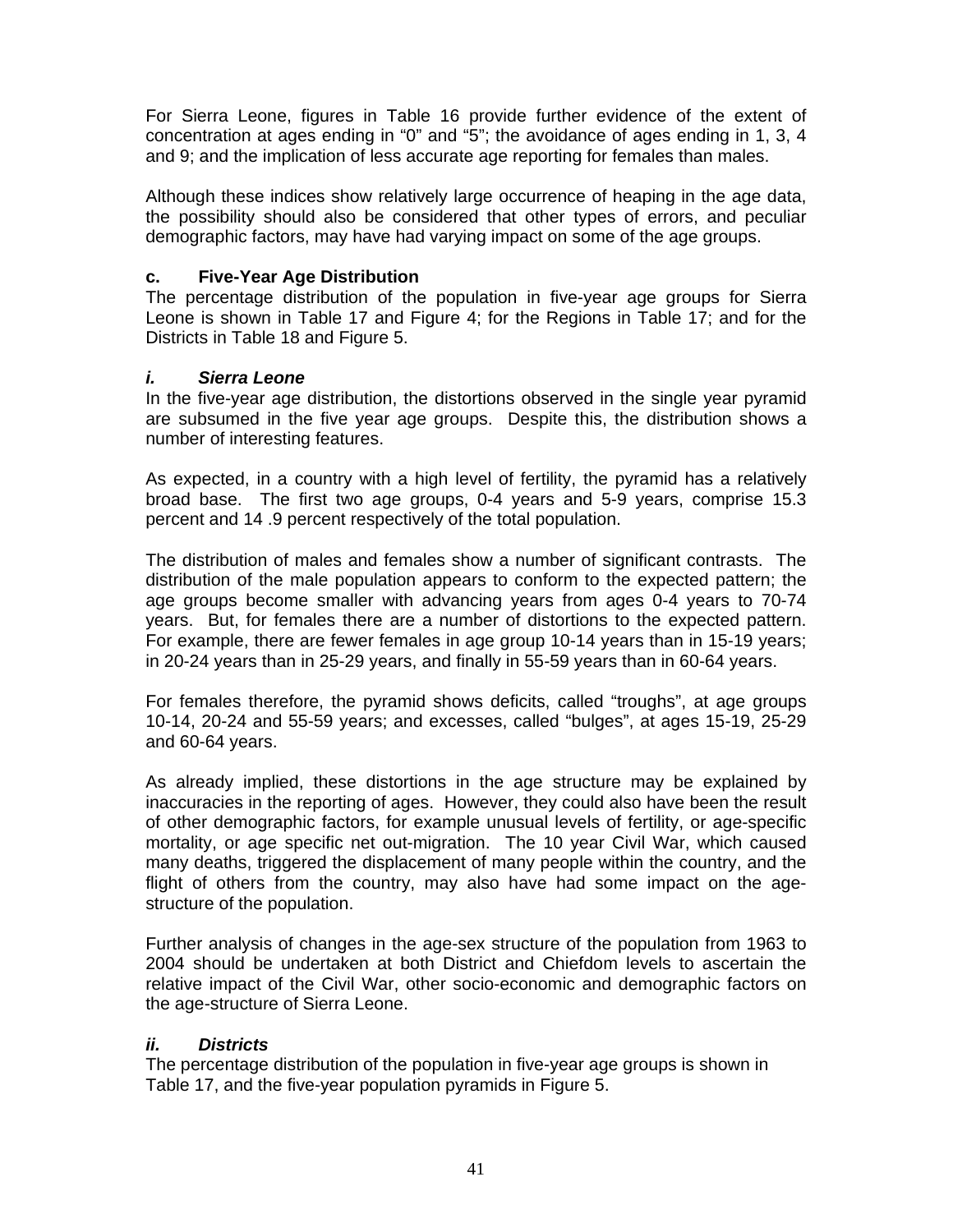For Sierra Leone, figures in Table 16 provide further evidence of the extent of concentration at ages ending in "0" and "5"; the avoidance of ages ending in 1, 3, 4 and 9; and the implication of less accurate age reporting for females than males.

Although these indices show relatively large occurrence of heaping in the age data, the possibility should also be considered that other types of errors, and peculiar demographic factors, may have had varying impact on some of the age groups.

### c. Five-Year Age Distribution

The percentage distribution of the population in five-year age groups for Sierra Leone is shown in Table 17 and Figure 4; for the Regions in Table 17; and for the Districts in Table 18 and Figure 5.

#### *i. Sierra Leone*

In the five-year age distribution, the distortions observed in the single year pyramid are subsumed in the five year age groups. Despite this, the distribution shows a number of interesting features.

As expected, in a country with a high level of fertility, the pyramid has a relatively broad base. The first two age groups, 0-4 years and 5-9 years, comprise 15.3 percent and 14 .9 percent respectively of the total population.

The distribution of males and females show a number of significant contrasts. The distribution of the male population appears to conform to the expected pattern; the age groups become smaller with advancing years from ages 0-4 years to 70-74 years. But, for females there are a number of distortions to the expected pattern. For example, there are fewer females in age group 10-14 years than in 15-19 years; in 20-24 years than in 25-29 years, and finally in 55-59 years than in 60-64 years.

For females therefore, the pyramid shows deficits, called "troughs", at age groups 10-14, 20-24 and 55-59 years; and excesses, called "bulges", at ages 15-19, 25-29 and 60-64 years.

As already implied, these distortions in the age structure may be explained by inaccuracies in the reporting of ages. However, they could also have been the result of other demographic factors, for example unusual levels of fertility, or age-specific mortality, or age specific net out-migration. The 10 year Civil War, which caused many deaths, triggered the displacement of many people within the country, and the flight of others from the country, may also have had some impact on the age-structure of the population.

Further analysis of changes in the age-sex structure of the population from 1963 to 2004 should be undertaken at both District and Chiefdom levels to ascertain the relative impact of the Civil War, other socio-economic and demographic factors on the age-structure of Sierra Leone.

#### *ii. Districts*

The percentage distribution of the population in five-year age groups is shown in Table 17, and the five-year population pyramids in Figure 5.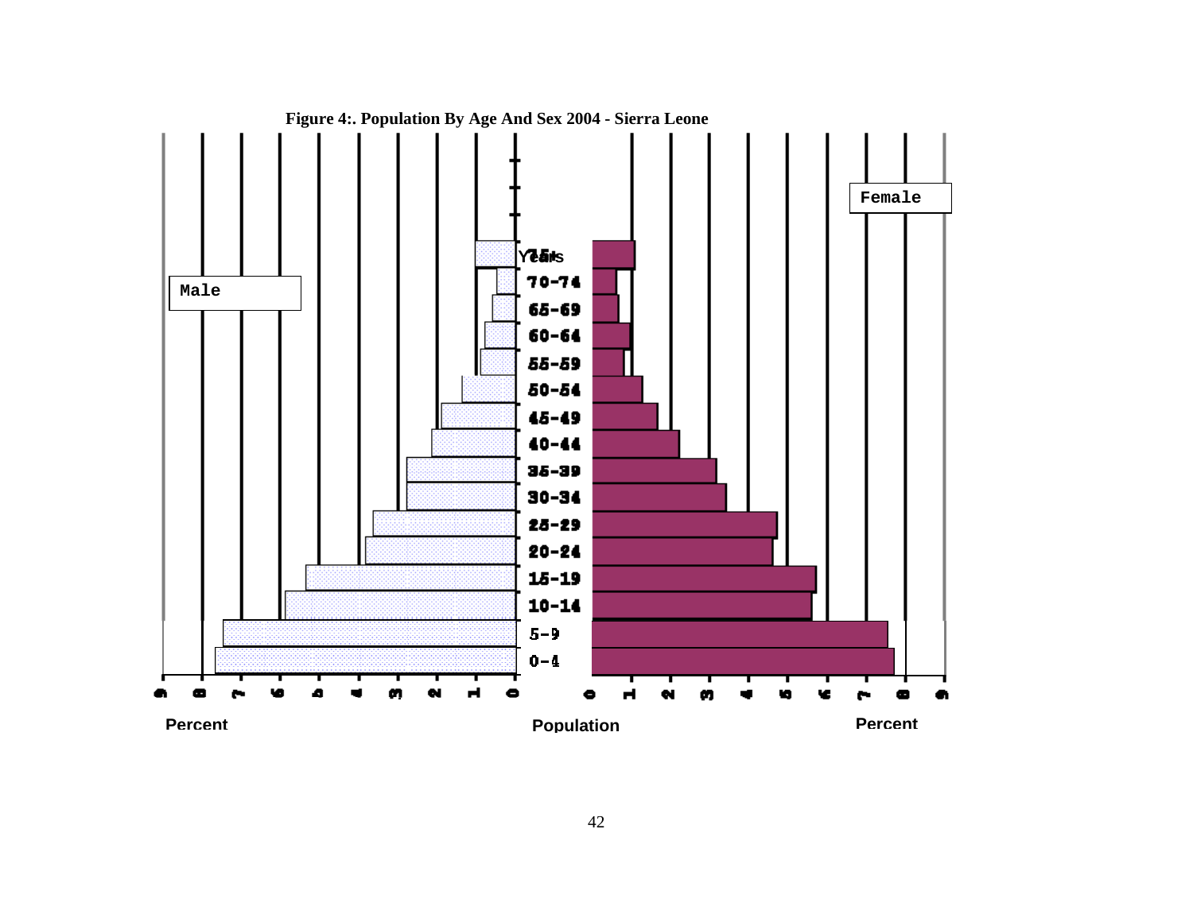**Figure 4:. Population By Age And Sex 2004 - Sierra Leone**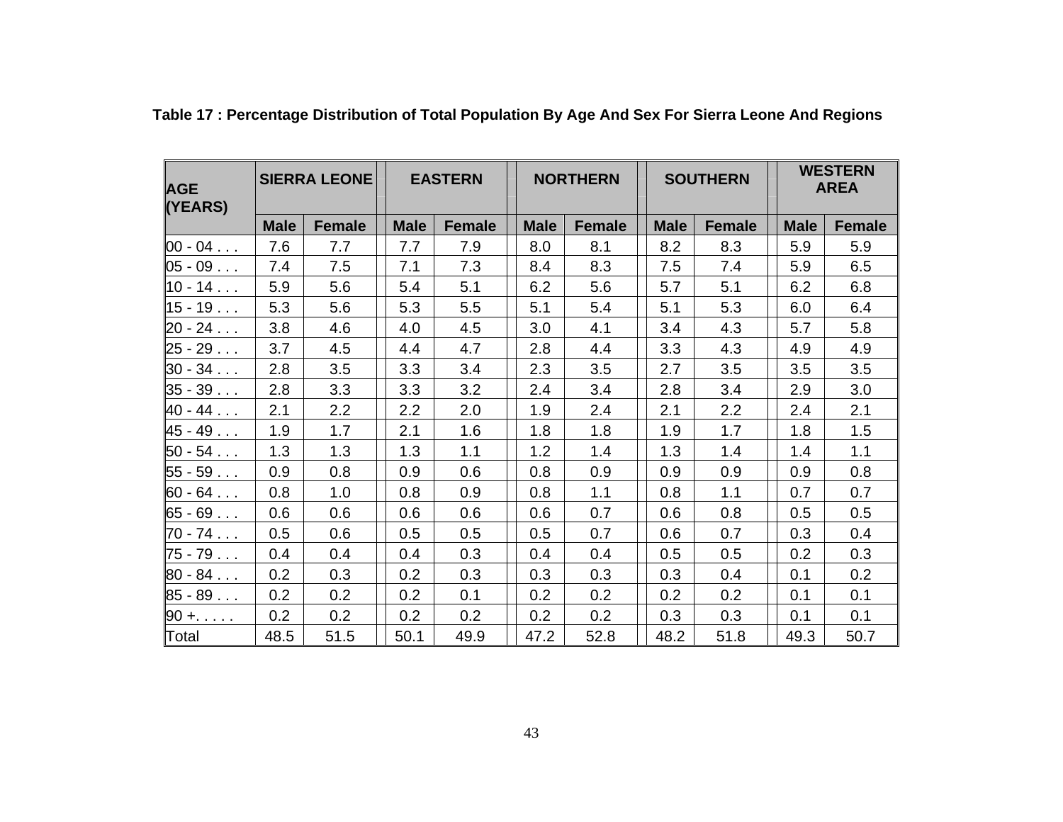**Table 17 : Percentage Distribution of Total Population By Age And Sex For Sierra Leone And Regions**

| AGE (YEARS) | SIERRA LEONE | | EASTERN | | NORTHERN | | SOUTHERN | | WESTERN AREA | |
|---|---|---|---|---|---|---|---|---|---|---|
| | Male | Female | Male | Female | Male | Female | Male | Female | Male | Female |
| 00 - 04 . . . | 7.6 | 7.7 | 7.7 | 7.9 | 8.0 | 8.1 | 8.2 | 8.3 | 5.9 | 5.9 |
| 05 - 09 . . . | 7.4 | 7.5 | 7.1 | 7.3 | 8.4 | 8.3 | 7.5 | 7.4 | 5.9 | 6.5 |
| 10 - 14 . . . | 5.9 | 5.6 | 5.4 | 5.1 | 6.2 | 5.6 | 5.7 | 5.1 | 6.2 | 6.8 |
| 15 - 19 . . . | 5.3 | 5.6 | 5.3 | 5.5 | 5.1 | 5.4 | 5.1 | 5.3 | 6.0 | 6.4 |
| 20 - 24 . . . | 3.8 | 4.6 | 4.0 | 4.5 | 3.0 | 4.1 | 3.4 | 4.3 | 5.7 | 5.8 |
| 25 - 29 . . . | 3.7 | 4.5 | 4.4 | 4.7 | 2.8 | 4.4 | 3.3 | 4.3 | 4.9 | 4.9 |
| 30 - 34 . . . | 2.8 | 3.5 | 3.3 | 3.4 | 2.3 | 3.5 | 2.7 | 3.5 | 3.5 | 3.5 |
| 35 - 39 . . . | 2.8 | 3.3 | 3.3 | 3.2 | 2.4 | 3.4 | 2.8 | 3.4 | 2.9 | 3.0 |
| 40 - 44 . . . | 2.1 | 2.2 | 2.2 | 2.0 | 1.9 | 2.4 | 2.1 | 2.2 | 2.4 | 2.1 |
| 45 - 49 . . . | 1.9 | 1.7 | 2.1 | 1.6 | 1.8 | 1.8 | 1.9 | 1.7 | 1.8 | 1.5 |
| 50 - 54 . . . | 1.3 | 1.3 | 1.3 | 1.1 | 1.2 | 1.4 | 1.3 | 1.4 | 1.4 | 1.1 |
| 55 - 59 . . . | 0.9 | 0.8 | 0.9 | 0.6 | 0.8 | 0.9 | 0.9 | 0.9 | 0.9 | 0.8 |
| 60 - 64 . . . | 0.8 | 1.0 | 0.8 | 0.9 | 0.8 | 1.1 | 0.8 | 1.1 | 0.7 | 0.7 |
| 65 - 69 . . . | 0.6 | 0.6 | 0.6 | 0.6 | 0.6 | 0.7 | 0.6 | 0.8 | 0.5 | 0.5 |
| 70 - 74 . . . | 0.5 | 0.6 | 0.5 | 0.5 | 0.5 | 0.7 | 0.6 | 0.7 | 0.3 | 0.4 |
| 75 - 79 . . . | 0.4 | 0.4 | 0.4 | 0.3 | 0.4 | 0.4 | 0.5 | 0.5 | 0.2 | 0.3 |
| 80 - 84 . . . | 0.2 | 0.3 | 0.2 | 0.3 | 0.3 | 0.3 | 0.3 | 0.4 | 0.1 | 0.2 |
| 85 - 89 . . . | 0.2 | 0.2 | 0.2 | 0.1 | 0.2 | 0.2 | 0.2 | 0.2 | 0.1 | 0.1 |
| 90 +. . . . . | 0.2 | 0.2 | 0.2 | 0.2 | 0.2 | 0.2 | 0.3 | 0.3 | 0.1 | 0.1 |
| Total | 48.5 | 51.5 | 50.1 | 49.9 | 47.2 | 52.8 | 48.2 | 51.8 | 49.3 | 50.7 |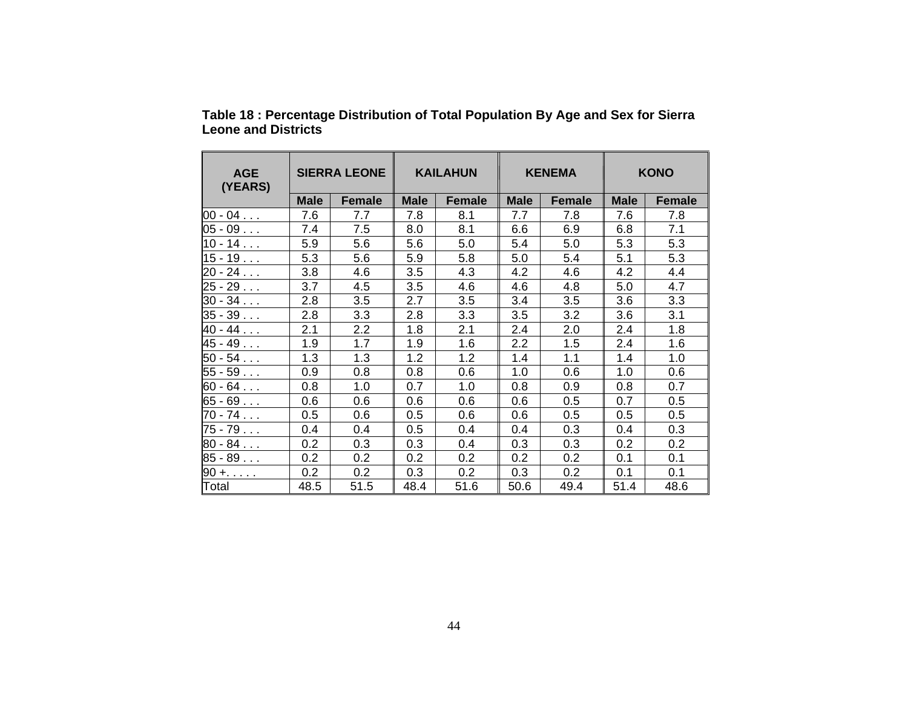**Table 18 : Percentage Distribution of Total Population By Age and Sex for Sierra Leone and Districts**

| AGE (YEARS) | SIERRA LEONE | | KAILAHUN | | KENEMA | | KONO | |
|---|---|---|---|---|---|---|---|---|
| | Male | Female | Male | Female | Male | Female | Male | Female |
| 00 - 04 . . . | 7.6 | 7.7 | 7.8 | 8.1 | 7.7 | 7.8 | 7.6 | 7.8 |
| 05 - 09 . . . | 7.4 | 7.5 | 8.0 | 8.1 | 6.6 | 6.9 | 6.8 | 7.1 |
| 10 - 14 . . . | 5.9 | 5.6 | 5.6 | 5.0 | 5.4 | 5.0 | 5.3 | 5.3 |
| 15 - 19 . . . | 5.3 | 5.6 | 5.9 | 5.8 | 5.0 | 5.4 | 5.1 | 5.3 |
| 20 - 24 . . . | 3.8 | 4.6 | 3.5 | 4.3 | 4.2 | 4.6 | 4.2 | 4.4 |
| 25 - 29 . . . | 3.7 | 4.5 | 3.5 | 4.6 | 4.6 | 4.8 | 5.0 | 4.7 |
| 30 - 34 . . . | 2.8 | 3.5 | 2.7 | 3.5 | 3.4 | 3.5 | 3.6 | 3.3 |
| 35 - 39 . . . | 2.8 | 3.3 | 2.8 | 3.3 | 3.5 | 3.2 | 3.6 | 3.1 |
| 40 - 44 . . . | 2.1 | 2.2 | 1.8 | 2.1 | 2.4 | 2.0 | 2.4 | 1.8 |
| 45 - 49 . . . | 1.9 | 1.7 | 1.9 | 1.6 | 2.2 | 1.5 | 2.4 | 1.6 |
| 50 - 54 . . . | 1.3 | 1.3 | 1.2 | 1.2 | 1.4 | 1.1 | 1.4 | 1.0 |
| 55 - 59 . . . | 0.9 | 0.8 | 0.8 | 0.6 | 1.0 | 0.6 | 1.0 | 0.6 |
| 60 - 64 . . . | 0.8 | 1.0 | 0.7 | 1.0 | 0.8 | 0.9 | 0.8 | 0.7 |
| 65 - 69 . . . | 0.6 | 0.6 | 0.6 | 0.6 | 0.6 | 0.5 | 0.7 | 0.5 |
| 70 - 74 . . . | 0.5 | 0.6 | 0.5 | 0.6 | 0.6 | 0.5 | 0.5 | 0.5 |
| 75 - 79 . . . | 0.4 | 0.4 | 0.5 | 0.4 | 0.4 | 0.3 | 0.4 | 0.3 |
| 80 - 84 . . . | 0.2 | 0.3 | 0.3 | 0.4 | 0.3 | 0.3 | 0.2 | 0.2 |
| 85 - 89 . . . | 0.2 | 0.2 | 0.2 | 0.2 | 0.2 | 0.2 | 0.1 | 0.1 |
| 90 +. . . . . | 0.2 | 0.2 | 0.3 | 0.2 | 0.3 | 0.2 | 0.1 | 0.1 |
| Total | 48.5 | 51.5 | 48.4 | 51.6 | 50.6 | 49.4 | 51.4 | 48.6 |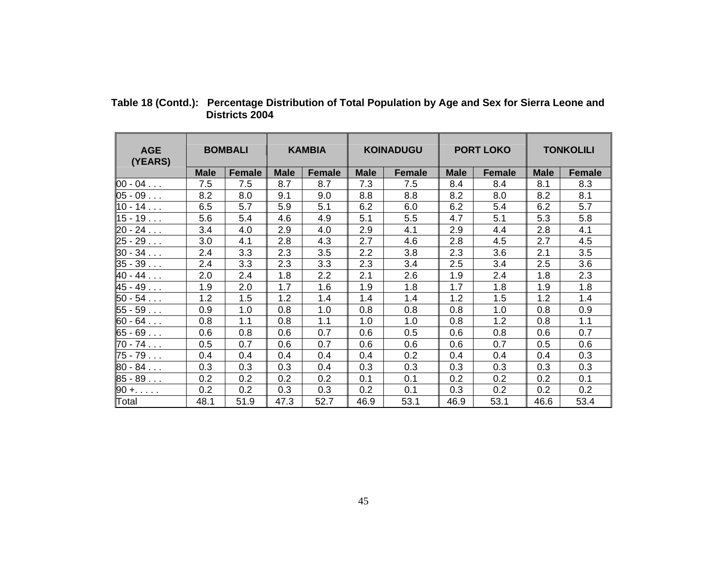**Table 18 (Contd.): Percentage Distribution of Total Population by Age and Sex for Sierra Leone and Districts 2004**

| AGE (YEARS) | BOMBALI | | KAMBIA | | KOINADUGU | | PORT LOKO | | TONKOLILI | |
|---|---|---|---|---|---|---|---|---|---|---|
| | Male | Female | Male | Female | Male | Female | Male | Female | Male | Female |
| 00 - 04 . . . | 7.5 | 7.5 | 8.7 | 8.7 | 7.3 | 7.5 | 8.4 | 8.4 | 8.1 | 8.3 |
| 05 - 09 . . . | 8.2 | 8.0 | 9.1 | 9.0 | 8.8 | 8.8 | 8.2 | 8.0 | 8.2 | 8.1 |
| 10 - 14 . . . | 6.5 | 5.7 | 5.9 | 5.1 | 6.2 | 6.0 | 6.2 | 5.4 | 6.2 | 5.7 |
| 15 - 19 . . . | 5.6 | 5.4 | 4.6 | 4.9 | 5.1 | 5.5 | 4.7 | 5.1 | 5.3 | 5.8 |
| 20 - 24 . . . | 3.4 | 4.0 | 2.9 | 4.0 | 2.9 | 4.1 | 2.9 | 4.4 | 2.8 | 4.1 |
| 25 - 29 . . . | 3.0 | 4.1 | 2.8 | 4.3 | 2.7 | 4.6 | 2.8 | 4.5 | 2.7 | 4.5 |
| 30 - 34 . . . | 2.4 | 3.3 | 2.3 | 3.5 | 2.2 | 3.8 | 2.3 | 3.6 | 2.1 | 3.5 |
| 35 - 39 . . . | 2.4 | 3.3 | 2.3 | 3.3 | 2.3 | 3.4 | 2.5 | 3.4 | 2.5 | 3.6 |
| 40 - 44 . . . | 2.0 | 2.4 | 1.8 | 2.2 | 2.1 | 2.6 | 1.9 | 2.4 | 1.8 | 2.3 |
| 45 - 49 . . . | 1.9 | 2.0 | 1.7 | 1.6 | 1.9 | 1.8 | 1.7 | 1.8 | 1.9 | 1.8 |
| 50 - 54 . . . | 1.2 | 1.5 | 1.2 | 1.4 | 1.4 | 1.4 | 1.2 | 1.5 | 1.2 | 1.4 |
| 55 - 59 . . . | 0.9 | 1.0 | 0.8 | 1.0 | 0.8 | 0.8 | 0.8 | 1.0 | 0.8 | 0.9 |
| 60 - 64 . . . | 0.8 | 1.1 | 0.8 | 1.1 | 1.0 | 1.0 | 0.8 | 1.2 | 0.8 | 1.1 |
| 65 - 69 . . . | 0.6 | 0.8 | 0.6 | 0.7 | 0.6 | 0.5 | 0.6 | 0.8 | 0.6 | 0.7 |
| 70 - 74 . . . | 0.5 | 0.7 | 0.6 | 0.7 | 0.6 | 0.6 | 0.6 | 0.7 | 0.5 | 0.6 |
| 75 - 79 . . . | 0.4 | 0.4 | 0.4 | 0.4 | 0.4 | 0.2 | 0.4 | 0.4 | 0.4 | 0.3 |
| 80 - 84 . . . | 0.3 | 0.3 | 0.3 | 0.4 | 0.3 | 0.3 | 0.3 | 0.3 | 0.3 | 0.3 |
| 85 - 89 . . . | 0.2 | 0.2 | 0.2 | 0.2 | 0.1 | 0.1 | 0.2 | 0.2 | 0.2 | 0.1 |
| 90 +. . . . . | 0.2 | 0.2 | 0.3 | 0.3 | 0.2 | 0.1 | 0.3 | 0.2 | 0.2 | 0.2 |
| Total | 48.1 | 51.9 | 47.3 | 52.7 | 46.9 | 53.1 | 46.9 | 53.1 | 46.6 | 53.4 |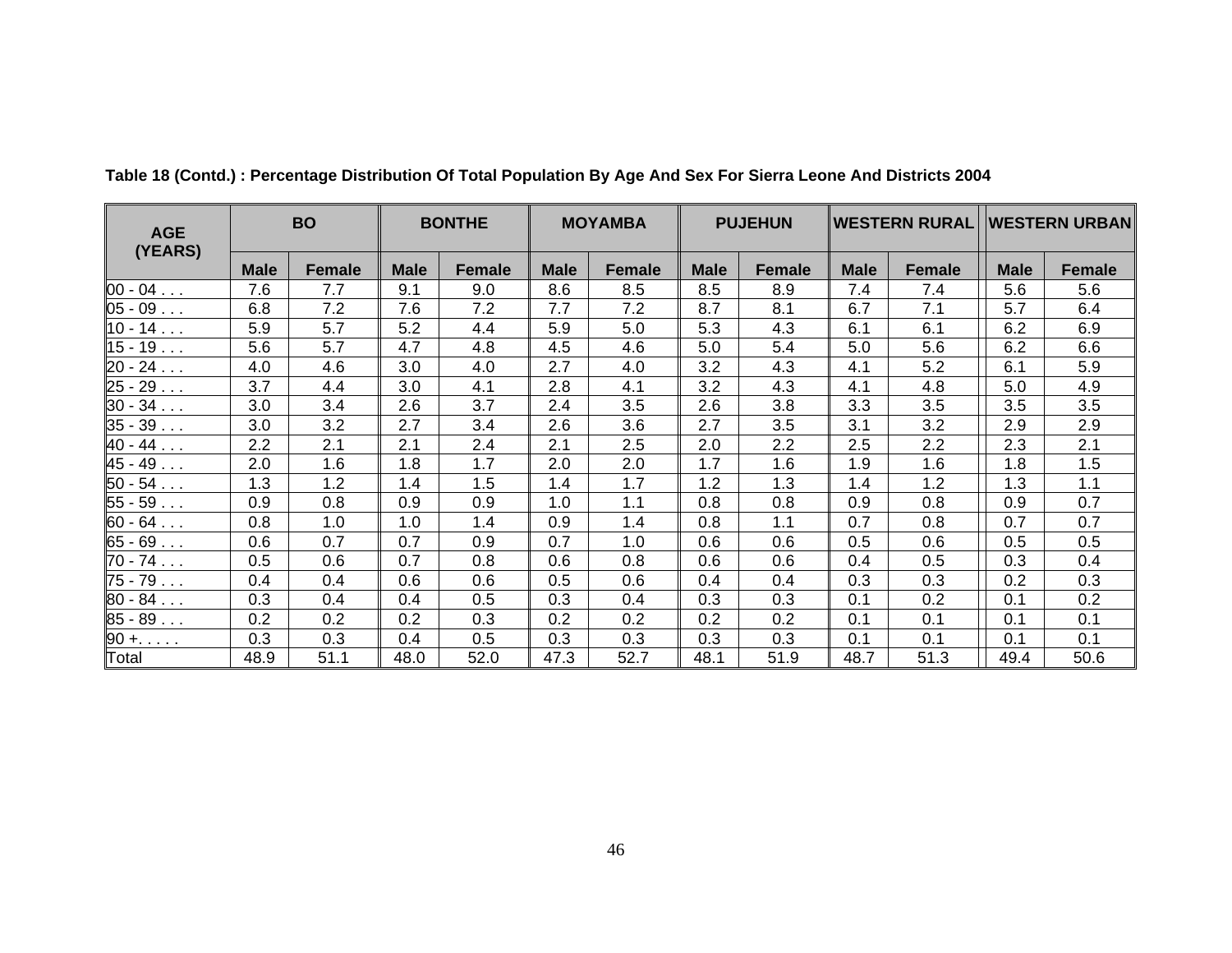**Table 18 (Contd.) : Percentage Distribution Of Total Population By Age And Sex For Sierra Leone And Districts 2004**

| AGE (YEARS) | BO | | BONTHE | | MOYAMBA | | PUJEHUN | | WESTERN RURAL | | WESTERN URBAN | |
|---|---|---|---|---|---|---|---|---|---|---|---|---|
| | Male | Female | Male | Female | Male | Female | Male | Female | Male | Female | Male | Female |
| 00 - 04 . . . | 7.6 | 7.7 | 9.1 | 9.0 | 8.6 | 8.5 | 8.5 | 8.9 | 7.4 | 7.4 | 5.6 | 5.6 |
| 05 - 09 . . . | 6.8 | 7.2 | 7.6 | 7.2 | 7.7 | 7.2 | 8.7 | 8.1 | 6.7 | 7.1 | 5.7 | 6.4 |
| 10 - 14 . . . | 5.9 | 5.7 | 5.2 | 4.4 | 5.9 | 5.0 | 5.3 | 4.3 | 6.1 | 6.1 | 6.2 | 6.9 |
| 15 - 19 . . . | 5.6 | 5.7 | 4.7 | 4.8 | 4.5 | 4.6 | 5.0 | 5.4 | 5.0 | 5.6 | 6.2 | 6.6 |
| 20 - 24 . . . | 4.0 | 4.6 | 3.0 | 4.0 | 2.7 | 4.0 | 3.2 | 4.3 | 4.1 | 5.2 | 6.1 | 5.9 |
| 25 - 29 . . . | 3.7 | 4.4 | 3.0 | 4.1 | 2.8 | 4.1 | 3.2 | 4.3 | 4.1 | 4.8 | 5.0 | 4.9 |
| 30 - 34 . . . | 3.0 | 3.4 | 2.6 | 3.7 | 2.4 | 3.5 | 2.6 | 3.8 | 3.3 | 3.5 | 3.5 | 3.5 |
| 35 - 39 . . . | 3.0 | 3.2 | 2.7 | 3.4 | 2.6 | 3.6 | 2.7 | 3.5 | 3.1 | 3.2 | 2.9 | 2.9 |
| 40 - 44 . . . | 2.2 | 2.1 | 2.1 | 2.4 | 2.1 | 2.5 | 2.0 | 2.2 | 2.5 | 2.2 | 2.3 | 2.1 |
| 45 - 49 . . . | 2.0 | 1.6 | 1.8 | 1.7 | 2.0 | 2.0 | 1.7 | 1.6 | 1.9 | 1.6 | 1.8 | 1.5 |
| 50 - 54 . . . | 1.3 | 1.2 | 1.4 | 1.5 | 1.4 | 1.7 | 1.2 | 1.3 | 1.4 | 1.2 | 1.3 | 1.1 |
| 55 - 59 . . . | 0.9 | 0.8 | 0.9 | 0.9 | 1.0 | 1.1 | 0.8 | 0.8 | 0.9 | 0.8 | 0.9 | 0.7 |
| 60 - 64 . . . | 0.8 | 1.0 | 1.0 | 1.4 | 0.9 | 1.4 | 0.8 | 1.1 | 0.7 | 0.8 | 0.7 | 0.7 |
| 65 - 69 . . . | 0.6 | 0.7 | 0.7 | 0.9 | 0.7 | 1.0 | 0.6 | 0.6 | 0.5 | 0.6 | 0.5 | 0.5 |
| 70 - 74 . . . | 0.5 | 0.6 | 0.7 | 0.8 | 0.6 | 0.8 | 0.6 | 0.6 | 0.4 | 0.5 | 0.3 | 0.4 |
| 75 - 79 . . . | 0.4 | 0.4 | 0.6 | 0.6 | 0.5 | 0.6 | 0.4 | 0.4 | 0.3 | 0.3 | 0.2 | 0.3 |
| 80 - 84 . . . | 0.3 | 0.4 | 0.4 | 0.5 | 0.3 | 0.4 | 0.3 | 0.3 | 0.1 | 0.2 | 0.1 | 0.2 |
| 85 - 89 . . . | 0.2 | 0.2 | 0.2 | 0.3 | 0.2 | 0.2 | 0.2 | 0.2 | 0.1 | 0.1 | 0.1 | 0.1 |
| 90 +. . . . . | 0.3 | 0.3 | 0.4 | 0.5 | 0.3 | 0.3 | 0.3 | 0.3 | 0.1 | 0.1 | 0.1 | 0.1 |
| Total | 48.9 | 51.1 | 48.0 | 52.0 | 47.3 | 52.7 | 48.1 | 51.9 | 48.7 | 51.3 | 49.4 | 50.6 |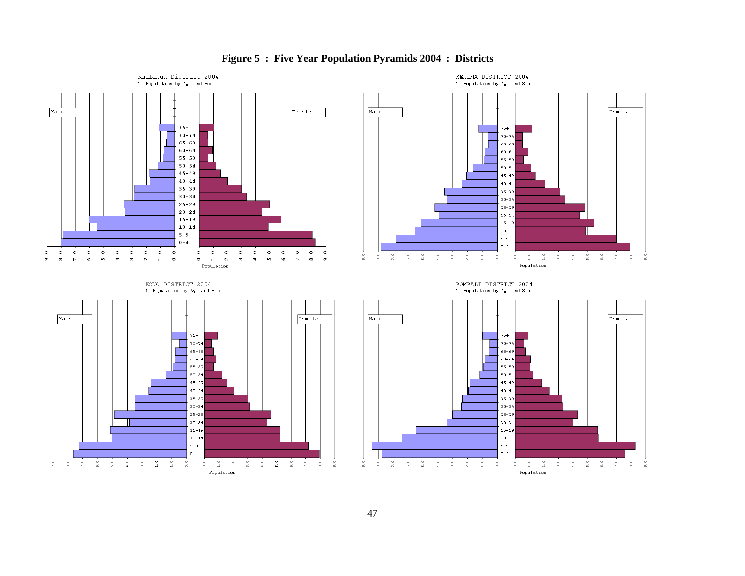# Figure 5 : Five Year Population Pyramids 2004 : Districts

Kailahun District 2004
1. Population by Age and Sex

Male | Female

75+, 70-74, 65-69, 60-64, 55-59, 50-54, 45-49, 40-44, 35-39, 30-34, 25-29, 20-24, 15-19, 10-14, 5-9, 0-4

9.0 8.0 7.0 6.0 5.0 4.0 3.0 2.0 1.0 0.0 | 0.0 1.0 2.0 3.0 4.0 5.0 6.0 7.0 8.0 9.0

Population

KENEMA DISTRICT 2004
1. Population by Age and Sex

Male | Female

75+, 70-74, 65-69, 60-64, 55-59, 50-54, 45-49, 40-44, 35-39, 30-34, 25-29, 20-24, 15-19, 10-14, 5-9, 0-4

9.0 8.0 7.0 6.0 5.0 4.0 3.0 2.0 1.0 0.0 | 0.0 1.0 2.0 3.0 4.0 5.0 6.0 7.0 8.0 9.0

Population

KONO DISTRICT 2004
1. Population by Age and Sex

Male | Female

75+, 70-74, 65-69, 60-64, 55-59, 50-54, 45-49, 40-44, 35-39, 30-34, 25-29, 20-24, 15-19, 10-14, 5-9, 0-4

9.0 8.0 7.0 6.0 5.0 4.0 3.0 2.0 1.0 0.0 | 0.0 1.0 2.0 3.0 4.0 5.0 6.0 7.0 8.0 9.0

Population

BOMBALI DISTRICT 2004
1. Population by Age and Sex

Male | Female

75+, 70-74, 65-69, 60-64, 55-59, 50-54, 45-49, 40-44, 35-39, 30-34, 25-29, 20-24, 15-19, 10-14, 5-9, 0-4

9.0 8.0 7.0 6.0 5.0 4.0 3.0 2.0 1.0 0.0 | 0.0 1.0 2.0 3.0 4.0 5.0 6.0 7.0 8.0 9.0

Population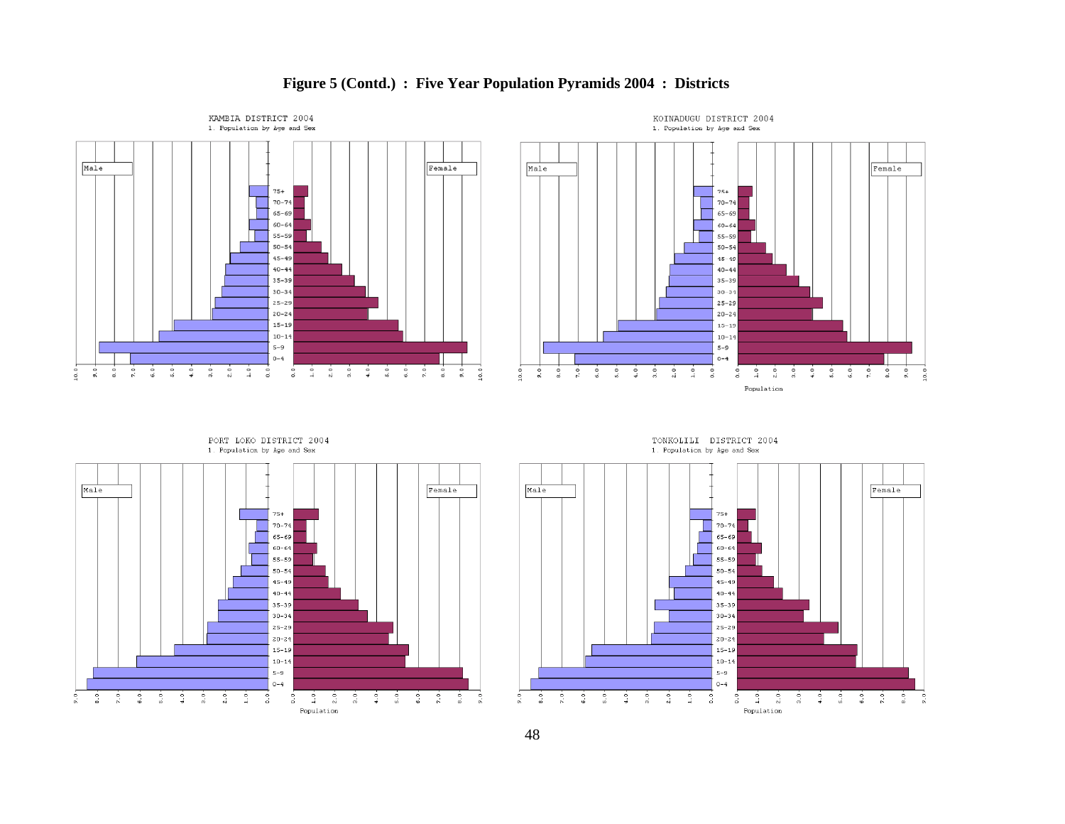# Figure 5 (Contd.) : Five Year Population Pyramids 2004 : Districts

KAMBIA DISTRICT 2004
1. Population by Age and Sex

KOINADUGU DISTRICT 2004
1. Population by Age and Sex

PORT LOKO DISTRICT 2004
1. Population by Age and Sex

TONKOLILI DISTRICT 2004
1. Population by Age and Sex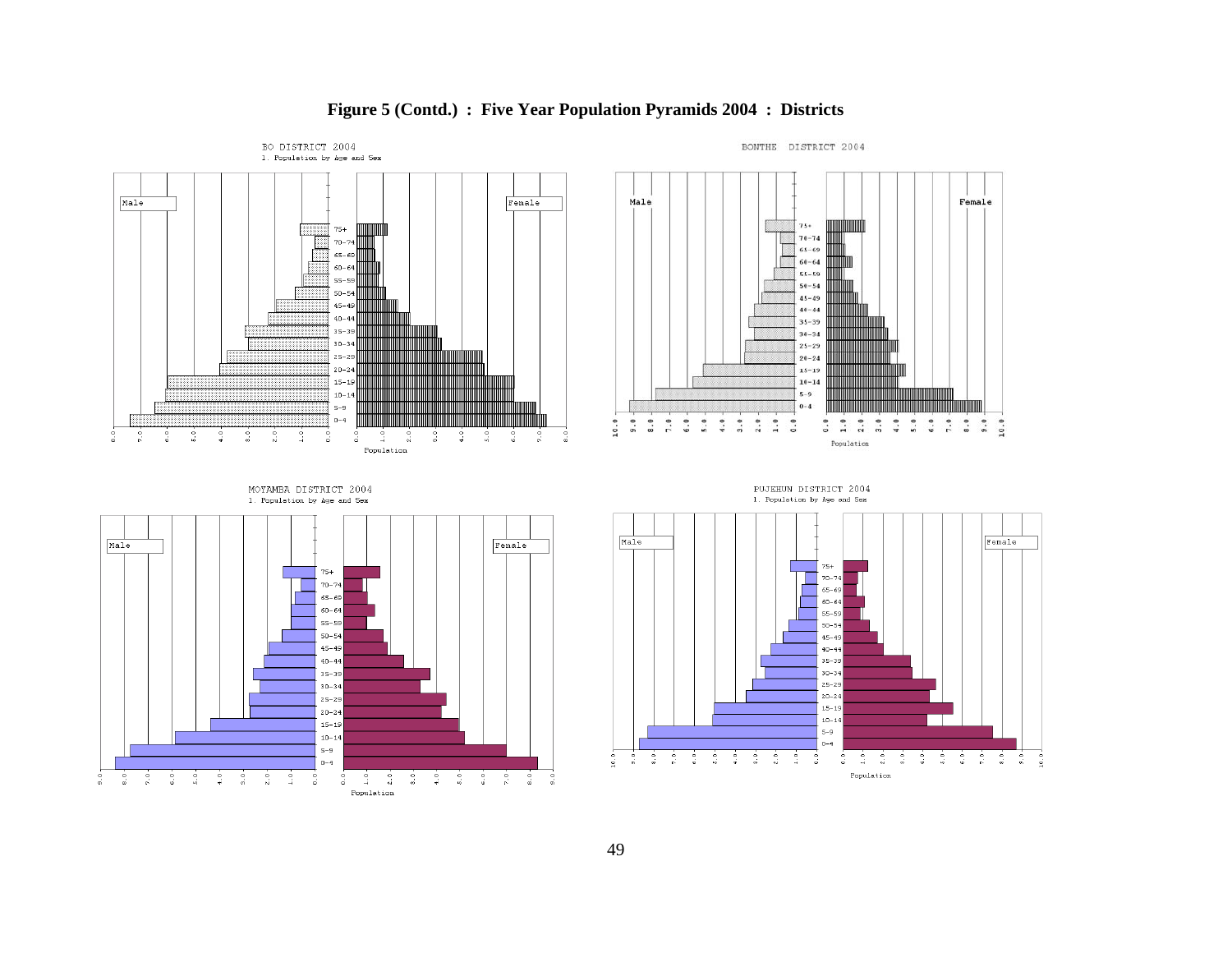**Figure 5 (Contd.) : Five Year Population Pyramids 2004 : Districts**

BO DISTRICT 2004
1. Population by Age and Sex

BONTHE DISTRICT 2004

MOYAMBA DISTRICT 2004
1. Population by Age and Sex

PUJEHUN DISTRICT 2004
1. Population by Age and Sex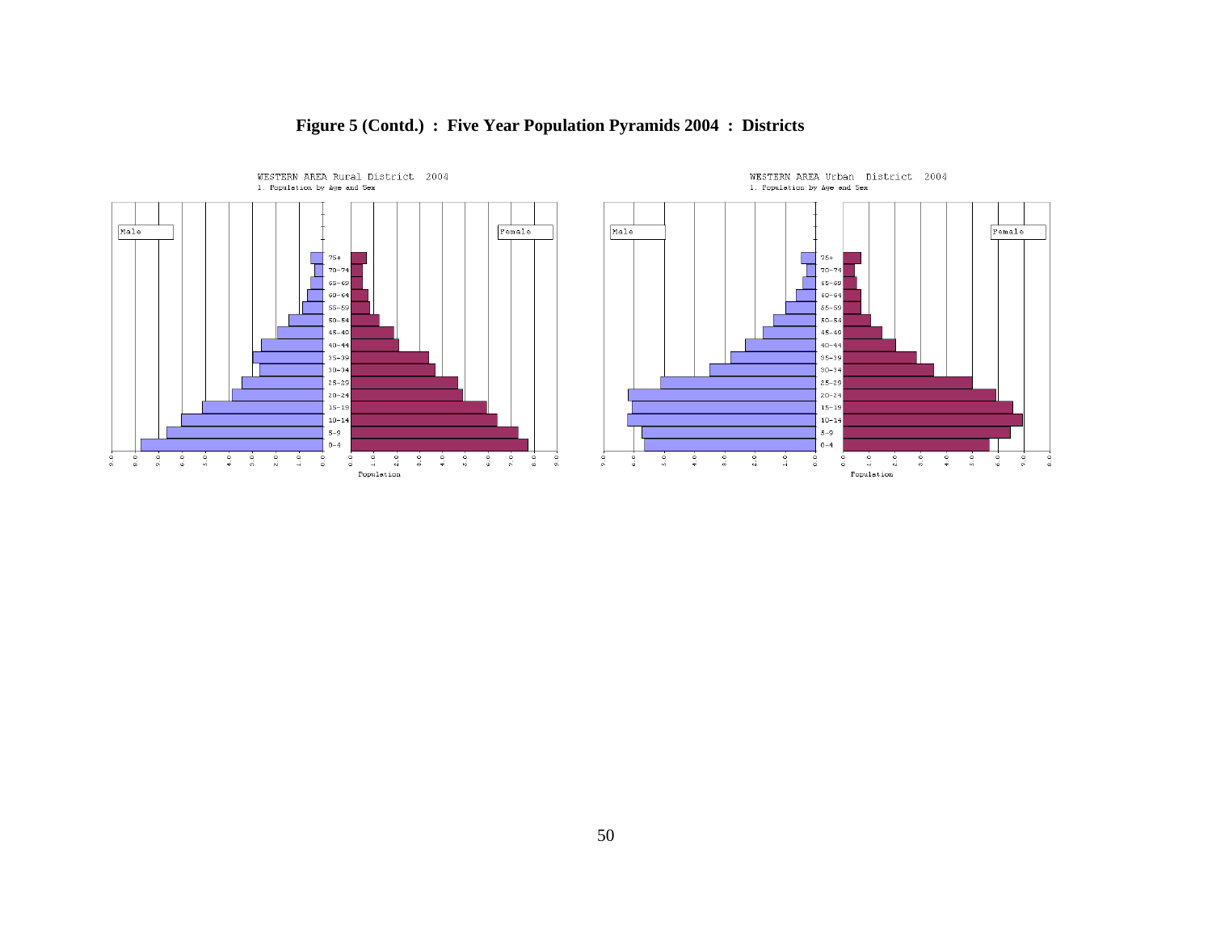**Figure 5 (Contd.) : Five Year Population Pyramids 2004 : Districts**

WESTERN AREA Rural District 2004
1. Population by Age and Sex

Male | Female

75+, 70–74, 65–69, 60–64, 55–59, 50–54, 45–49, 40–44, 35–39, 30–34, 25–29, 20–24, 15–19, 10–14, 5–9, 0–4

9.0 8.0 7.0 6.0 5.0 4.0 3.0 2.0 1.0 0 | 0.0 1.0 2.0 3.0 4.0 5.0 6.0 7.0 8.0 9.0

Population

WESTERN AREA Urban District 2004
1. Population by Age and Sex

Male | Female

75+, 70–74, 65–69, 60–64, 55–59, 50–54, 45–49, 40–44, 35–39, 30–34, 25–29, 20–24, 15–19, 10–14, 5–9, 0–4

7.0 6.0 5.0 4.0 3.0 2.0 1.0 0 | 0 1.0 2.0 3.0 4.0 5.0 6.0 7.0 8.0

Population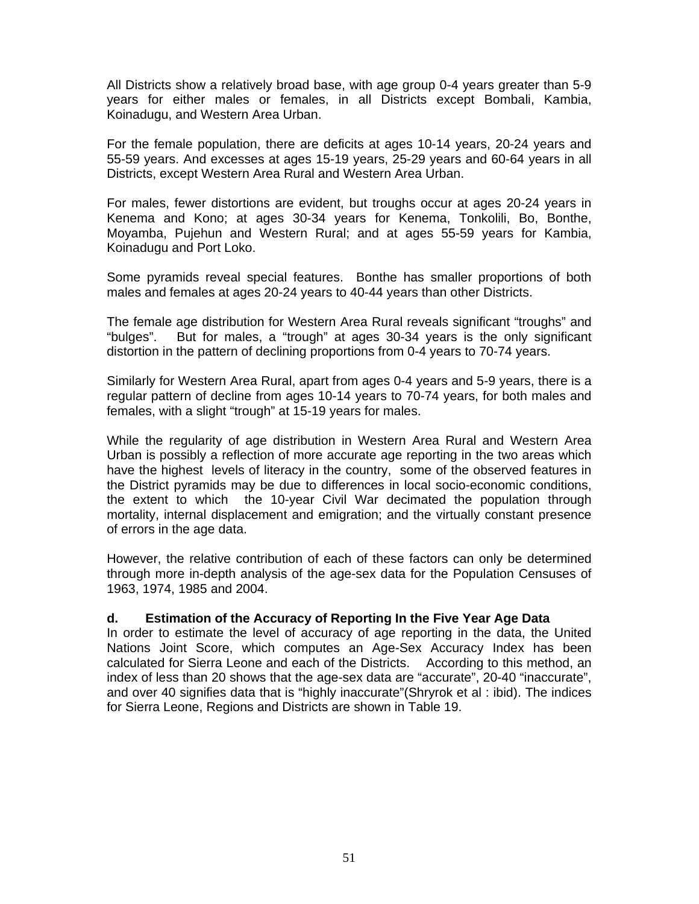All Districts show a relatively broad base, with age group 0-4 years greater than 5-9 years for either males or females, in all Districts except Bombali, Kambia, Koinadugu, and Western Area Urban.

For the female population, there are deficits at ages 10-14 years, 20-24 years and 55-59 years. And excesses at ages 15-19 years, 25-29 years and 60-64 years in all Districts, except Western Area Rural and Western Area Urban.

For males, fewer distortions are evident, but troughs occur at ages 20-24 years in Kenema and Kono; at ages 30-34 years for Kenema, Tonkolili, Bo, Bonthe, Moyamba, Pujehun and Western Rural; and at ages 55-59 years for Kambia, Koinadugu and Port Loko.

Some pyramids reveal special features. Bonthe has smaller proportions of both males and females at ages 20-24 years to 40-44 years than other Districts.

The female age distribution for Western Area Rural reveals significant "troughs" and "bulges". But for males, a "trough" at ages 30-34 years is the only significant distortion in the pattern of declining proportions from 0-4 years to 70-74 years.

Similarly for Western Area Rural, apart from ages 0-4 years and 5-9 years, there is a regular pattern of decline from ages 10-14 years to 70-74 years, for both males and females, with a slight "trough" at 15-19 years for males.

While the regularity of age distribution in Western Area Rural and Western Area Urban is possibly a reflection of more accurate age reporting in the two areas which have the highest levels of literacy in the country, some of the observed features in the District pyramids may be due to differences in local socio-economic conditions, the extent to which the 10-year Civil War decimated the population through mortality, internal displacement and emigration; and the virtually constant presence of errors in the age data.

However, the relative contribution of each of these factors can only be determined through more in-depth analysis of the age-sex data for the Population Censuses of 1963, 1974, 1985 and 2004.

### d. Estimation of the Accuracy of Reporting In the Five Year Age Data

In order to estimate the level of accuracy of age reporting in the data, the United Nations Joint Score, which computes an Age-Sex Accuracy Index has been calculated for Sierra Leone and each of the Districts. According to this method, an index of less than 20 shows that the age-sex data are "accurate", 20-40 "inaccurate", and over 40 signifies data that is "highly inaccurate"(Shryrok et al : ibid). The indices for Sierra Leone, Regions and Districts are shown in Table 19.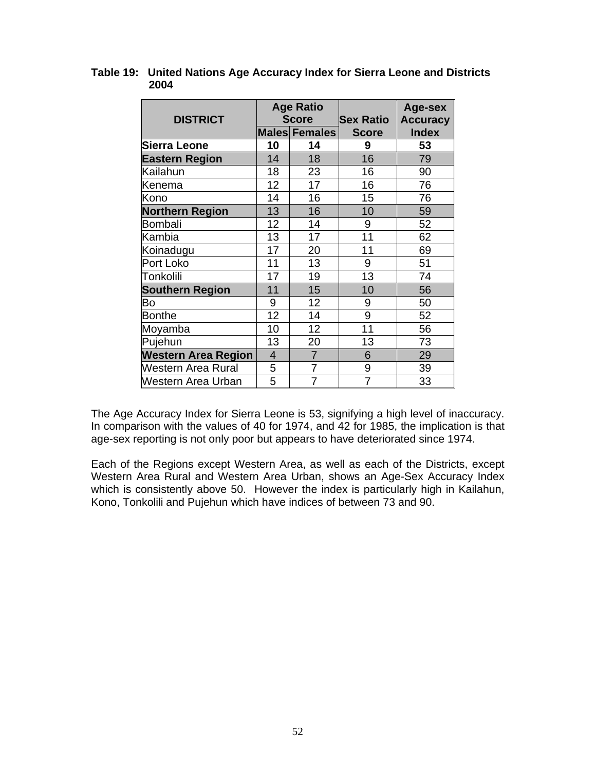**Table 19: United Nations Age Accuracy Index for Sierra Leone and Districts 2004**

| DISTRICT | Age Ratio Score | | Sex Ratio Score | Age-sex Accuracy Index |
|---|---|---|---|---|
| | Males | Females | | |
| **Sierra Leone** | **10** | **14** | **9** | **53** |
| **Eastern Region** | 14 | 18 | 16 | 79 |
| Kailahun | 18 | 23 | 16 | 90 |
| Kenema | 12 | 17 | 16 | 76 |
| Kono | 14 | 16 | 15 | 76 |
| **Northern Region** | 13 | 16 | 10 | 59 |
| Bombali | 12 | 14 | 9 | 52 |
| Kambia | 13 | 17 | 11 | 62 |
| Koinadugu | 17 | 20 | 11 | 69 |
| Port Loko | 11 | 13 | 9 | 51 |
| Tonkolili | 17 | 19 | 13 | 74 |
| **Southern Region** | 11 | 15 | 10 | 56 |
| Bo | 9 | 12 | 9 | 50 |
| Bonthe | 12 | 14 | 9 | 52 |
| Moyamba | 10 | 12 | 11 | 56 |
| Pujehun | 13 | 20 | 13 | 73 |
| **Western Area Region** | 4 | 7 | 6 | 29 |
| Western Area Rural | 5 | 7 | 9 | 39 |
| Western Area Urban | 5 | 7 | 7 | 33 |

The Age Accuracy Index for Sierra Leone is 53, signifying a high level of inaccuracy. In comparison with the values of 40 for 1974, and 42 for 1985, the implication is that age-sex reporting is not only poor but appears to have deteriorated since 1974.

Each of the Regions except Western Area, as well as each of the Districts, except Western Area Rural and Western Area Urban, shows an Age-Sex Accuracy Index which is consistently above 50. However the index is particularly high in Kailahun, Kono, Tonkolili and Pujehun which have indices of between 73 and 90.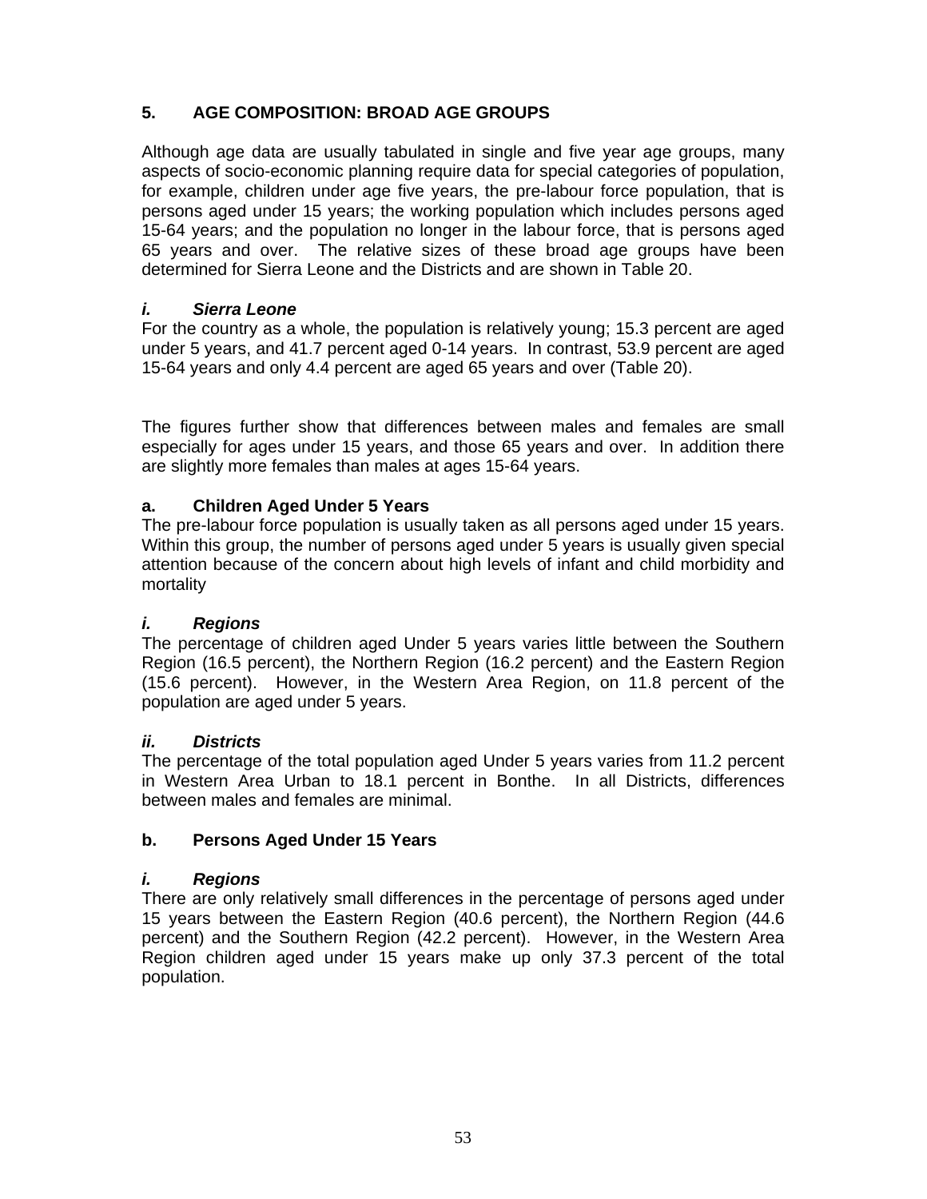## 5. AGE COMPOSITION: BROAD AGE GROUPS

Although age data are usually tabulated in single and five year age groups, many aspects of socio-economic planning require data for special categories of population, for example, children under age five years, the pre-labour force population, that is persons aged under 15 years; the working population which includes persons aged 15-64 years; and the population no longer in the labour force, that is persons aged 65 years and over. The relative sizes of these broad age groups have been determined for Sierra Leone and the Districts and are shown in Table 20.

### *i. Sierra Leone*

For the country as a whole, the population is relatively young; 15.3 percent are aged under 5 years, and 41.7 percent aged 0-14 years. In contrast, 53.9 percent are aged 15-64 years and only 4.4 percent are aged 65 years and over (Table 20).

The figures further show that differences between males and females are small especially for ages under 15 years, and those 65 years and over. In addition there are slightly more females than males at ages 15-64 years.

### a. Children Aged Under 5 Years

The pre-labour force population is usually taken as all persons aged under 15 years. Within this group, the number of persons aged under 5 years is usually given special attention because of the concern about high levels of infant and child morbidity and mortality

#### *i. Regions*

The percentage of children aged Under 5 years varies little between the Southern Region (16.5 percent), the Northern Region (16.2 percent) and the Eastern Region (15.6 percent). However, in the Western Area Region, on 11.8 percent of the population are aged under 5 years.

#### *ii. Districts*

The percentage of the total population aged Under 5 years varies from 11.2 percent in Western Area Urban to 18.1 percent in Bonthe. In all Districts, differences between males and females are minimal.

### b. Persons Aged Under 15 Years

#### *i. Regions*

There are only relatively small differences in the percentage of persons aged under 15 years between the Eastern Region (40.6 percent), the Northern Region (44.6 percent) and the Southern Region (42.2 percent). However, in the Western Area Region children aged under 15 years make up only 37.3 percent of the total population.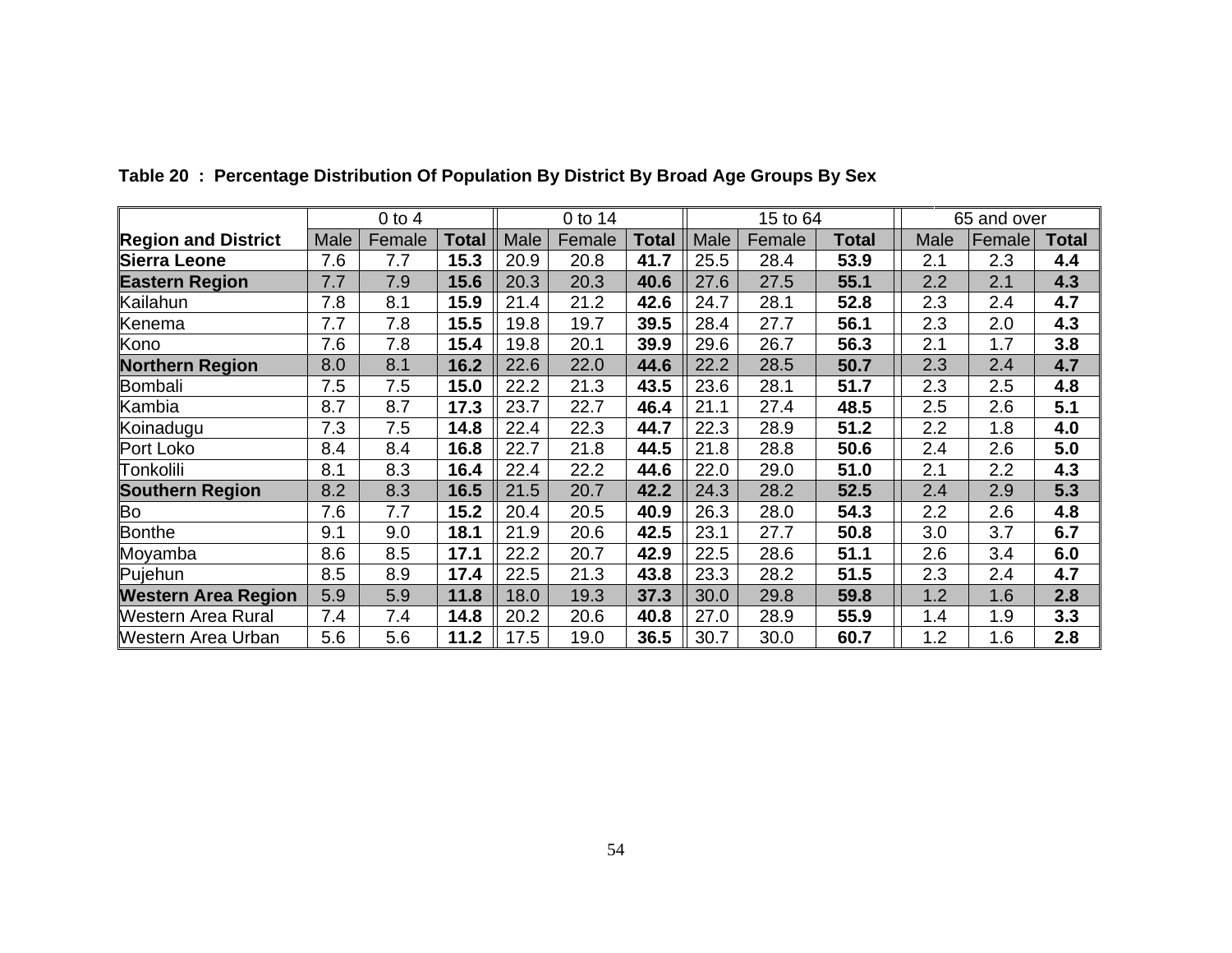**Table 20 : Percentage Distribution Of Population By District By Broad Age Groups By Sex**

| | 0 to 4 | | | 0 to 14 | | | 15 to 64 | | | 65 and over | | |
|---|---|---|---|---|---|---|---|---|---|---|---|---|
| **Region and District** | Male | Female | **Total** | Male | Female | **Total** | Male | Female | **Total** | Male | Female | **Total** |
| **Sierra Leone** | 7.6 | 7.7 | **15.3** | 20.9 | 20.8 | **41.7** | 25.5 | 28.4 | **53.9** | 2.1 | 2.3 | **4.4** |
| **Eastern Region** | 7.7 | 7.9 | **15.6** | 20.3 | 20.3 | **40.6** | 27.6 | 27.5 | **55.1** | 2.2 | 2.1 | **4.3** |
| Kailahun | 7.8 | 8.1 | **15.9** | 21.4 | 21.2 | **42.6** | 24.7 | 28.1 | **52.8** | 2.3 | 2.4 | **4.7** |
| Kenema | 7.7 | 7.8 | **15.5** | 19.8 | 19.7 | **39.5** | 28.4 | 27.7 | **56.1** | 2.3 | 2.0 | **4.3** |
| Kono | 7.6 | 7.8 | **15.4** | 19.8 | 20.1 | **39.9** | 29.6 | 26.7 | **56.3** | 2.1 | 1.7 | **3.8** |
| **Northern Region** | 8.0 | 8.1 | **16.2** | 22.6 | 22.0 | **44.6** | 22.2 | 28.5 | **50.7** | 2.3 | 2.4 | **4.7** |
| Bombali | 7.5 | 7.5 | **15.0** | 22.2 | 21.3 | **43.5** | 23.6 | 28.1 | **51.7** | 2.3 | 2.5 | **4.8** |
| Kambia | 8.7 | 8.7 | **17.3** | 23.7 | 22.7 | **46.4** | 21.1 | 27.4 | **48.5** | 2.5 | 2.6 | **5.1** |
| Koinadugu | 7.3 | 7.5 | **14.8** | 22.4 | 22.3 | **44.7** | 22.3 | 28.9 | **51.2** | 2.2 | 1.8 | **4.0** |
| Port Loko | 8.4 | 8.4 | **16.8** | 22.7 | 21.8 | **44.5** | 21.8 | 28.8 | **50.6** | 2.4 | 2.6 | **5.0** |
| Tonkolili | 8.1 | 8.3 | **16.4** | 22.4 | 22.2 | **44.6** | 22.0 | 29.0 | **51.0** | 2.1 | 2.2 | **4.3** |
| **Southern Region** | 8.2 | 8.3 | **16.5** | 21.5 | 20.7 | **42.2** | 24.3 | 28.2 | **52.5** | 2.4 | 2.9 | **5.3** |
| Bo | 7.6 | 7.7 | **15.2** | 20.4 | 20.5 | **40.9** | 26.3 | 28.0 | **54.3** | 2.2 | 2.6 | **4.8** |
| Bonthe | 9.1 | 9.0 | **18.1** | 21.9 | 20.6 | **42.5** | 23.1 | 27.7 | **50.8** | 3.0 | 3.7 | **6.7** |
| Moyamba | 8.6 | 8.5 | **17.1** | 22.2 | 20.7 | **42.9** | 22.5 | 28.6 | **51.1** | 2.6 | 3.4 | **6.0** |
| Pujehun | 8.5 | 8.9 | **17.4** | 22.5 | 21.3 | **43.8** | 23.3 | 28.2 | **51.5** | 2.3 | 2.4 | **4.7** |
| **Western Area Region** | 5.9 | 5.9 | **11.8** | 18.0 | 19.3 | **37.3** | 30.0 | 29.8 | **59.8** | 1.2 | 1.6 | **2.8** |
| Western Area Rural | 7.4 | 7.4 | **14.8** | 20.2 | 20.6 | **40.8** | 27.0 | 28.9 | **55.9** | 1.4 | 1.9 | **3.3** |
| Western Area Urban | 5.6 | 5.6 | **11.2** | 17.5 | 19.0 | **36.5** | 30.7 | 30.0 | **60.7** | 1.2 | 1.6 | **2.8** |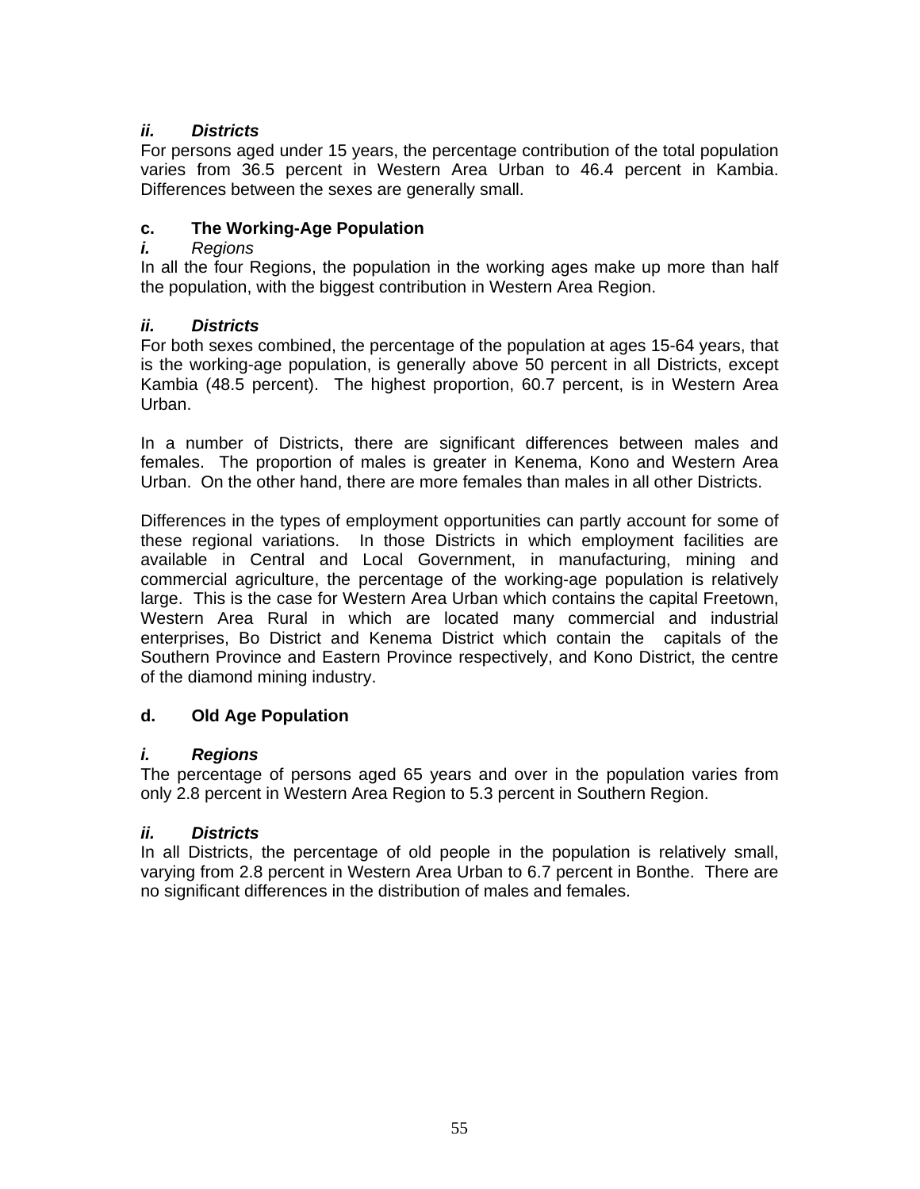***ii. Districts***

For persons aged under 15 years, the percentage contribution of the total population varies from 36.5 percent in Western Area Urban to 46.4 percent in Kambia. Differences between the sexes are generally small.

### c. The Working-Age Population

***i.*** *Regions*

In all the four Regions, the population in the working ages make up more than half the population, with the biggest contribution in Western Area Region.

***ii. Districts***

For both sexes combined, the percentage of the population at ages 15-64 years, that is the working-age population, is generally above 50 percent in all Districts, except Kambia (48.5 percent). The highest proportion, 60.7 percent, is in Western Area Urban.

In a number of Districts, there are significant differences between males and females. The proportion of males is greater in Kenema, Kono and Western Area Urban. On the other hand, there are more females than males in all other Districts.

Differences in the types of employment opportunities can partly account for some of these regional variations. In those Districts in which employment facilities are available in Central and Local Government, in manufacturing, mining and commercial agriculture, the percentage of the working-age population is relatively large. This is the case for Western Area Urban which contains the capital Freetown, Western Area Rural in which are located many commercial and industrial enterprises, Bo District and Kenema District which contain the capitals of the Southern Province and Eastern Province respectively, and Kono District, the centre of the diamond mining industry.

### d. Old Age Population

***i. Regions***

The percentage of persons aged 65 years and over in the population varies from only 2.8 percent in Western Area Region to 5.3 percent in Southern Region.

***ii. Districts***

In all Districts, the percentage of old people in the population is relatively small, varying from 2.8 percent in Western Area Urban to 6.7 percent in Bonthe. There are no significant differences in the distribution of males and females.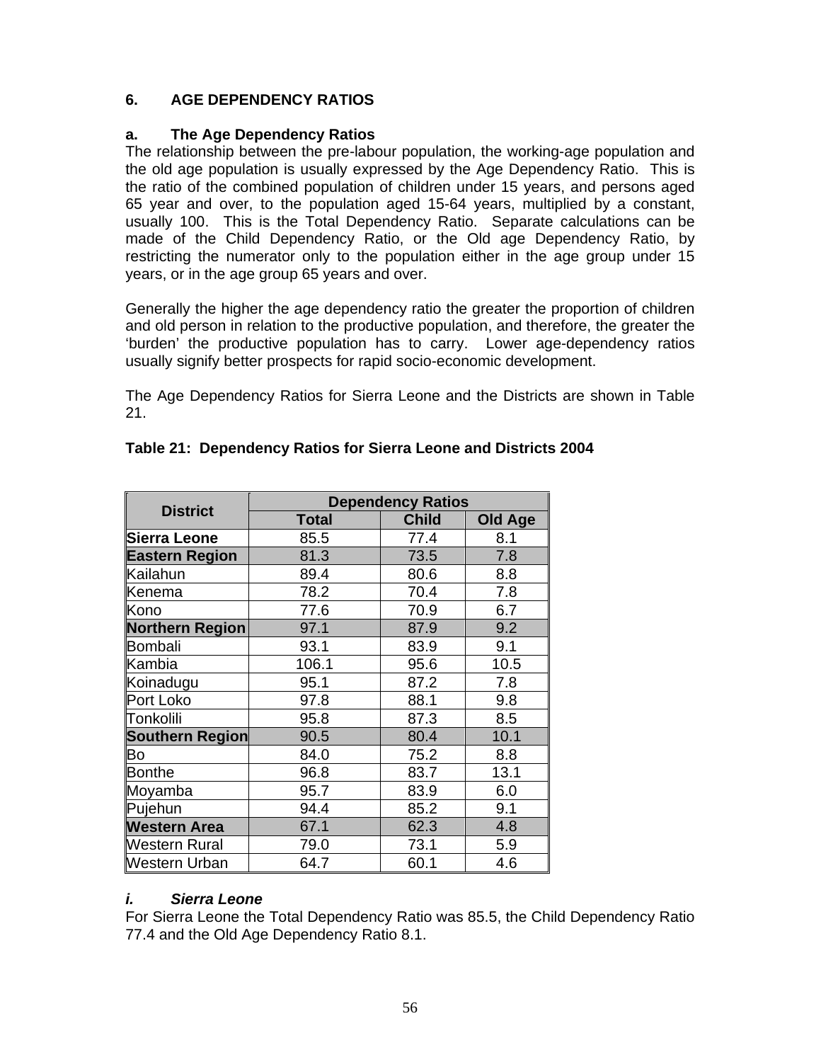## 6. AGE DEPENDENCY RATIOS

### a. The Age Dependency Ratios

The relationship between the pre-labour population, the working-age population and the old age population is usually expressed by the Age Dependency Ratio. This is the ratio of the combined population of children under 15 years, and persons aged 65 year and over, to the population aged 15-64 years, multiplied by a constant, usually 100. This is the Total Dependency Ratio. Separate calculations can be made of the Child Dependency Ratio, or the Old age Dependency Ratio, by restricting the numerator only to the population either in the age group under 15 years, or in the age group 65 years and over.

Generally the higher the age dependency ratio the greater the proportion of children and old person in relation to the productive population, and therefore, the greater the 'burden' the productive population has to carry. Lower age-dependency ratios usually signify better prospects for rapid socio-economic development.

The Age Dependency Ratios for Sierra Leone and the Districts are shown in Table 21.

**Table 21: Dependency Ratios for Sierra Leone and Districts 2004**

| District | Dependency Ratios | | |
|---|---|---|---|
| | Total | Child | Old Age |
| **Sierra Leone** | 85.5 | 77.4 | 8.1 |
| **Eastern Region** | 81.3 | 73.5 | 7.8 |
| Kailahun | 89.4 | 80.6 | 8.8 |
| Kenema | 78.2 | 70.4 | 7.8 |
| Kono | 77.6 | 70.9 | 6.7 |
| **Northern Region** | 97.1 | 87.9 | 9.2 |
| Bombali | 93.1 | 83.9 | 9.1 |
| Kambia | 106.1 | 95.6 | 10.5 |
| Koinadugu | 95.1 | 87.2 | 7.8 |
| Port Loko | 97.8 | 88.1 | 9.8 |
| Tonkolili | 95.8 | 87.3 | 8.5 |
| **Southern Region** | 90.5 | 80.4 | 10.1 |
| Bo | 84.0 | 75.2 | 8.8 |
| Bonthe | 96.8 | 83.7 | 13.1 |
| Moyamba | 95.7 | 83.9 | 6.0 |
| Pujehun | 94.4 | 85.2 | 9.1 |
| **Western Area** | 67.1 | 62.3 | 4.8 |
| Western Rural | 79.0 | 73.1 | 5.9 |
| Western Urban | 64.7 | 60.1 | 4.6 |

#### *i. Sierra Leone*

For Sierra Leone the Total Dependency Ratio was 85.5, the Child Dependency Ratio 77.4 and the Old Age Dependency Ratio 8.1.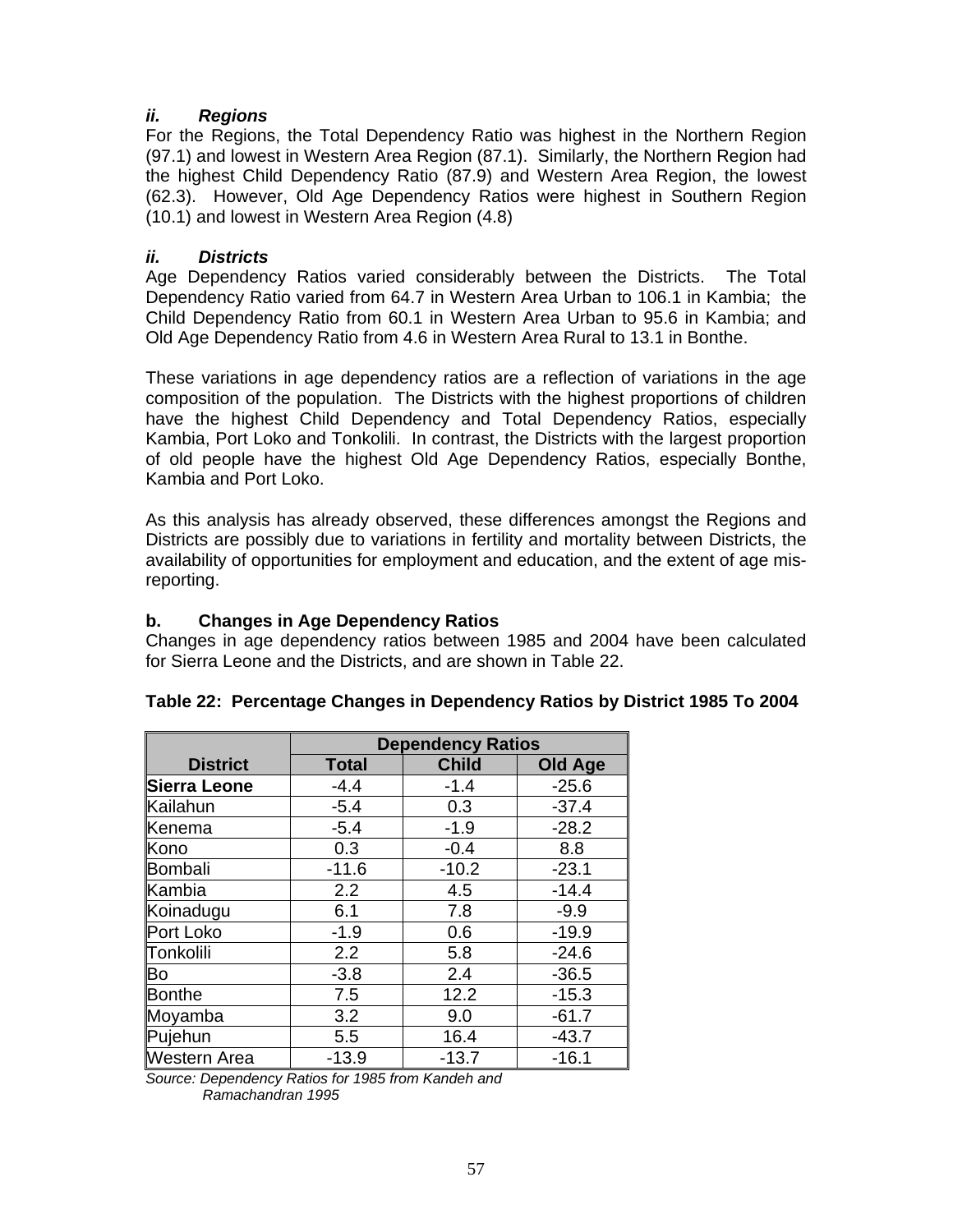### *ii. Regions*

For the Regions, the Total Dependency Ratio was highest in the Northern Region (97.1) and lowest in Western Area Region (87.1). Similarly, the Northern Region had the highest Child Dependency Ratio (87.9) and Western Area Region, the lowest (62.3). However, Old Age Dependency Ratios were highest in Southern Region (10.1) and lowest in Western Area Region (4.8)

### *ii. Districts*

Age Dependency Ratios varied considerably between the Districts. The Total Dependency Ratio varied from 64.7 in Western Area Urban to 106.1 in Kambia; the Child Dependency Ratio from 60.1 in Western Area Urban to 95.6 in Kambia; and Old Age Dependency Ratio from 4.6 in Western Area Rural to 13.1 in Bonthe.

These variations in age dependency ratios are a reflection of variations in the age composition of the population. The Districts with the highest proportions of children have the highest Child Dependency and Total Dependency Ratios, especially Kambia, Port Loko and Tonkolili. In contrast, the Districts with the largest proportion of old people have the highest Old Age Dependency Ratios, especially Bonthe, Kambia and Port Loko.

As this analysis has already observed, these differences amongst the Regions and Districts are possibly due to variations in fertility and mortality between Districts, the availability of opportunities for employment and education, and the extent of age mis-reporting.

### b. Changes in Age Dependency Ratios

Changes in age dependency ratios between 1985 and 2004 have been calculated for Sierra Leone and the Districts, and are shown in Table 22.

**Table 22: Percentage Changes in Dependency Ratios by District 1985 To 2004**

| | Dependency Ratios | | |
|---|---|---|---|
| **District** | **Total** | **Child** | **Old Age** |
| **Sierra Leone** | -4.4 | -1.4 | -25.6 |
| Kailahun | -5.4 | 0.3 | -37.4 |
| Kenema | -5.4 | -1.9 | -28.2 |
| Kono | 0.3 | -0.4 | 8.8 |
| Bombali | -11.6 | -10.2 | -23.1 |
| Kambia | 2.2 | 4.5 | -14.4 |
| Koinadugu | 6.1 | 7.8 | -9.9 |
| Port Loko | -1.9 | 0.6 | -19.9 |
| Tonkolili | 2.2 | 5.8 | -24.6 |
| Bo | -3.8 | 2.4 | -36.5 |
| Bonthe | 7.5 | 12.2 | -15.3 |
| Moyamba | 3.2 | 9.0 | -61.7 |
| Pujehun | 5.5 | 16.4 | -43.7 |
| Western Area | -13.9 | -13.7 | -16.1 |

*Source: Dependency Ratios for 1985 from Kandeh and Ramachandran 1995*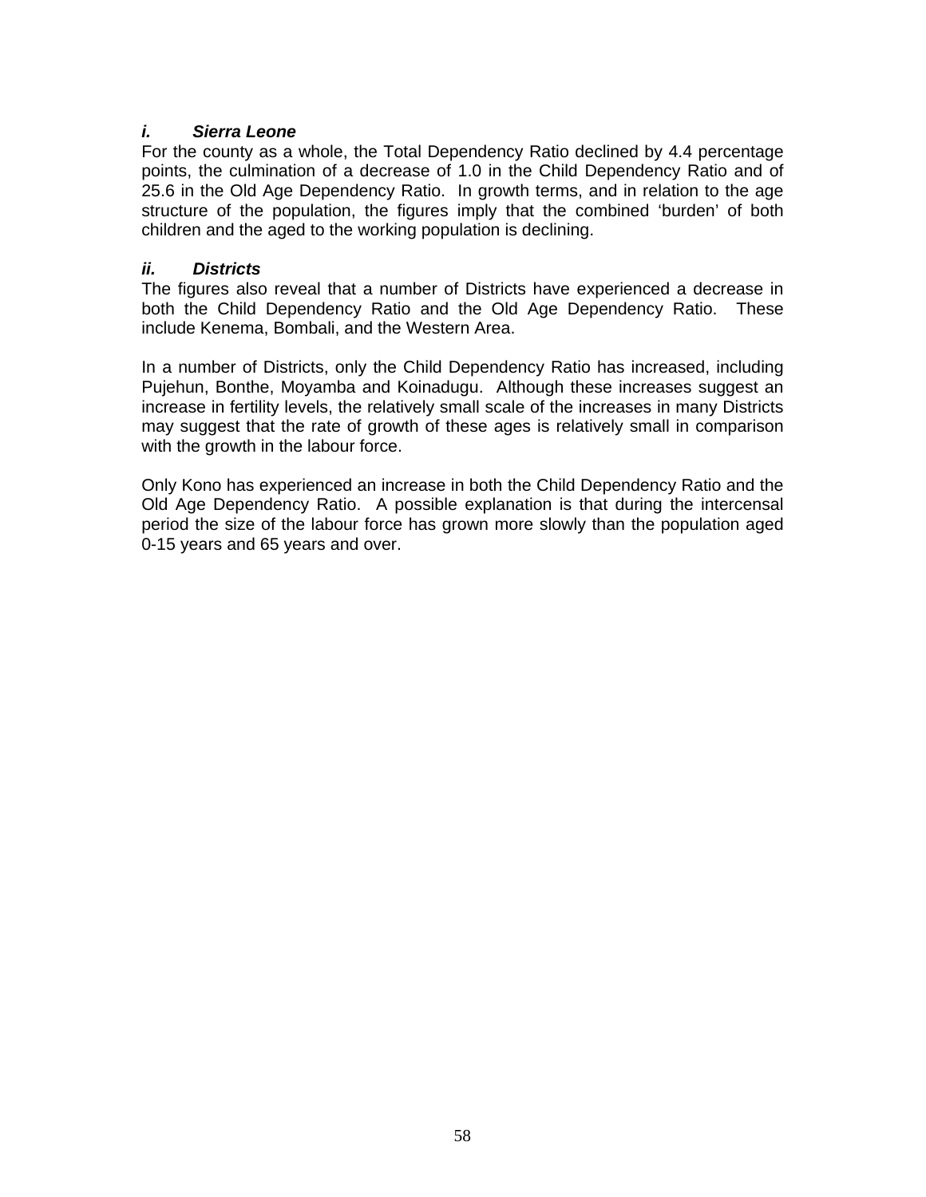### *i. Sierra Leone*

For the county as a whole, the Total Dependency Ratio declined by 4.4 percentage points, the culmination of a decrease of 1.0 in the Child Dependency Ratio and of 25.6 in the Old Age Dependency Ratio. In growth terms, and in relation to the age structure of the population, the figures imply that the combined 'burden' of both children and the aged to the working population is declining.

### *ii. Districts*

The figures also reveal that a number of Districts have experienced a decrease in both the Child Dependency Ratio and the Old Age Dependency Ratio. These include Kenema, Bombali, and the Western Area.

In a number of Districts, only the Child Dependency Ratio has increased, including Pujehun, Bonthe, Moyamba and Koinadugu. Although these increases suggest an increase in fertility levels, the relatively small scale of the increases in many Districts may suggest that the rate of growth of these ages is relatively small in comparison with the growth in the labour force.

Only Kono has experienced an increase in both the Child Dependency Ratio and the Old Age Dependency Ratio. A possible explanation is that during the intercensal period the size of the labour force has grown more slowly than the population aged 0-15 years and 65 years and over.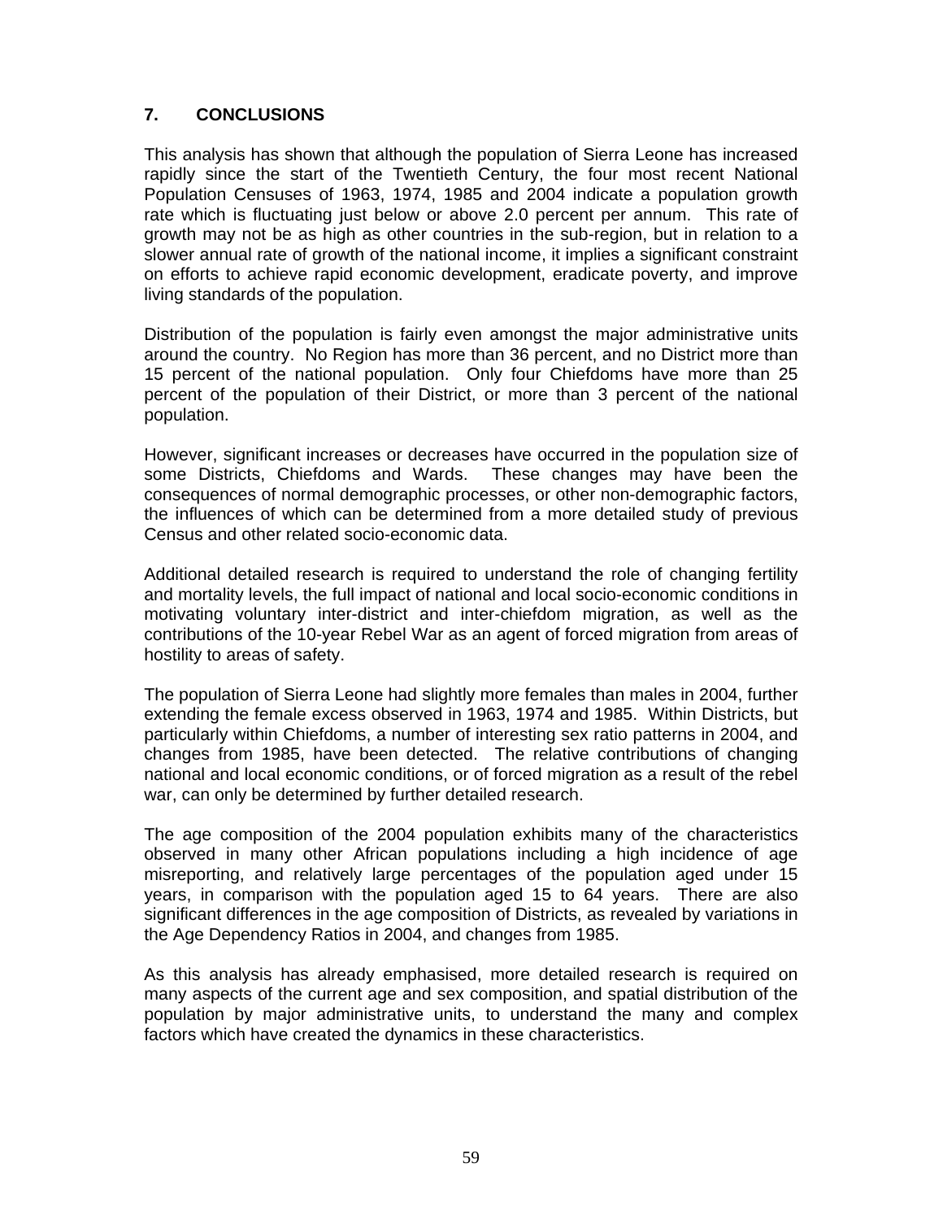## 7. CONCLUSIONS

This analysis has shown that although the population of Sierra Leone has increased rapidly since the start of the Twentieth Century, the four most recent National Population Censuses of 1963, 1974, 1985 and 2004 indicate a population growth rate which is fluctuating just below or above 2.0 percent per annum. This rate of growth may not be as high as other countries in the sub-region, but in relation to a slower annual rate of growth of the national income, it implies a significant constraint on efforts to achieve rapid economic development, eradicate poverty, and improve living standards of the population.

Distribution of the population is fairly even amongst the major administrative units around the country. No Region has more than 36 percent, and no District more than 15 percent of the national population. Only four Chiefdoms have more than 25 percent of the population of their District, or more than 3 percent of the national population.

However, significant increases or decreases have occurred in the population size of some Districts, Chiefdoms and Wards. These changes may have been the consequences of normal demographic processes, or other non-demographic factors, the influences of which can be determined from a more detailed study of previous Census and other related socio-economic data.

Additional detailed research is required to understand the role of changing fertility and mortality levels, the full impact of national and local socio-economic conditions in motivating voluntary inter-district and inter-chiefdom migration, as well as the contributions of the 10-year Rebel War as an agent of forced migration from areas of hostility to areas of safety.

The population of Sierra Leone had slightly more females than males in 2004, further extending the female excess observed in 1963, 1974 and 1985. Within Districts, but particularly within Chiefdoms, a number of interesting sex ratio patterns in 2004, and changes from 1985, have been detected. The relative contributions of changing national and local economic conditions, or of forced migration as a result of the rebel war, can only be determined by further detailed research.

The age composition of the 2004 population exhibits many of the characteristics observed in many other African populations including a high incidence of age misreporting, and relatively large percentages of the population aged under 15 years, in comparison with the population aged 15 to 64 years. There are also significant differences in the age composition of Districts, as revealed by variations in the Age Dependency Ratios in 2004, and changes from 1985.

As this analysis has already emphasised, more detailed research is required on many aspects of the current age and sex composition, and spatial distribution of the population by major administrative units, to understand the many and complex factors which have created the dynamics in these characteristics.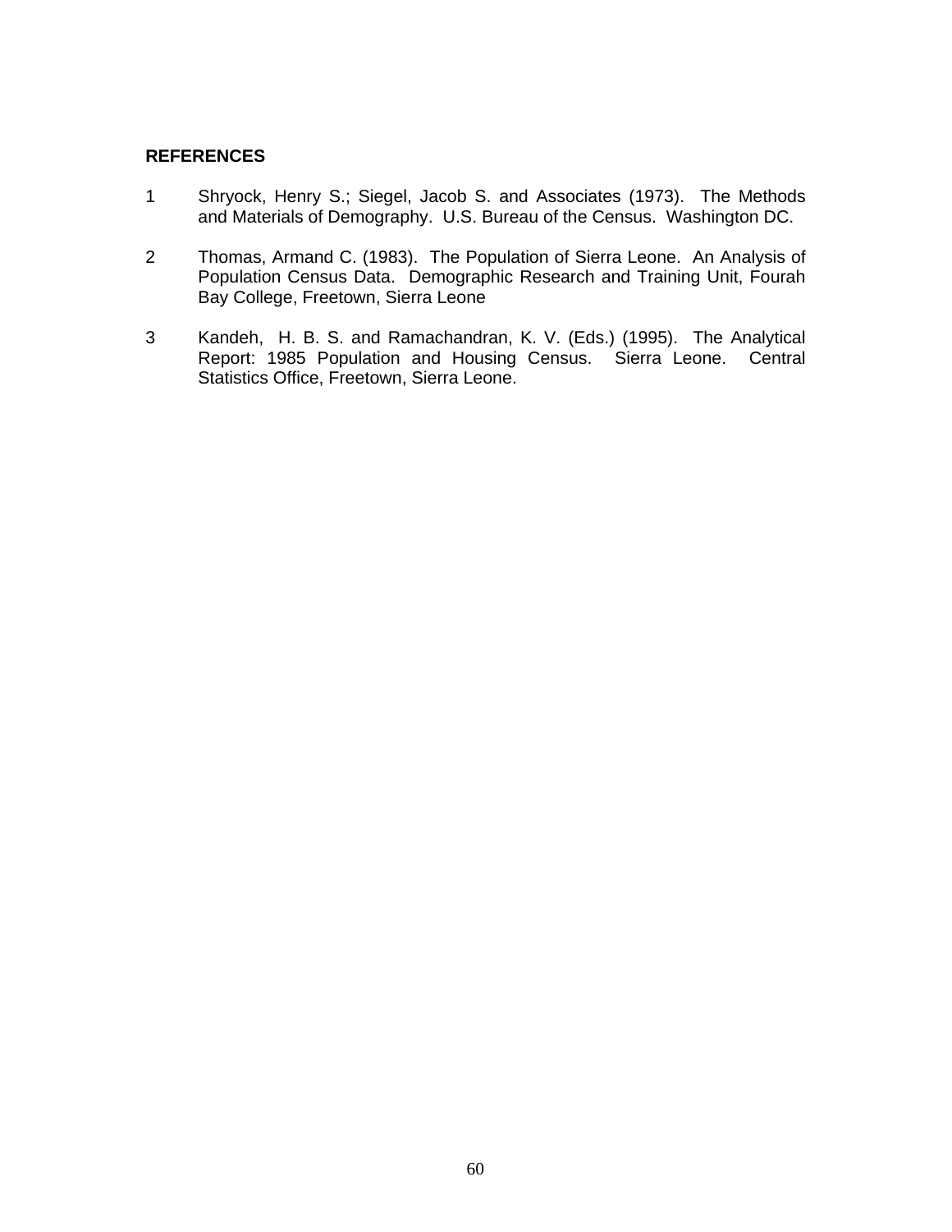## REFERENCES

1. Shryock, Henry S.; Siegel, Jacob S. and Associates (1973). The Methods and Materials of Demography. U.S. Bureau of the Census. Washington DC.

2. Thomas, Armand C. (1983). The Population of Sierra Leone. An Analysis of Population Census Data. Demographic Research and Training Unit, Fourah Bay College, Freetown, Sierra Leone

3. Kandeh, H. B. S. and Ramachandran, K. V. (Eds.) (1995). The Analytical Report: 1985 Population and Housing Census. Sierra Leone. Central Statistics Office, Freetown, Sierra Leone.